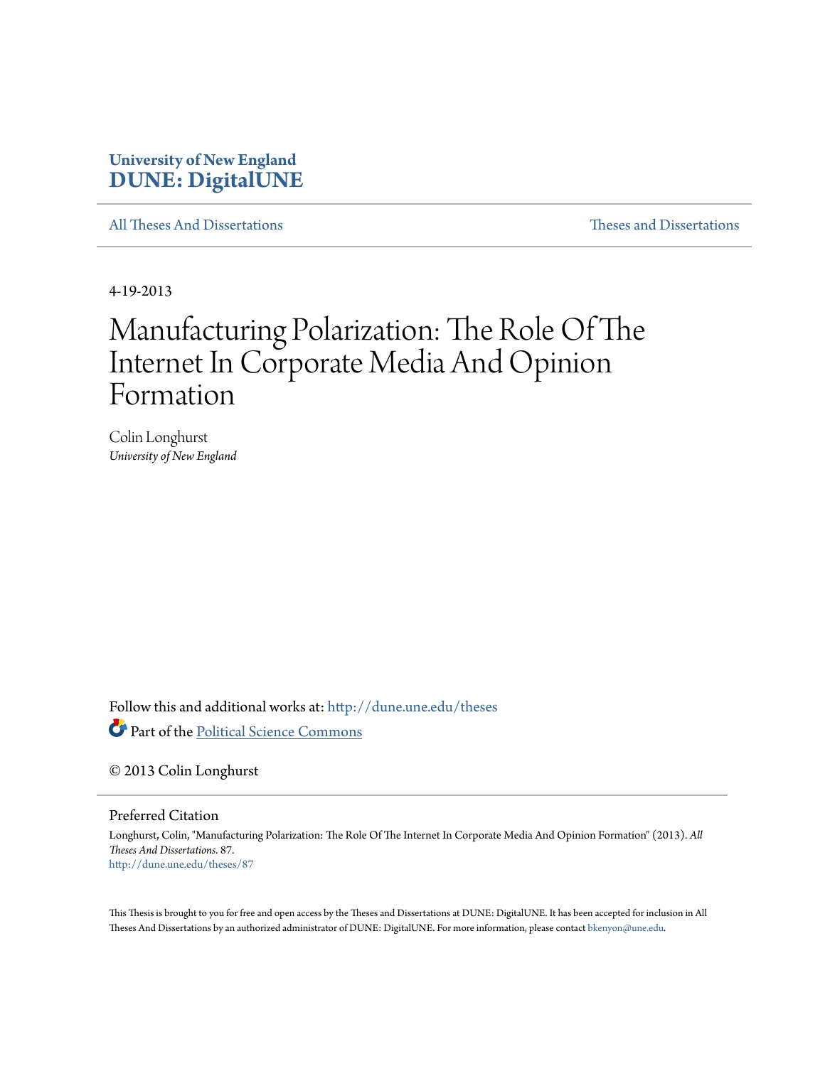**University of New England**
**DUNE: DigitalUNE**

All Theses And Dissertations | Theses and Dissertations

4-19-2013

# Manufacturing Polarization: The Role Of The Internet In Corporate Media And Opinion Formation

Colin Longhurst
*University of New England*

Follow this and additional works at: http://dune.une.edu/theses

Part of the Political Science Commons

© 2013 Colin Longhurst

## Preferred Citation

Longhurst, Colin, "Manufacturing Polarization: The Role Of The Internet In Corporate Media And Opinion Formation" (2013). *All Theses And Dissertations*. 87.
http://dune.une.edu/theses/87

This Thesis is brought to you for free and open access by the Theses and Dissertations at DUNE: DigitalUNE. It has been accepted for inclusion in All Theses And Dissertations by an authorized administrator of DUNE: DigitalUNE. For more information, please contact bkenyon@une.edu.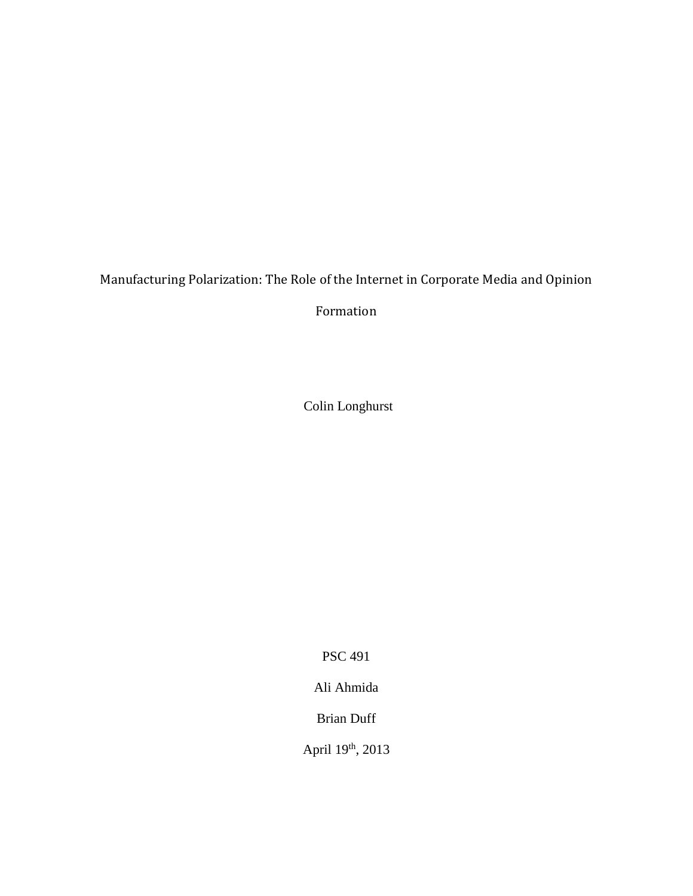# Manufacturing Polarization: The Role of the Internet in Corporate Media and Opinion Formation

Colin Longhurst

PSC 491

Ali Ahmida

Brian Duff

April 19th, 2013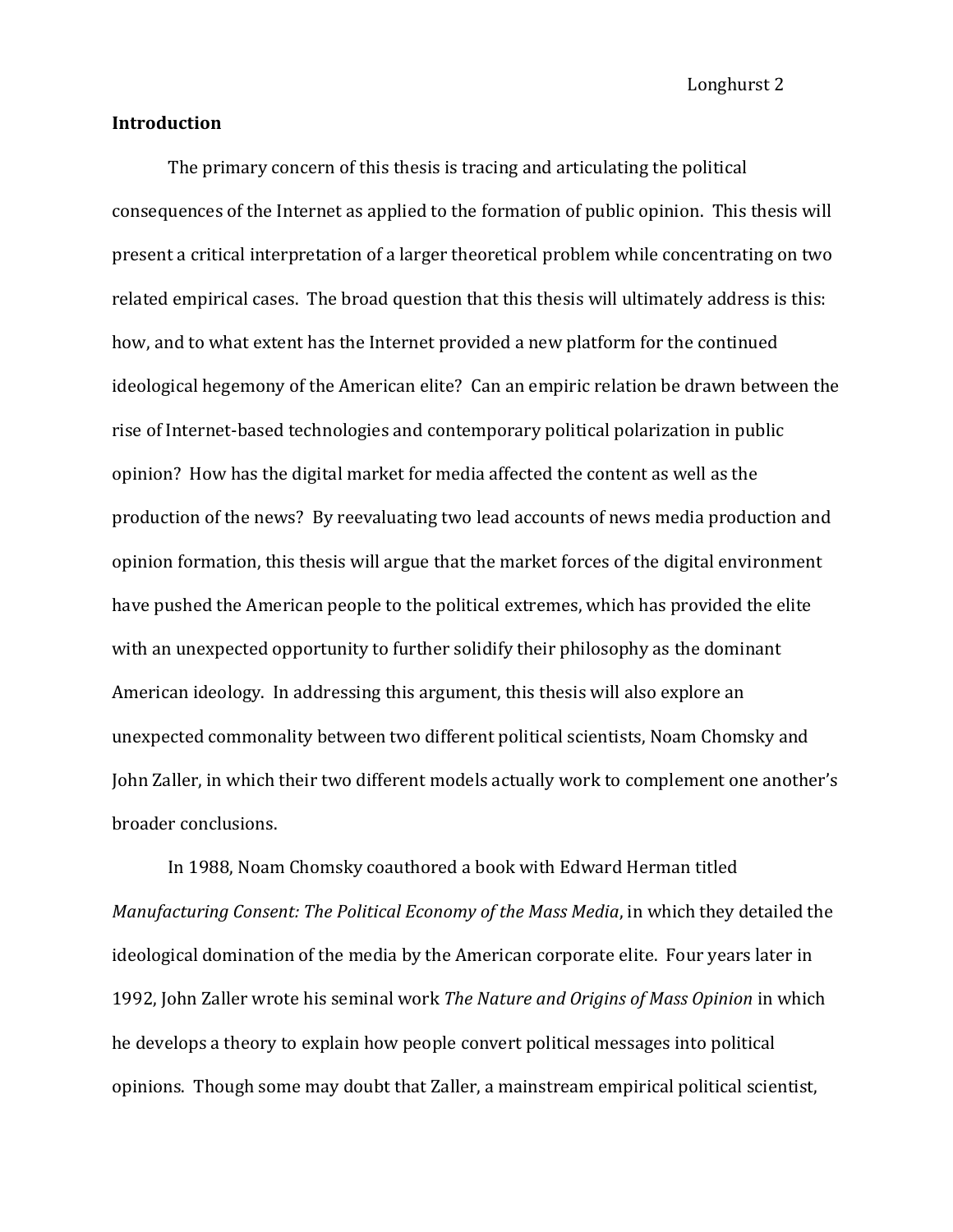## Introduction

The primary concern of this thesis is tracing and articulating the political consequences of the Internet as applied to the formation of public opinion. This thesis will present a critical interpretation of a larger theoretical problem while concentrating on two related empirical cases. The broad question that this thesis will ultimately address is this: how, and to what extent has the Internet provided a new platform for the continued ideological hegemony of the American elite? Can an empiric relation be drawn between the rise of Internet-based technologies and contemporary political polarization in public opinion? How has the digital market for media affected the content as well as the production of the news? By reevaluating two lead accounts of news media production and opinion formation, this thesis will argue that the market forces of the digital environment have pushed the American people to the political extremes, which has provided the elite with an unexpected opportunity to further solidify their philosophy as the dominant American ideology. In addressing this argument, this thesis will also explore an unexpected commonality between two different political scientists, Noam Chomsky and John Zaller, in which their two different models actually work to complement one another's broader conclusions.

In 1988, Noam Chomsky coauthored a book with Edward Herman titled *Manufacturing Consent: The Political Economy of the Mass Media*, in which they detailed the ideological domination of the media by the American corporate elite. Four years later in 1992, John Zaller wrote his seminal work *The Nature and Origins of Mass Opinion* in which he develops a theory to explain how people convert political messages into political opinions. Though some may doubt that Zaller, a mainstream empirical political scientist,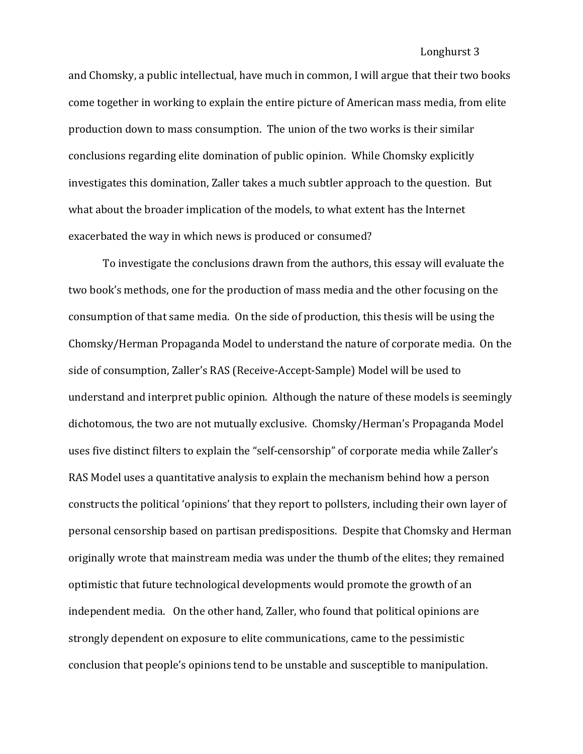and Chomsky, a public intellectual, have much in common, I will argue that their two books come together in working to explain the entire picture of American mass media, from elite production down to mass consumption. The union of the two works is their similar conclusions regarding elite domination of public opinion. While Chomsky explicitly investigates this domination, Zaller takes a much subtler approach to the question. But what about the broader implication of the models, to what extent has the Internet exacerbated the way in which news is produced or consumed?

To investigate the conclusions drawn from the authors, this essay will evaluate the two book's methods, one for the production of mass media and the other focusing on the consumption of that same media. On the side of production, this thesis will be using the Chomsky/Herman Propaganda Model to understand the nature of corporate media. On the side of consumption, Zaller's RAS (Receive-Accept-Sample) Model will be used to understand and interpret public opinion. Although the nature of these models is seemingly dichotomous, the two are not mutually exclusive. Chomsky/Herman's Propaganda Model uses five distinct filters to explain the "self-censorship" of corporate media while Zaller's RAS Model uses a quantitative analysis to explain the mechanism behind how a person constructs the political 'opinions' that they report to pollsters, including their own layer of personal censorship based on partisan predispositions. Despite that Chomsky and Herman originally wrote that mainstream media was under the thumb of the elites; they remained optimistic that future technological developments would promote the growth of an independent media. On the other hand, Zaller, who found that political opinions are strongly dependent on exposure to elite communications, came to the pessimistic conclusion that people's opinions tend to be unstable and susceptible to manipulation.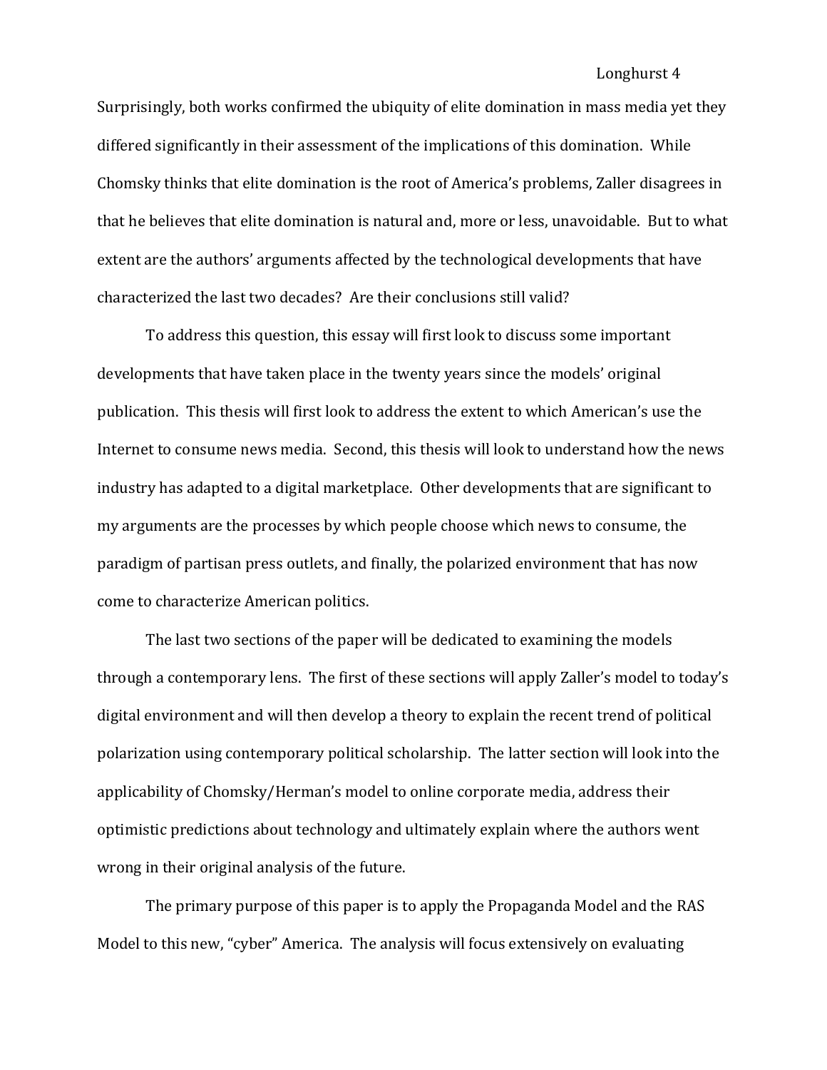Surprisingly, both works confirmed the ubiquity of elite domination in mass media yet they differed significantly in their assessment of the implications of this domination. While Chomsky thinks that elite domination is the root of America's problems, Zaller disagrees in that he believes that elite domination is natural and, more or less, unavoidable. But to what extent are the authors' arguments affected by the technological developments that have characterized the last two decades? Are their conclusions still valid?

To address this question, this essay will first look to discuss some important developments that have taken place in the twenty years since the models' original publication. This thesis will first look to address the extent to which American's use the Internet to consume news media. Second, this thesis will look to understand how the news industry has adapted to a digital marketplace. Other developments that are significant to my arguments are the processes by which people choose which news to consume, the paradigm of partisan press outlets, and finally, the polarized environment that has now come to characterize American politics.

The last two sections of the paper will be dedicated to examining the models through a contemporary lens. The first of these sections will apply Zaller's model to today's digital environment and will then develop a theory to explain the recent trend of political polarization using contemporary political scholarship. The latter section will look into the applicability of Chomsky/Herman's model to online corporate media, address their optimistic predictions about technology and ultimately explain where the authors went wrong in their original analysis of the future.

The primary purpose of this paper is to apply the Propaganda Model and the RAS Model to this new, "cyber" America. The analysis will focus extensively on evaluating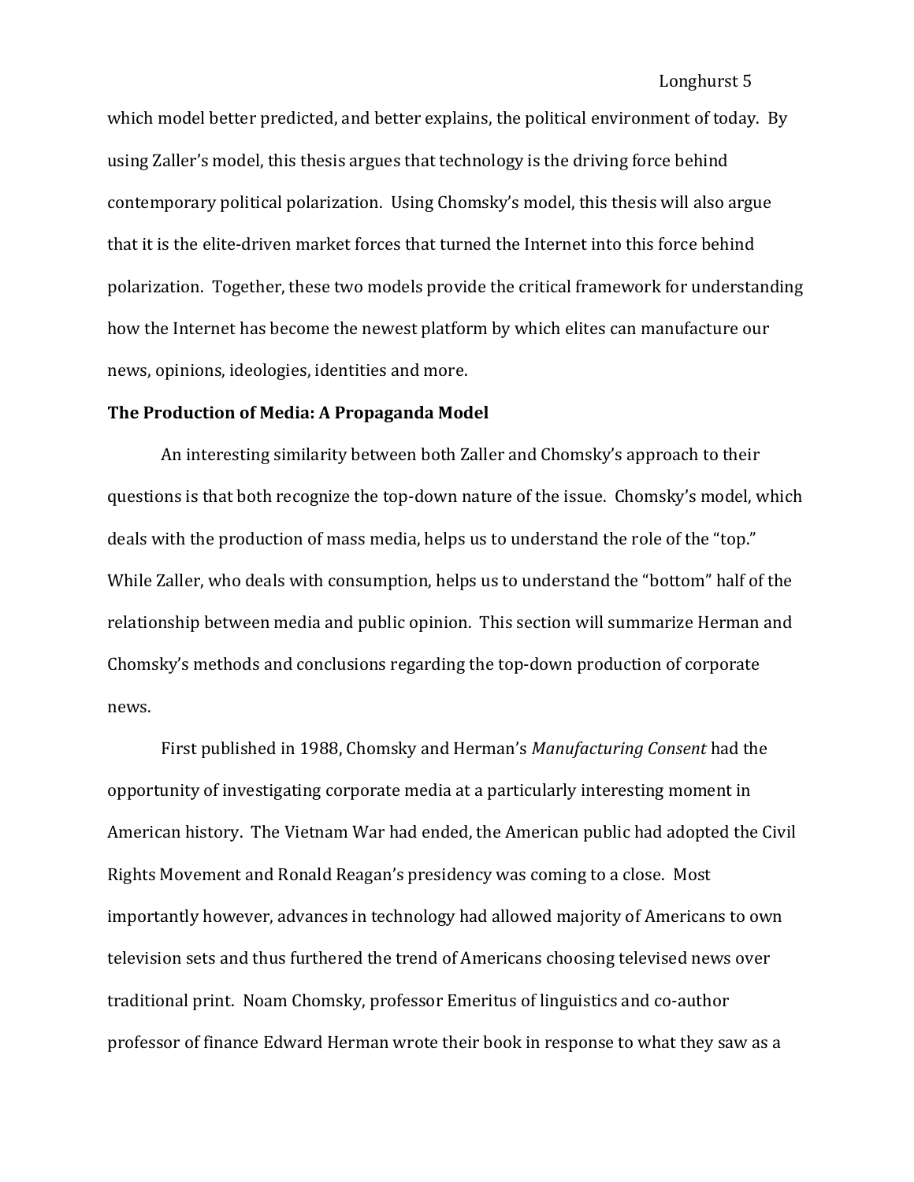which model better predicted, and better explains, the political environment of today. By using Zaller's model, this thesis argues that technology is the driving force behind contemporary political polarization. Using Chomsky's model, this thesis will also argue that it is the elite-driven market forces that turned the Internet into this force behind polarization. Together, these two models provide the critical framework for understanding how the Internet has become the newest platform by which elites can manufacture our news, opinions, ideologies, identities and more.

**The Production of Media: A Propaganda Model**

An interesting similarity between both Zaller and Chomsky's approach to their questions is that both recognize the top-down nature of the issue. Chomsky's model, which deals with the production of mass media, helps us to understand the role of the "top." While Zaller, who deals with consumption, helps us to understand the "bottom" half of the relationship between media and public opinion. This section will summarize Herman and Chomsky's methods and conclusions regarding the top-down production of corporate news.

First published in 1988, Chomsky and Herman's *Manufacturing Consent* had the opportunity of investigating corporate media at a particularly interesting moment in American history. The Vietnam War had ended, the American public had adopted the Civil Rights Movement and Ronald Reagan's presidency was coming to a close. Most importantly however, advances in technology had allowed majority of Americans to own television sets and thus furthered the trend of Americans choosing televised news over traditional print. Noam Chomsky, professor Emeritus of linguistics and co-author professor of finance Edward Herman wrote their book in response to what they saw as a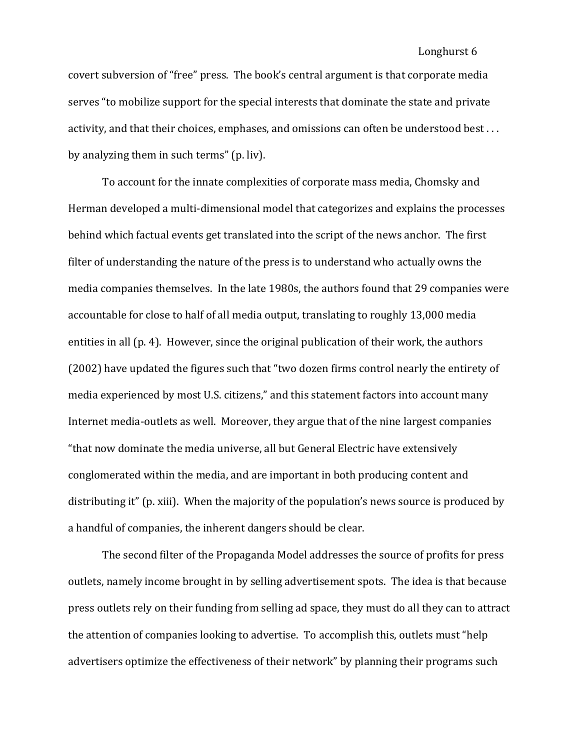covert subversion of "free" press. The book's central argument is that corporate media serves "to mobilize support for the special interests that dominate the state and private activity, and that their choices, emphases, and omissions can often be understood best . . . by analyzing them in such terms" (p. liv).

To account for the innate complexities of corporate mass media, Chomsky and Herman developed a multi-dimensional model that categorizes and explains the processes behind which factual events get translated into the script of the news anchor. The first filter of understanding the nature of the press is to understand who actually owns the media companies themselves. In the late 1980s, the authors found that 29 companies were accountable for close to half of all media output, translating to roughly 13,000 media entities in all (p. 4). However, since the original publication of their work, the authors (2002) have updated the figures such that "two dozen firms control nearly the entirety of media experienced by most U.S. citizens," and this statement factors into account many Internet media-outlets as well. Moreover, they argue that of the nine largest companies "that now dominate the media universe, all but General Electric have extensively conglomerated within the media, and are important in both producing content and distributing it" (p. xiii). When the majority of the population's news source is produced by a handful of companies, the inherent dangers should be clear.

The second filter of the Propaganda Model addresses the source of profits for press outlets, namely income brought in by selling advertisement spots. The idea is that because press outlets rely on their funding from selling ad space, they must do all they can to attract the attention of companies looking to advertise. To accomplish this, outlets must "help advertisers optimize the effectiveness of their network" by planning their programs such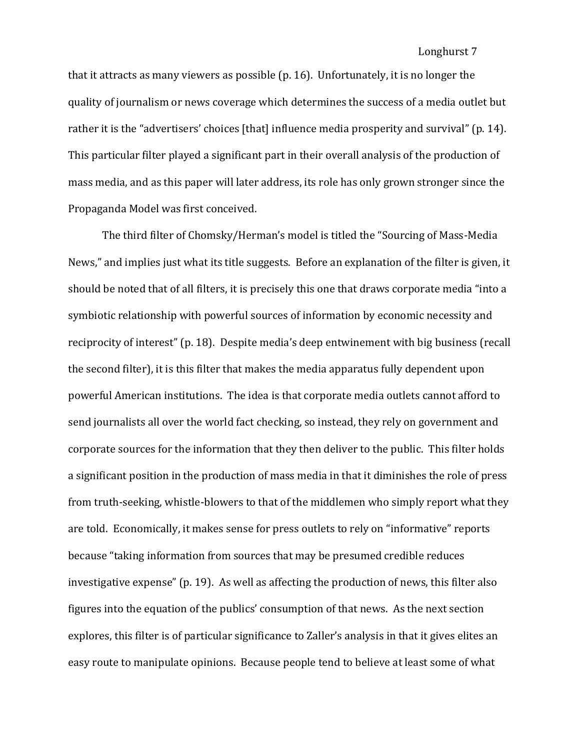that it attracts as many viewers as possible (p. 16). Unfortunately, it is no longer the quality of journalism or news coverage which determines the success of a media outlet but rather it is the "advertisers' choices [that] influence media prosperity and survival" (p. 14). This particular filter played a significant part in their overall analysis of the production of mass media, and as this paper will later address, its role has only grown stronger since the Propaganda Model was first conceived.

The third filter of Chomsky/Herman's model is titled the "Sourcing of Mass-Media News," and implies just what its title suggests. Before an explanation of the filter is given, it should be noted that of all filters, it is precisely this one that draws corporate media "into a symbiotic relationship with powerful sources of information by economic necessity and reciprocity of interest" (p. 18). Despite media's deep entwinement with big business (recall the second filter), it is this filter that makes the media apparatus fully dependent upon powerful American institutions. The idea is that corporate media outlets cannot afford to send journalists all over the world fact checking, so instead, they rely on government and corporate sources for the information that they then deliver to the public. This filter holds a significant position in the production of mass media in that it diminishes the role of press from truth-seeking, whistle-blowers to that of the middlemen who simply report what they are told. Economically, it makes sense for press outlets to rely on "informative" reports because "taking information from sources that may be presumed credible reduces investigative expense" (p. 19). As well as affecting the production of news, this filter also figures into the equation of the publics' consumption of that news. As the next section explores, this filter is of particular significance to Zaller's analysis in that it gives elites an easy route to manipulate opinions. Because people tend to believe at least some of what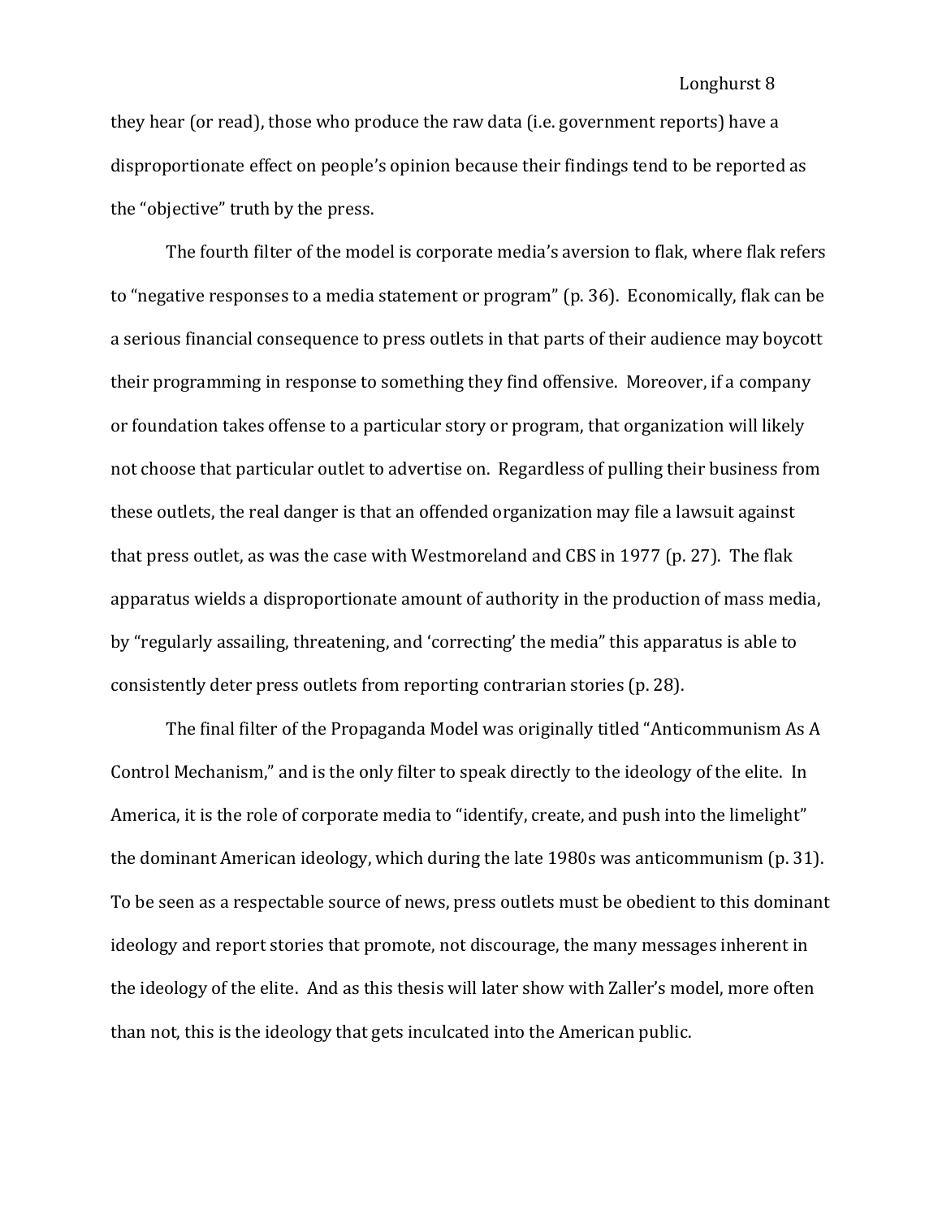they hear (or read), those who produce the raw data (i.e. government reports) have a disproportionate effect on people's opinion because their findings tend to be reported as the "objective" truth by the press.

The fourth filter of the model is corporate media's aversion to flak, where flak refers to "negative responses to a media statement or program" (p. 36). Economically, flak can be a serious financial consequence to press outlets in that parts of their audience may boycott their programming in response to something they find offensive. Moreover, if a company or foundation takes offense to a particular story or program, that organization will likely not choose that particular outlet to advertise on. Regardless of pulling their business from these outlets, the real danger is that an offended organization may file a lawsuit against that press outlet, as was the case with Westmoreland and CBS in 1977 (p. 27). The flak apparatus wields a disproportionate amount of authority in the production of mass media, by "regularly assailing, threatening, and 'correcting' the media" this apparatus is able to consistently deter press outlets from reporting contrarian stories (p. 28).

The final filter of the Propaganda Model was originally titled "Anticommunism As A Control Mechanism," and is the only filter to speak directly to the ideology of the elite. In America, it is the role of corporate media to "identify, create, and push into the limelight" the dominant American ideology, which during the late 1980s was anticommunism (p. 31). To be seen as a respectable source of news, press outlets must be obedient to this dominant ideology and report stories that promote, not discourage, the many messages inherent in the ideology of the elite. And as this thesis will later show with Zaller's model, more often than not, this is the ideology that gets inculcated into the American public.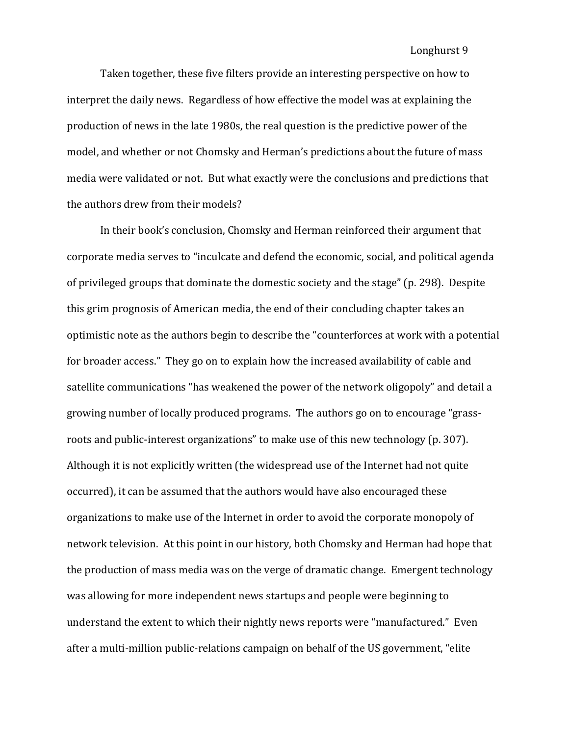Taken together, these five filters provide an interesting perspective on how to interpret the daily news. Regardless of how effective the model was at explaining the production of news in the late 1980s, the real question is the predictive power of the model, and whether or not Chomsky and Herman's predictions about the future of mass media were validated or not. But what exactly were the conclusions and predictions that the authors drew from their models?

In their book's conclusion, Chomsky and Herman reinforced their argument that corporate media serves to "inculcate and defend the economic, social, and political agenda of privileged groups that dominate the domestic society and the stage" (p. 298). Despite this grim prognosis of American media, the end of their concluding chapter takes an optimistic note as the authors begin to describe the "counterforces at work with a potential for broader access." They go on to explain how the increased availability of cable and satellite communications "has weakened the power of the network oligopoly" and detail a growing number of locally produced programs. The authors go on to encourage "grass-roots and public-interest organizations" to make use of this new technology (p. 307). Although it is not explicitly written (the widespread use of the Internet had not quite occurred), it can be assumed that the authors would have also encouraged these organizations to make use of the Internet in order to avoid the corporate monopoly of network television. At this point in our history, both Chomsky and Herman had hope that the production of mass media was on the verge of dramatic change. Emergent technology was allowing for more independent news startups and people were beginning to understand the extent to which their nightly news reports were "manufactured." Even after a multi-million public-relations campaign on behalf of the US government, "elite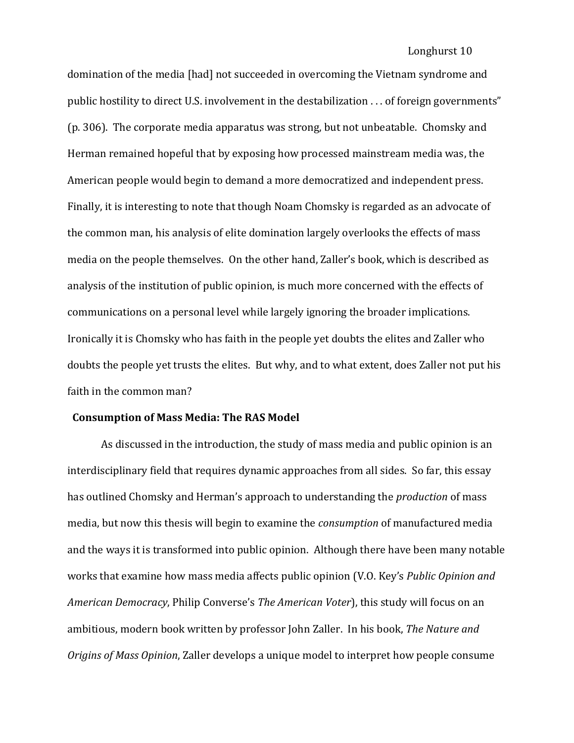domination of the media [had] not succeeded in overcoming the Vietnam syndrome and public hostility to direct U.S. involvement in the destabilization . . . of foreign governments" (p. 306). The corporate media apparatus was strong, but not unbeatable. Chomsky and Herman remained hopeful that by exposing how processed mainstream media was, the American people would begin to demand a more democratized and independent press. Finally, it is interesting to note that though Noam Chomsky is regarded as an advocate of the common man, his analysis of elite domination largely overlooks the effects of mass media on the people themselves. On the other hand, Zaller's book, which is described as analysis of the institution of public opinion, is much more concerned with the effects of communications on a personal level while largely ignoring the broader implications. Ironically it is Chomsky who has faith in the people yet doubts the elites and Zaller who doubts the people yet trusts the elites. But why, and to what extent, does Zaller not put his faith in the common man?

### Consumption of Mass Media: The RAS Model

As discussed in the introduction, the study of mass media and public opinion is an interdisciplinary field that requires dynamic approaches from all sides. So far, this essay has outlined Chomsky and Herman's approach to understanding the *production* of mass media, but now this thesis will begin to examine the *consumption* of manufactured media and the ways it is transformed into public opinion. Although there have been many notable works that examine how mass media affects public opinion (V.O. Key's *Public Opinion and American Democracy*, Philip Converse's *The American Voter*), this study will focus on an ambitious, modern book written by professor John Zaller. In his book, *The Nature and Origins of Mass Opinion*, Zaller develops a unique model to interpret how people consume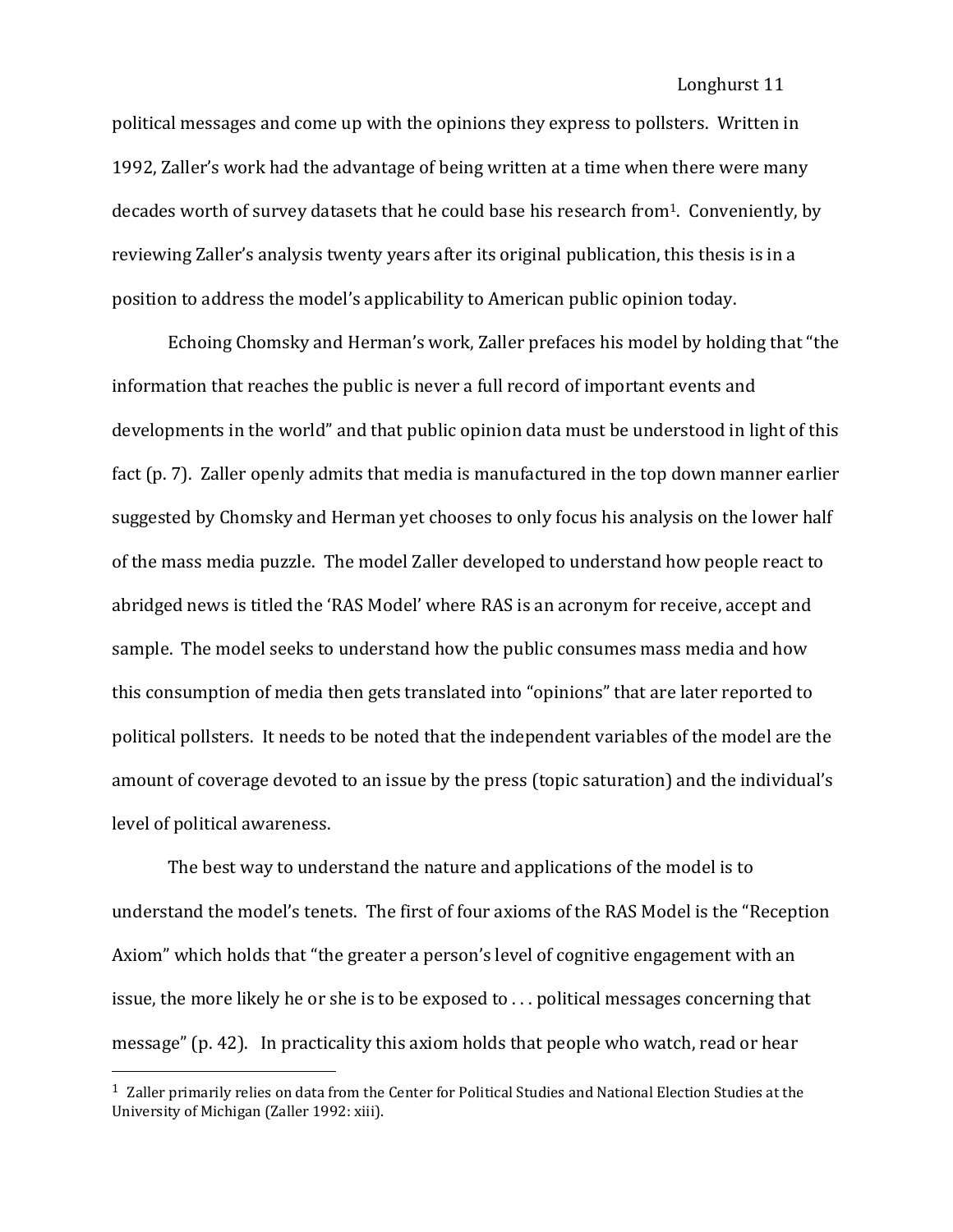political messages and come up with the opinions they express to pollsters. Written in 1992, Zaller's work had the advantage of being written at a time when there were many decades worth of survey datasets that he could base his research from[1]. Conveniently, by reviewing Zaller's analysis twenty years after its original publication, this thesis is in a position to address the model's applicability to American public opinion today.

Echoing Chomsky and Herman's work, Zaller prefaces his model by holding that "the information that reaches the public is never a full record of important events and developments in the world" and that public opinion data must be understood in light of this fact (p. 7). Zaller openly admits that media is manufactured in the top down manner earlier suggested by Chomsky and Herman yet chooses to only focus his analysis on the lower half of the mass media puzzle. The model Zaller developed to understand how people react to abridged news is titled the 'RAS Model' where RAS is an acronym for receive, accept and sample. The model seeks to understand how the public consumes mass media and how this consumption of media then gets translated into "opinions" that are later reported to political pollsters. It needs to be noted that the independent variables of the model are the amount of coverage devoted to an issue by the press (topic saturation) and the individual's level of political awareness.

The best way to understand the nature and applications of the model is to understand the model's tenets. The first of four axioms of the RAS Model is the "Reception Axiom" which holds that "the greater a person's level of cognitive engagement with an issue, the more likely he or she is to be exposed to . . . political messages concerning that message" (p. 42). In practicality this axiom holds that people who watch, read or hear

[1] Zaller primarily relies on data from the Center for Political Studies and National Election Studies at the University of Michigan (Zaller 1992: xiii).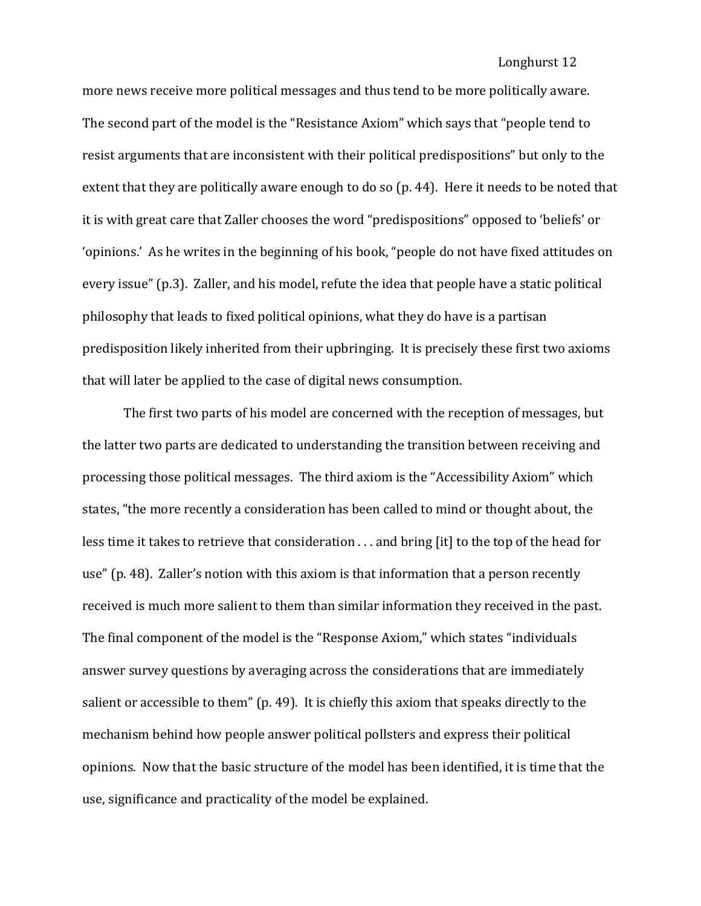more news receive more political messages and thus tend to be more politically aware. The second part of the model is the "Resistance Axiom" which says that "people tend to resist arguments that are inconsistent with their political predispositions" but only to the extent that they are politically aware enough to do so (p. 44). Here it needs to be noted that it is with great care that Zaller chooses the word "predispositions" opposed to 'beliefs' or 'opinions.' As he writes in the beginning of his book, "people do not have fixed attitudes on every issue" (p.3). Zaller, and his model, refute the idea that people have a static political philosophy that leads to fixed political opinions, what they do have is a partisan predisposition likely inherited from their upbringing. It is precisely these first two axioms that will later be applied to the case of digital news consumption.

The first two parts of his model are concerned with the reception of messages, but the latter two parts are dedicated to understanding the transition between receiving and processing those political messages. The third axiom is the "Accessibility Axiom" which states, "the more recently a consideration has been called to mind or thought about, the less time it takes to retrieve that consideration . . . and bring [it] to the top of the head for use" (p. 48). Zaller's notion with this axiom is that information that a person recently received is much more salient to them than similar information they received in the past. The final component of the model is the "Response Axiom," which states "individuals answer survey questions by averaging across the considerations that are immediately salient or accessible to them" (p. 49). It is chiefly this axiom that speaks directly to the mechanism behind how people answer political pollsters and express their political opinions. Now that the basic structure of the model has been identified, it is time that the use, significance and practicality of the model be explained.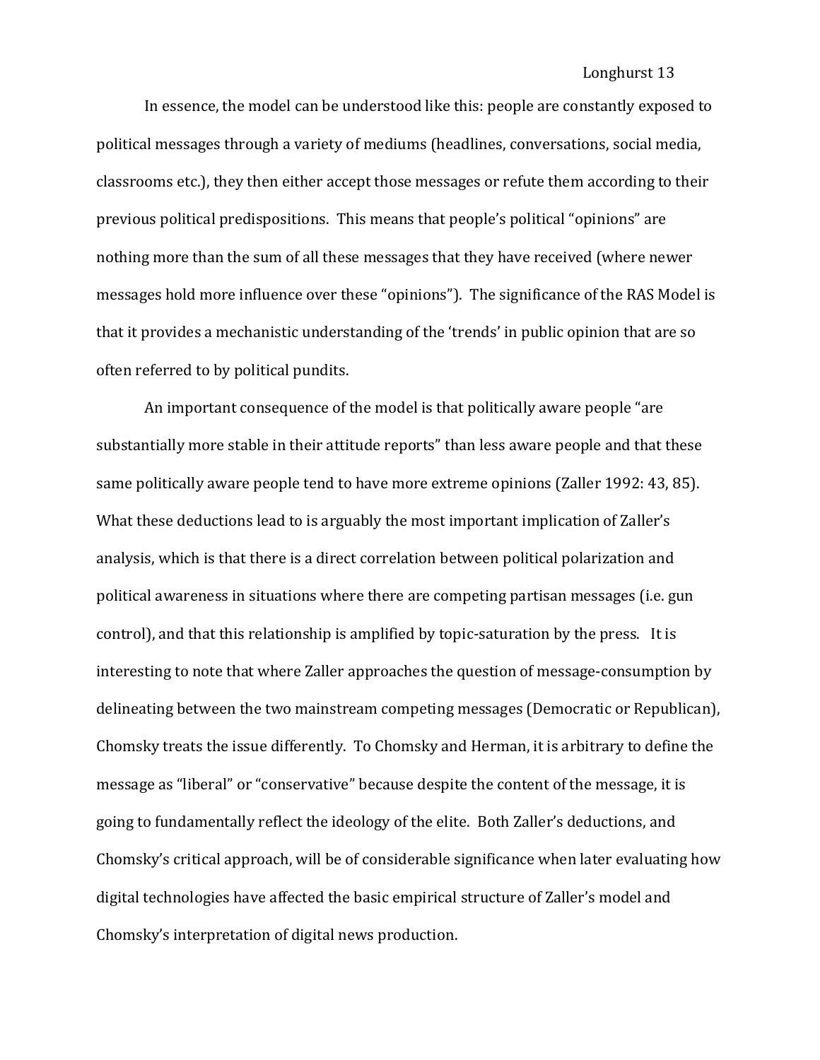In essence, the model can be understood like this: people are constantly exposed to political messages through a variety of mediums (headlines, conversations, social media, classrooms etc.), they then either accept those messages or refute them according to their previous political predispositions. This means that people's political "opinions" are nothing more than the sum of all these messages that they have received (where newer messages hold more influence over these "opinions"). The significance of the RAS Model is that it provides a mechanistic understanding of the 'trends' in public opinion that are so often referred to by political pundits.

An important consequence of the model is that politically aware people "are substantially more stable in their attitude reports" than less aware people and that these same politically aware people tend to have more extreme opinions (Zaller 1992: 43, 85). What these deductions lead to is arguably the most important implication of Zaller's analysis, which is that there is a direct correlation between political polarization and political awareness in situations where there are competing partisan messages (i.e. gun control), and that this relationship is amplified by topic-saturation by the press. It is interesting to note that where Zaller approaches the question of message-consumption by delineating between the two mainstream competing messages (Democratic or Republican), Chomsky treats the issue differently. To Chomsky and Herman, it is arbitrary to define the message as "liberal" or "conservative" because despite the content of the message, it is going to fundamentally reflect the ideology of the elite. Both Zaller's deductions, and Chomsky's critical approach, will be of considerable significance when later evaluating how digital technologies have affected the basic empirical structure of Zaller's model and Chomsky's interpretation of digital news production.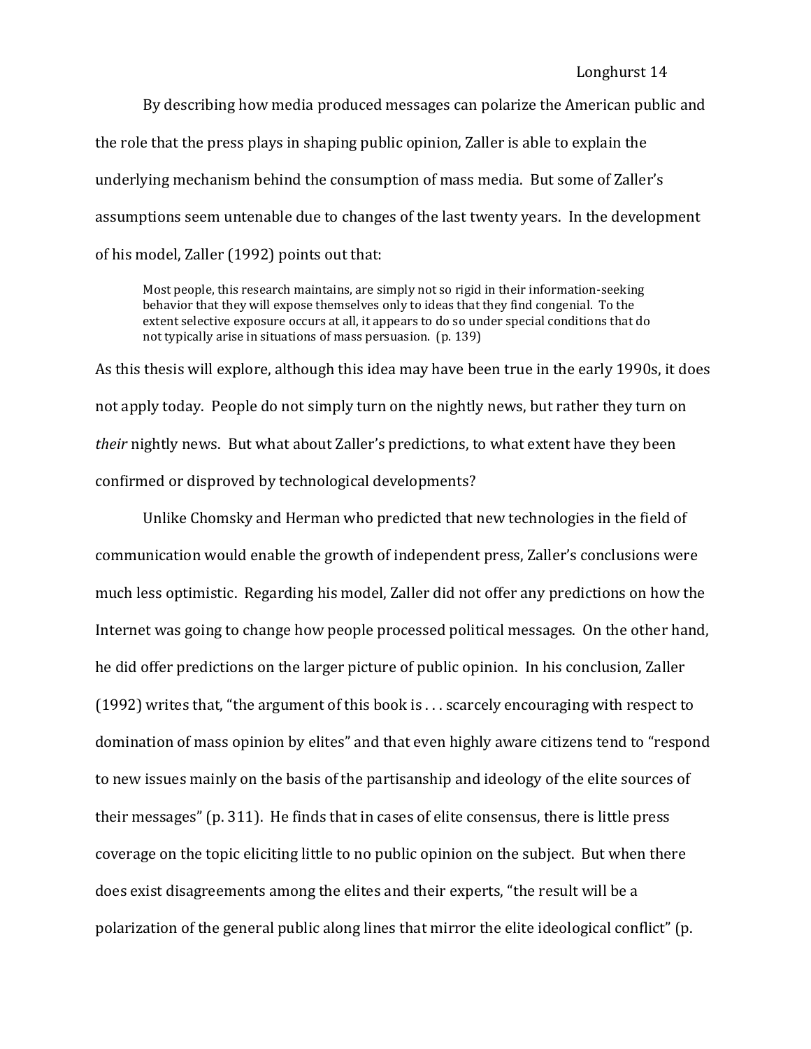By describing how media produced messages can polarize the American public and the role that the press plays in shaping public opinion, Zaller is able to explain the underlying mechanism behind the consumption of mass media. But some of Zaller's assumptions seem untenable due to changes of the last twenty years. In the development of his model, Zaller (1992) points out that:

> Most people, this research maintains, are simply not so rigid in their information-seeking behavior that they will expose themselves only to ideas that they find congenial. To the extent selective exposure occurs at all, it appears to do so under special conditions that do not typically arise in situations of mass persuasion. (p. 139)

As this thesis will explore, although this idea may have been true in the early 1990s, it does not apply today. People do not simply turn on the nightly news, but rather they turn on *their* nightly news. But what about Zaller's predictions, to what extent have they been confirmed or disproved by technological developments?

Unlike Chomsky and Herman who predicted that new technologies in the field of communication would enable the growth of independent press, Zaller's conclusions were much less optimistic. Regarding his model, Zaller did not offer any predictions on how the Internet was going to change how people processed political messages. On the other hand, he did offer predictions on the larger picture of public opinion. In his conclusion, Zaller (1992) writes that, "the argument of this book is . . . scarcely encouraging with respect to domination of mass opinion by elites" and that even highly aware citizens tend to "respond to new issues mainly on the basis of the partisanship and ideology of the elite sources of their messages" (p. 311). He finds that in cases of elite consensus, there is little press coverage on the topic eliciting little to no public opinion on the subject. But when there does exist disagreements among the elites and their experts, "the result will be a polarization of the general public along lines that mirror the elite ideological conflict" (p.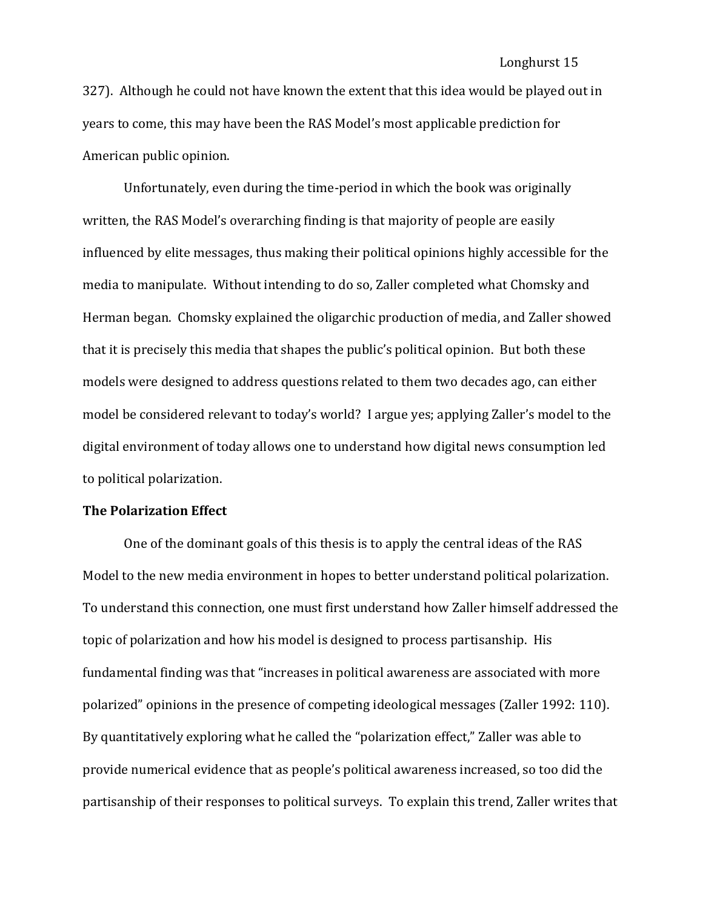327). Although he could not have known the extent that this idea would be played out in years to come, this may have been the RAS Model's most applicable prediction for American public opinion.

Unfortunately, even during the time-period in which the book was originally written, the RAS Model's overarching finding is that majority of people are easily influenced by elite messages, thus making their political opinions highly accessible for the media to manipulate. Without intending to do so, Zaller completed what Chomsky and Herman began. Chomsky explained the oligarchic production of media, and Zaller showed that it is precisely this media that shapes the public's political opinion. But both these models were designed to address questions related to them two decades ago, can either model be considered relevant to today's world? I argue yes; applying Zaller's model to the digital environment of today allows one to understand how digital news consumption led to political polarization.

**The Polarization Effect**

One of the dominant goals of this thesis is to apply the central ideas of the RAS Model to the new media environment in hopes to better understand political polarization. To understand this connection, one must first understand how Zaller himself addressed the topic of polarization and how his model is designed to process partisanship. His fundamental finding was that "increases in political awareness are associated with more polarized" opinions in the presence of competing ideological messages (Zaller 1992: 110). By quantitatively exploring what he called the "polarization effect," Zaller was able to provide numerical evidence that as people's political awareness increased, so too did the partisanship of their responses to political surveys. To explain this trend, Zaller writes that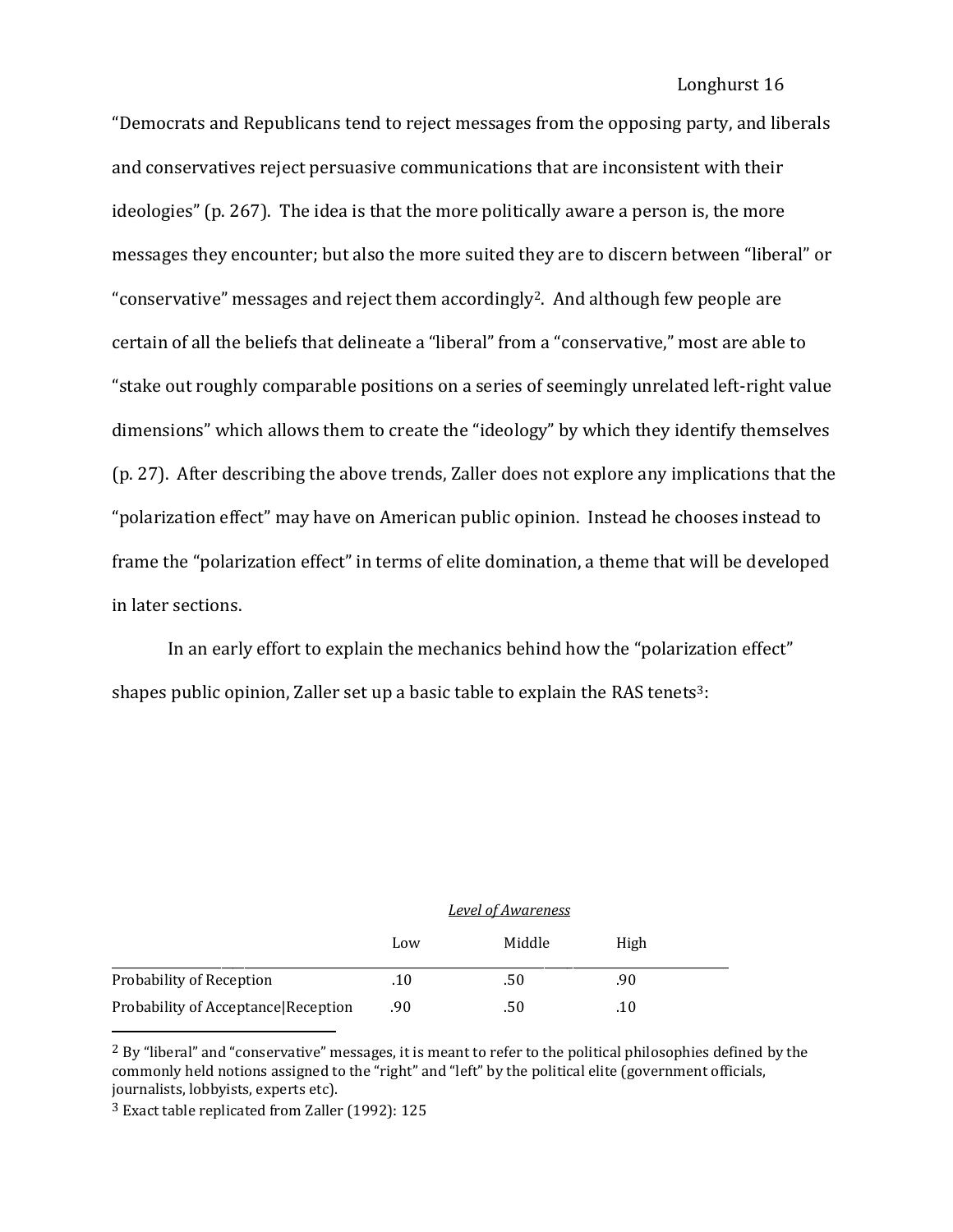"Democrats and Republicans tend to reject messages from the opposing party, and liberals and conservatives reject persuasive communications that are inconsistent with their ideologies" (p. 267). The idea is that the more politically aware a person is, the more messages they encounter; but also the more suited they are to discern between "liberal" or "conservative" messages and reject them accordingly[2]. And although few people are certain of all the beliefs that delineate a "liberal" from a "conservative," most are able to "stake out roughly comparable positions on a series of seemingly unrelated left-right value dimensions" which allows them to create the "ideology" by which they identify themselves (p. 27). After describing the above trends, Zaller does not explore any implications that the "polarization effect" may have on American public opinion. Instead he chooses instead to frame the "polarization effect" in terms of elite domination, a theme that will be developed in later sections.

In an early effort to explain the mechanics behind how the "polarization effect" shapes public opinion, Zaller set up a basic table to explain the RAS tenets[3]:

| | *Level of Awareness* | | |
|---|---|---|---|
| | Low | Middle | High |
| Probability of Reception | .10 | .50 | .90 |
| Probability of Acceptance\|Reception | .90 | .50 | .10 |

[2] By "liberal" and "conservative" messages, it is meant to refer to the political philosophies defined by the commonly held notions assigned to the "right" and "left" by the political elite (government officials, journalists, lobbyists, experts etc).

[3] Exact table replicated from Zaller (1992): 125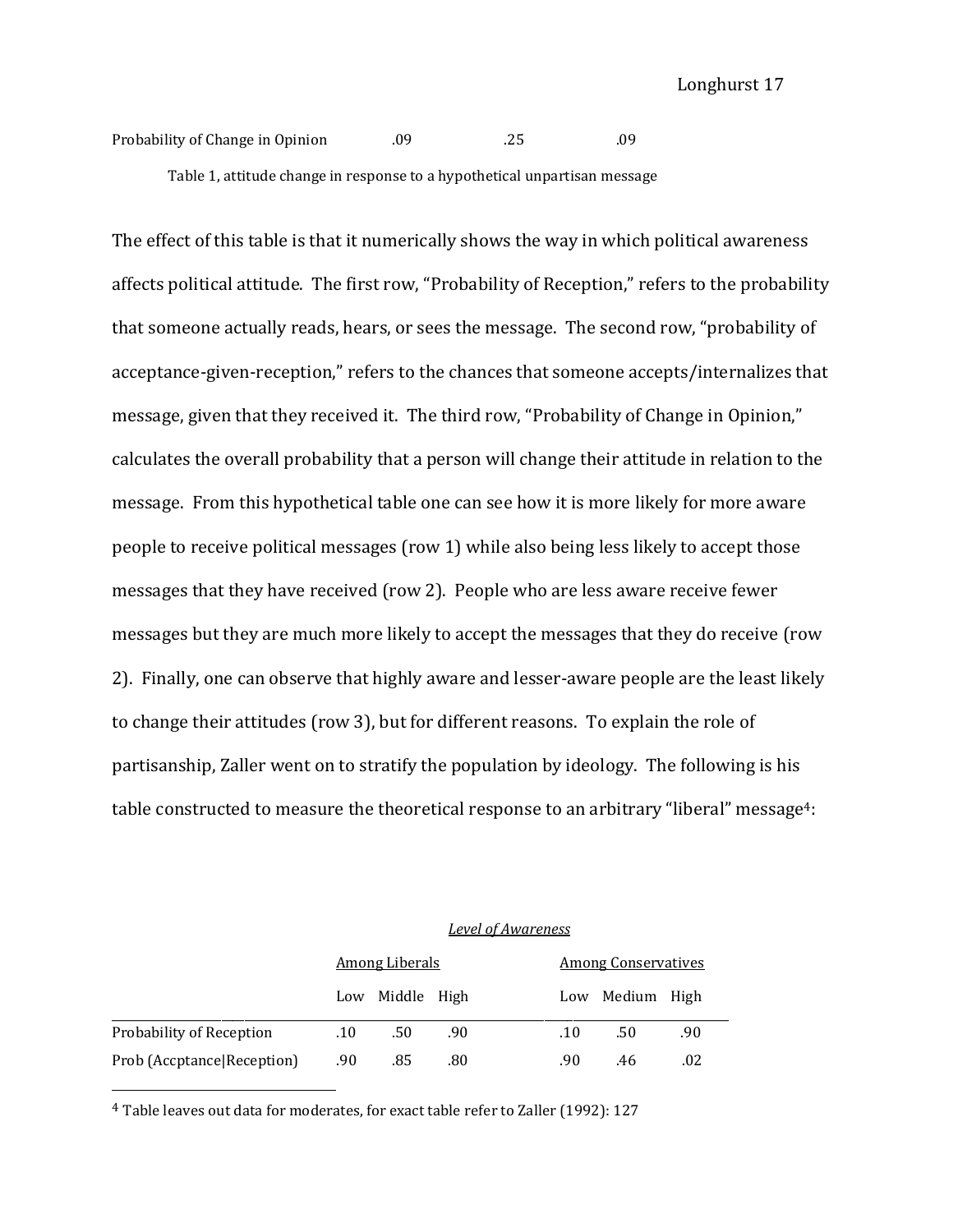| | | | |
|---|---|---|---|
| Probability of Change in Opinion | .09 | .25 | .09 |

Table 1, attitude change in response to a hypothetical unpartisan message

The effect of this table is that it numerically shows the way in which political awareness affects political attitude. The first row, "Probability of Reception," refers to the probability that someone actually reads, hears, or sees the message. The second row, "probability of acceptance-given-reception," refers to the chances that someone accepts/internalizes that message, given that they received it. The third row, "Probability of Change in Opinion," calculates the overall probability that a person will change their attitude in relation to the message. From this hypothetical table one can see how it is more likely for more aware people to receive political messages (row 1) while also being less likely to accept those messages that they have received (row 2). People who are less aware receive fewer messages but they are much more likely to accept the messages that they do receive (row 2). Finally, one can observe that highly aware and lesser-aware people are the least likely to change their attitudes (row 3), but for different reasons. To explain the role of partisanship, Zaller went on to stratify the population by ideology. The following is his table constructed to measure the theoretical response to an arbitrary "liberal" message[4]:

| | *Level of Awareness* | | | | | |
|---|---|---|---|---|---|---|
| | Among Liberals | | | Among Conservatives | | |
| | Low | Middle | High | Low | Medium | High |
| Probability of Reception | .10 | .50 | .90 | .10 | .50 | .90 |
| Prob (Accptance\|Reception) | .90 | .85 | .80 | .90 | .46 | .02 |

[4] Table leaves out data for moderates, for exact table refer to Zaller (1992): 127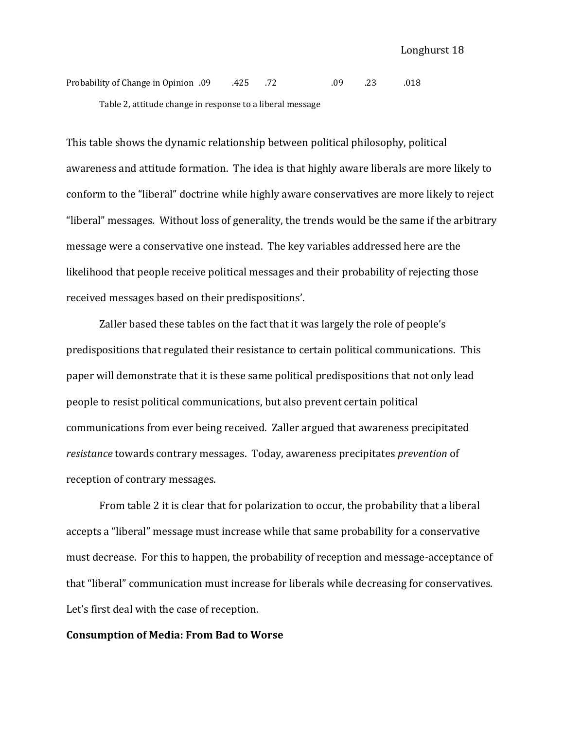| | | | | | | |
|---|---|---|---|---|---|---|
| Probability of Change in Opinion | .09 | .425 | .72 | .09 | .23 | .018 |

Table 2, attitude change in response to a liberal message

This table shows the dynamic relationship between political philosophy, political awareness and attitude formation. The idea is that highly aware liberals are more likely to conform to the "liberal" doctrine while highly aware conservatives are more likely to reject "liberal" messages. Without loss of generality, the trends would be the same if the arbitrary message were a conservative one instead. The key variables addressed here are the likelihood that people receive political messages and their probability of rejecting those received messages based on their predispositions'.

Zaller based these tables on the fact that it was largely the role of people's predispositions that regulated their resistance to certain political communications. This paper will demonstrate that it is these same political predispositions that not only lead people to resist political communications, but also prevent certain political communications from ever being received. Zaller argued that awareness precipitated *resistance* towards contrary messages. Today, awareness precipitates *prevention* of reception of contrary messages.

From table 2 it is clear that for polarization to occur, the probability that a liberal accepts a "liberal" message must increase while that same probability for a conservative must decrease. For this to happen, the probability of reception and message-acceptance of that "liberal" communication must increase for liberals while decreasing for conservatives. Let's first deal with the case of reception.

**Consumption of Media: From Bad to Worse**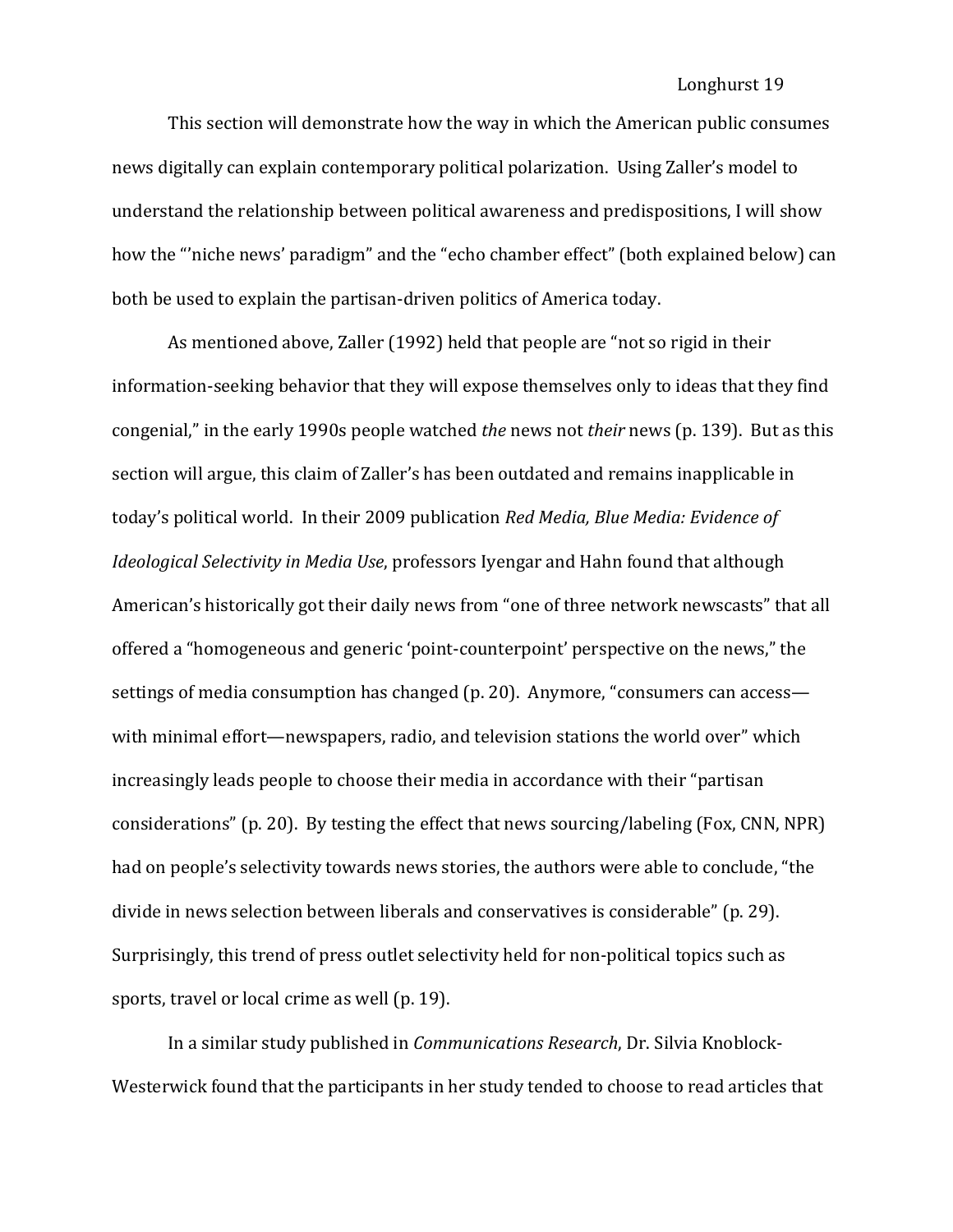This section will demonstrate how the way in which the American public consumes news digitally can explain contemporary political polarization. Using Zaller's model to understand the relationship between political awareness and predispositions, I will show how the "'niche news' paradigm" and the "echo chamber effect" (both explained below) can both be used to explain the partisan-driven politics of America today.

As mentioned above, Zaller (1992) held that people are "not so rigid in their information-seeking behavior that they will expose themselves only to ideas that they find congenial," in the early 1990s people watched *the* news not *their* news (p. 139). But as this section will argue, this claim of Zaller's has been outdated and remains inapplicable in today's political world. In their 2009 publication *Red Media, Blue Media: Evidence of Ideological Selectivity in Media Use*, professors Iyengar and Hahn found that although American's historically got their daily news from "one of three network newscasts" that all offered a "homogeneous and generic 'point-counterpoint' perspective on the news," the settings of media consumption has changed (p. 20). Anymore, "consumers can access—with minimal effort—newspapers, radio, and television stations the world over" which increasingly leads people to choose their media in accordance with their "partisan considerations" (p. 20). By testing the effect that news sourcing/labeling (Fox, CNN, NPR) had on people's selectivity towards news stories, the authors were able to conclude, "the divide in news selection between liberals and conservatives is considerable" (p. 29). Surprisingly, this trend of press outlet selectivity held for non-political topics such as sports, travel or local crime as well (p. 19).

In a similar study published in *Communications Research*, Dr. Silvia Knoblock-Westerwick found that the participants in her study tended to choose to read articles that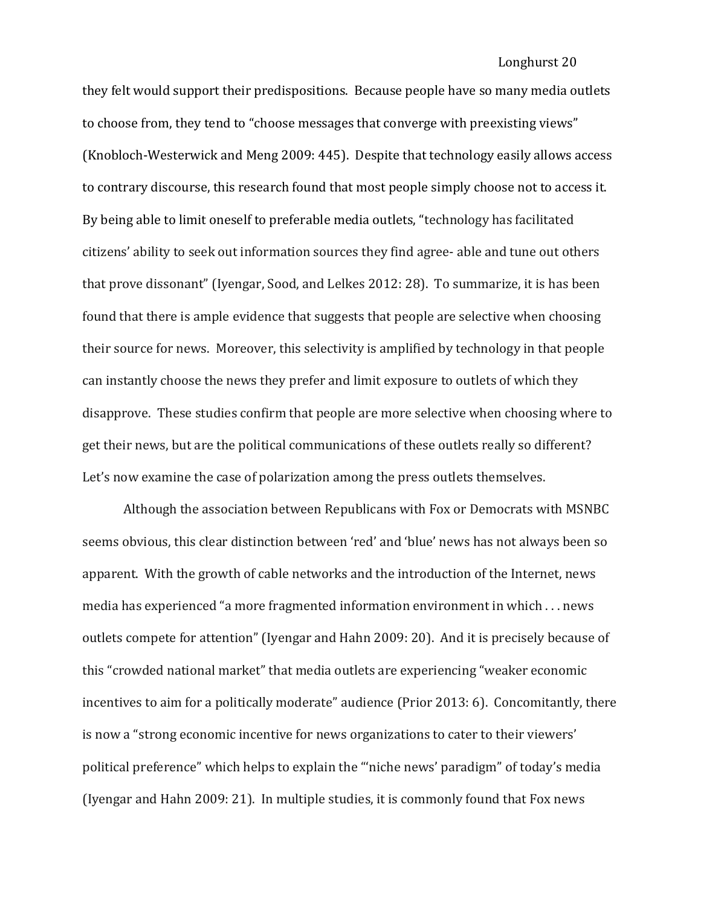they felt would support their predispositions. Because people have so many media outlets to choose from, they tend to "choose messages that converge with preexisting views" (Knobloch-Westerwick and Meng 2009: 445). Despite that technology easily allows access to contrary discourse, this research found that most people simply choose not to access it. By being able to limit oneself to preferable media outlets, "technology has facilitated citizens' ability to seek out information sources they find agree- able and tune out others that prove dissonant" (Iyengar, Sood, and Lelkes 2012: 28). To summarize, it is has been found that there is ample evidence that suggests that people are selective when choosing their source for news. Moreover, this selectivity is amplified by technology in that people can instantly choose the news they prefer and limit exposure to outlets of which they disapprove. These studies confirm that people are more selective when choosing where to get their news, but are the political communications of these outlets really so different? Let's now examine the case of polarization among the press outlets themselves.

Although the association between Republicans with Fox or Democrats with MSNBC seems obvious, this clear distinction between 'red' and 'blue' news has not always been so apparent. With the growth of cable networks and the introduction of the Internet, news media has experienced "a more fragmented information environment in which . . . news outlets compete for attention" (Iyengar and Hahn 2009: 20). And it is precisely because of this "crowded national market" that media outlets are experiencing "weaker economic incentives to aim for a politically moderate" audience (Prior 2013: 6). Concomitantly, there is now a "strong economic incentive for news organizations to cater to their viewers' political preference" which helps to explain the "'niche news' paradigm" of today's media (Iyengar and Hahn 2009: 21). In multiple studies, it is commonly found that Fox news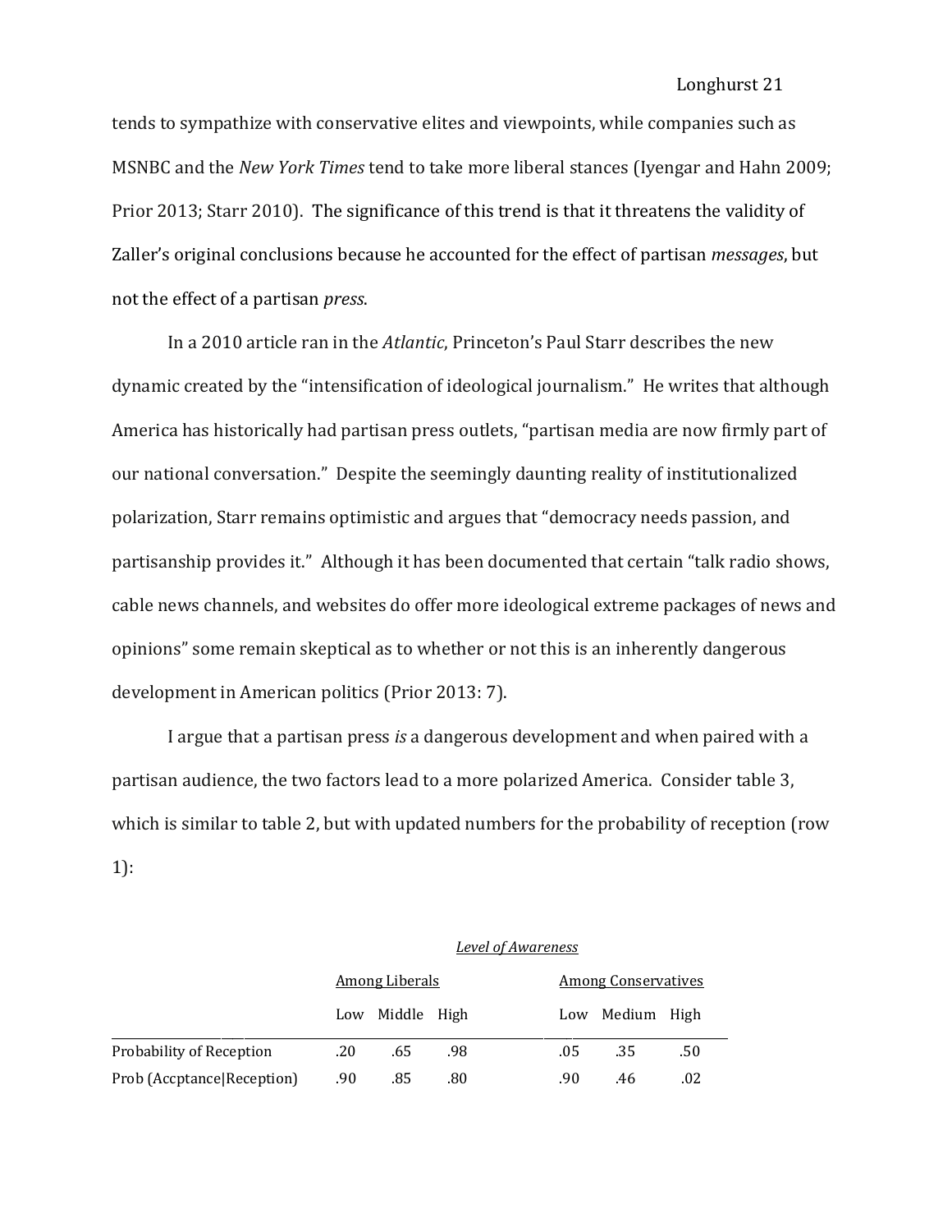tends to sympathize with conservative elites and viewpoints, while companies such as MSNBC and the *New York Times* tend to take more liberal stances (Iyengar and Hahn 2009; Prior 2013; Starr 2010). The significance of this trend is that it threatens the validity of Zaller's original conclusions because he accounted for the effect of partisan *messages*, but not the effect of a partisan *press*.

In a 2010 article ran in the *Atlantic*, Princeton's Paul Starr describes the new dynamic created by the "intensification of ideological journalism." He writes that although America has historically had partisan press outlets, "partisan media are now firmly part of our national conversation." Despite the seemingly daunting reality of institutionalized polarization, Starr remains optimistic and argues that "democracy needs passion, and partisanship provides it." Although it has been documented that certain "talk radio shows, cable news channels, and websites do offer more ideological extreme packages of news and opinions" some remain skeptical as to whether or not this is an inherently dangerous development in American politics (Prior 2013: 7).

I argue that a partisan press *is* a dangerous development and when paired with a partisan audience, the two factors lead to a more polarized America. Consider table 3, which is similar to table 2, but with updated numbers for the probability of reception (row 1):

| | Level of Awareness | | | | | |
|---|---|---|---|---|---|---|
| | Among Liberals | | | Among Conservatives | | |
| | Low | Middle | High | Low | Medium | High |
| Probability of Reception | .20 | .65 | .98 | .05 | .35 | .50 |
| Prob (Accptance\|Reception) | .90 | .85 | .80 | .90 | .46 | .02 |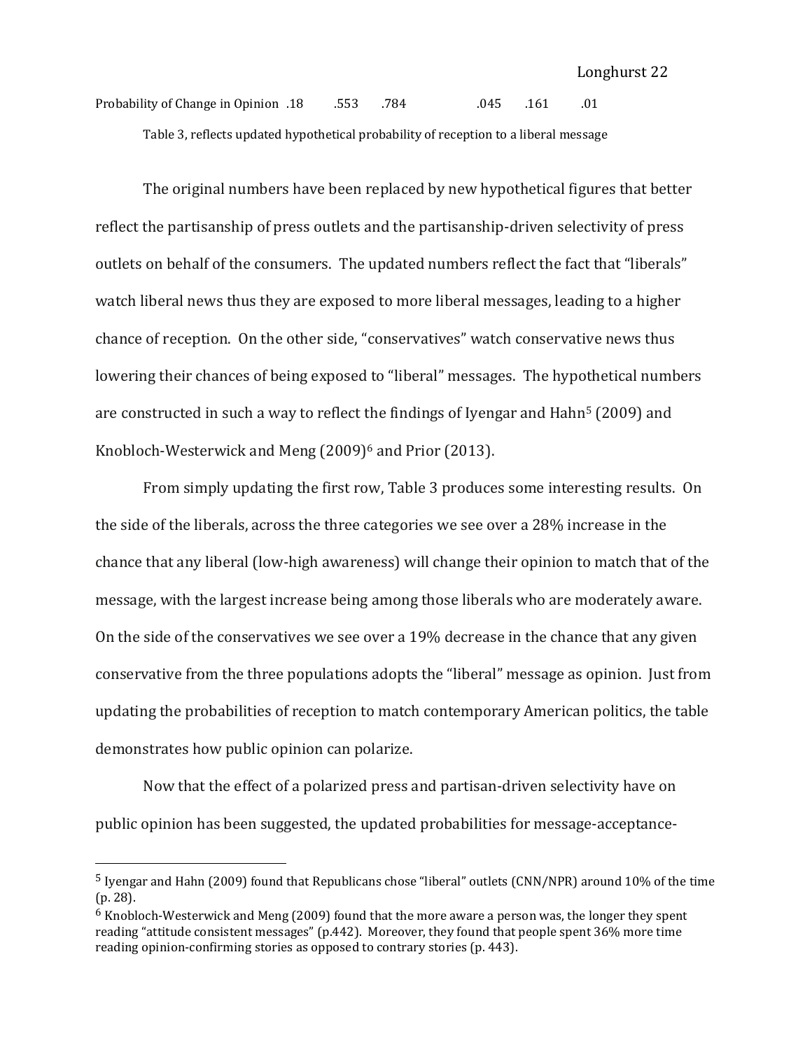| | | | | | | |
|---|---|---|---|---|---|---|
| Probability of Change in Opinion | .18 | .553 | .784 | .045 | .161 | .01 |

Table 3, reflects updated hypothetical probability of reception to a liberal message

The original numbers have been replaced by new hypothetical figures that better reflect the partisanship of press outlets and the partisanship-driven selectivity of press outlets on behalf of the consumers. The updated numbers reflect the fact that "liberals" watch liberal news thus they are exposed to more liberal messages, leading to a higher chance of reception. On the other side, "conservatives" watch conservative news thus lowering their chances of being exposed to "liberal" messages. The hypothetical numbers are constructed in such a way to reflect the findings of Iyengar and Hahn[5] (2009) and Knobloch-Westerwick and Meng (2009)[6] and Prior (2013).

From simply updating the first row, Table 3 produces some interesting results. On the side of the liberals, across the three categories we see over a 28% increase in the chance that any liberal (low-high awareness) will change their opinion to match that of the message, with the largest increase being among those liberals who are moderately aware. On the side of the conservatives we see over a 19% decrease in the chance that any given conservative from the three populations adopts the "liberal" message as opinion. Just from updating the probabilities of reception to match contemporary American politics, the table demonstrates how public opinion can polarize.

Now that the effect of a polarized press and partisan-driven selectivity have on public opinion has been suggested, the updated probabilities for message-acceptance-

[5] Iyengar and Hahn (2009) found that Republicans chose "liberal" outlets (CNN/NPR) around 10% of the time (p. 28).

[6] Knobloch-Westerwick and Meng (2009) found that the more aware a person was, the longer they spent reading "attitude consistent messages" (p.442). Moreover, they found that people spent 36% more time reading opinion-confirming stories as opposed to contrary stories (p. 443).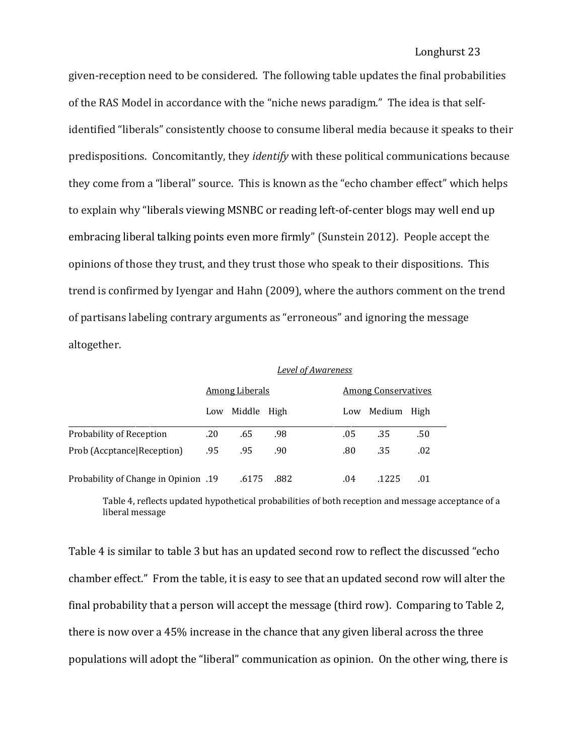given-reception need to be considered. The following table updates the final probabilities of the RAS Model in accordance with the "niche news paradigm." The idea is that self-identified "liberals" consistently choose to consume liberal media because it speaks to their predispositions. Concomitantly, they *identify* with these political communications because they come from a "liberal" source. This is known as the "echo chamber effect" which helps to explain why "liberals viewing MSNBC or reading left-of-center blogs may well end up embracing liberal talking points even more firmly" (Sunstein 2012). People accept the opinions of those they trust, and they trust those who speak to their dispositions. This trend is confirmed by Iyengar and Hahn (2009), where the authors comment on the trend of partisans labeling contrary arguments as "erroneous" and ignoring the message altogether.

| | *Level of Awareness* | | | | | |
|---|---|---|---|---|---|---|
| | Among Liberals | | | Among Conservatives | | |
| | Low | Middle | High | Low | Medium | High |
| Probability of Reception | .20 | .65 | .98 | .05 | .35 | .50 |
| Prob (Accptance\|Reception) | .95 | .95 | .90 | .80 | .35 | .02 |
| Probability of Change in Opinion | .19 | .6175 | .882 | .04 | .1225 | .01 |

Table 4, reflects updated hypothetical probabilities of both reception and message acceptance of a liberal message

Table 4 is similar to table 3 but has an updated second row to reflect the discussed "echo chamber effect." From the table, it is easy to see that an updated second row will alter the final probability that a person will accept the message (third row). Comparing to Table 2, there is now over a 45% increase in the chance that any given liberal across the three populations will adopt the "liberal" communication as opinion. On the other wing, there is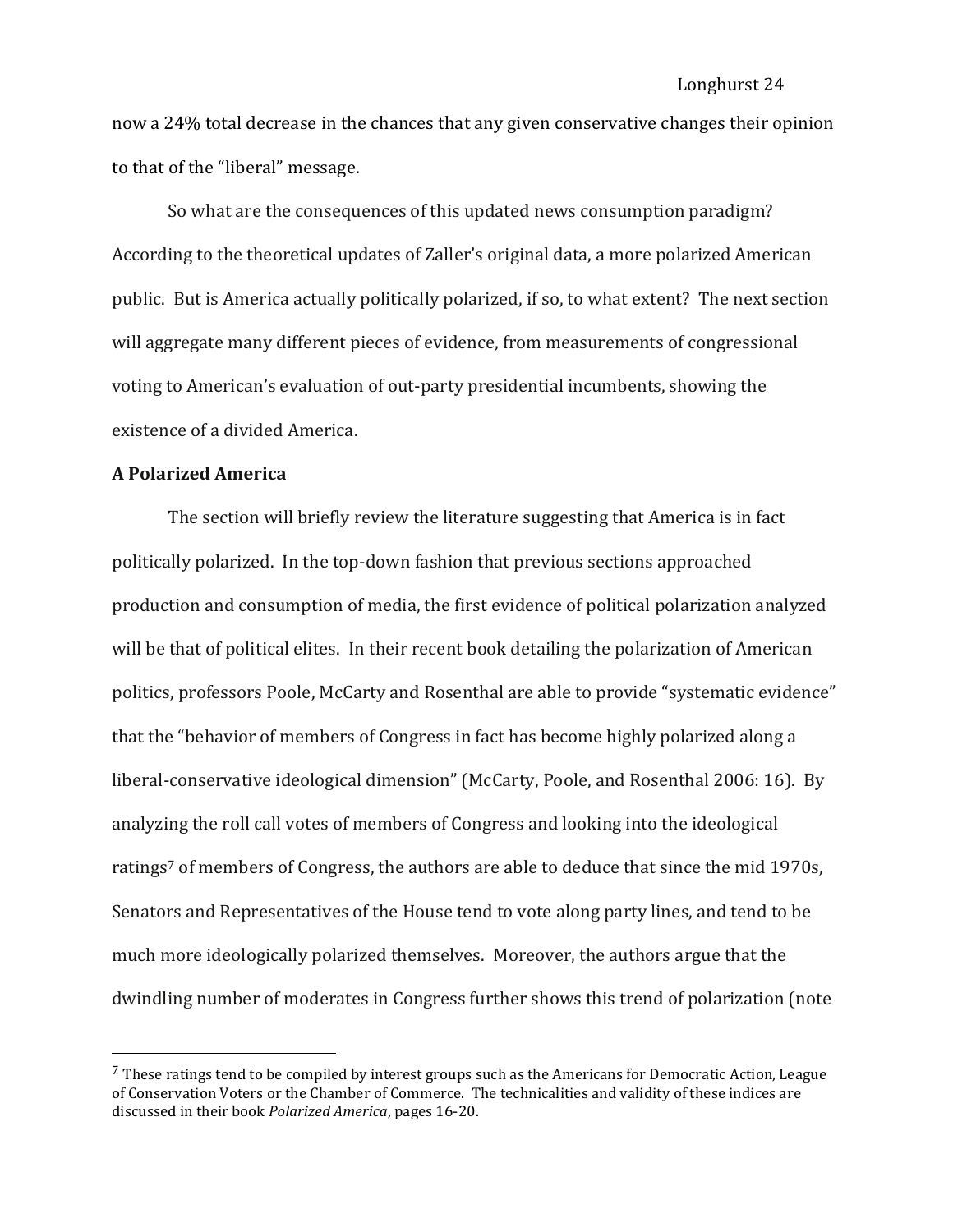now a 24% total decrease in the chances that any given conservative changes their opinion to that of the "liberal" message.

So what are the consequences of this updated news consumption paradigm? According to the theoretical updates of Zaller's original data, a more polarized American public. But is America actually politically polarized, if so, to what extent? The next section will aggregate many different pieces of evidence, from measurements of congressional voting to American's evaluation of out-party presidential incumbents, showing the existence of a divided America.

**A Polarized America**

The section will briefly review the literature suggesting that America is in fact politically polarized. In the top-down fashion that previous sections approached production and consumption of media, the first evidence of political polarization analyzed will be that of political elites. In their recent book detailing the polarization of American politics, professors Poole, McCarty and Rosenthal are able to provide "systematic evidence" that the "behavior of members of Congress in fact has become highly polarized along a liberal-conservative ideological dimension" (McCarty, Poole, and Rosenthal 2006: 16). By analyzing the roll call votes of members of Congress and looking into the ideological ratings[7] of members of Congress, the authors are able to deduce that since the mid 1970s, Senators and Representatives of the House tend to vote along party lines, and tend to be much more ideologically polarized themselves. Moreover, the authors argue that the dwindling number of moderates in Congress further shows this trend of polarization (note

[7] These ratings tend to be compiled by interest groups such as the Americans for Democratic Action, League of Conservation Voters or the Chamber of Commerce. The technicalities and validity of these indices are discussed in their book *Polarized America*, pages 16-20.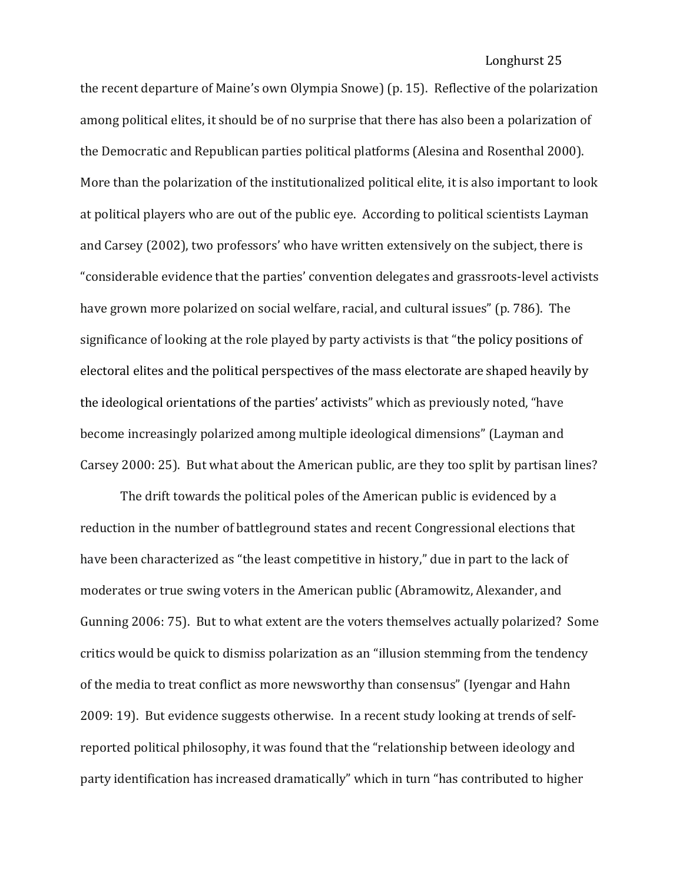the recent departure of Maine's own Olympia Snowe) (p. 15). Reflective of the polarization among political elites, it should be of no surprise that there has also been a polarization of the Democratic and Republican parties political platforms (Alesina and Rosenthal 2000). More than the polarization of the institutionalized political elite, it is also important to look at political players who are out of the public eye. According to political scientists Layman and Carsey (2002), two professors' who have written extensively on the subject, there is "considerable evidence that the parties' convention delegates and grassroots-level activists have grown more polarized on social welfare, racial, and cultural issues" (p. 786). The significance of looking at the role played by party activists is that "the policy positions of electoral elites and the political perspectives of the mass electorate are shaped heavily by the ideological orientations of the parties' activists" which as previously noted, "have become increasingly polarized among multiple ideological dimensions" (Layman and Carsey 2000: 25). But what about the American public, are they too split by partisan lines?

The drift towards the political poles of the American public is evidenced by a reduction in the number of battleground states and recent Congressional elections that have been characterized as "the least competitive in history," due in part to the lack of moderates or true swing voters in the American public (Abramowitz, Alexander, and Gunning 2006: 75). But to what extent are the voters themselves actually polarized? Some critics would be quick to dismiss polarization as an "illusion stemming from the tendency of the media to treat conflict as more newsworthy than consensus" (Iyengar and Hahn 2009: 19). But evidence suggests otherwise. In a recent study looking at trends of self-reported political philosophy, it was found that the "relationship between ideology and party identification has increased dramatically" which in turn "has contributed to higher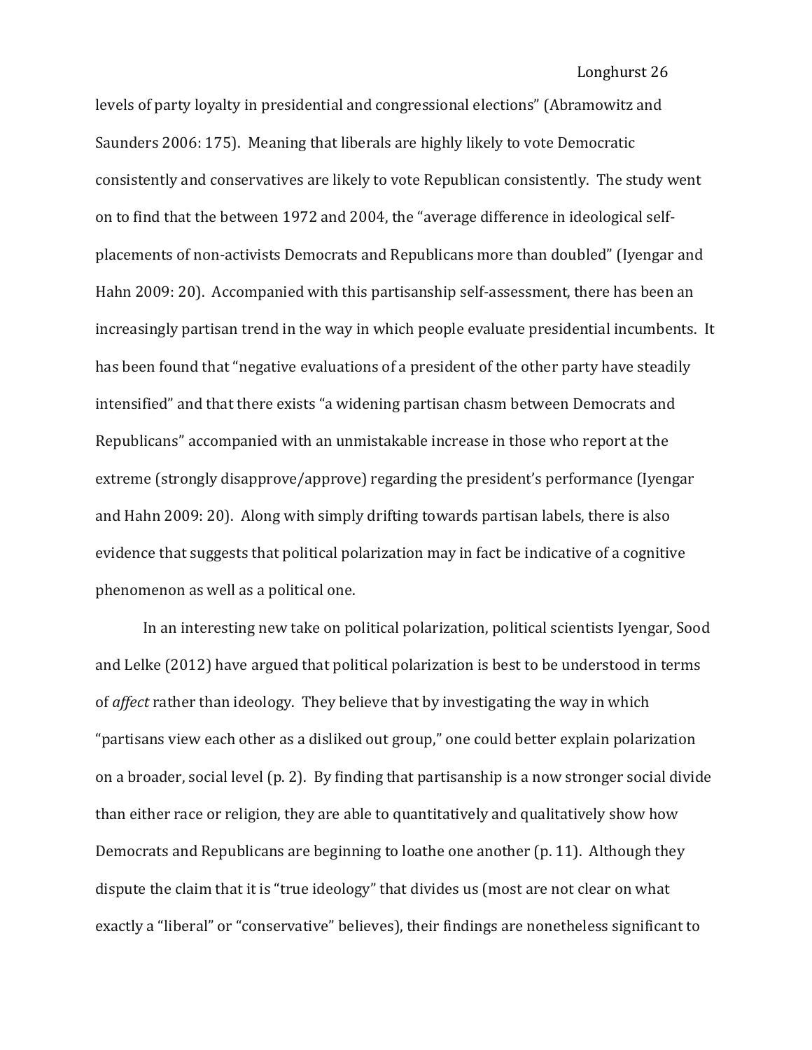levels of party loyalty in presidential and congressional elections" (Abramowitz and Saunders 2006: 175). Meaning that liberals are highly likely to vote Democratic consistently and conservatives are likely to vote Republican consistently. The study went on to find that the between 1972 and 2004, the "average difference in ideological self-placements of non-activists Democrats and Republicans more than doubled" (Iyengar and Hahn 2009: 20). Accompanied with this partisanship self-assessment, there has been an increasingly partisan trend in the way in which people evaluate presidential incumbents. It has been found that "negative evaluations of a president of the other party have steadily intensified" and that there exists "a widening partisan chasm between Democrats and Republicans" accompanied with an unmistakable increase in those who report at the extreme (strongly disapprove/approve) regarding the president's performance (Iyengar and Hahn 2009: 20). Along with simply drifting towards partisan labels, there is also evidence that suggests that political polarization may in fact be indicative of a cognitive phenomenon as well as a political one.

In an interesting new take on political polarization, political scientists Iyengar, Sood and Lelke (2012) have argued that political polarization is best to be understood in terms of *affect* rather than ideology. They believe that by investigating the way in which "partisans view each other as a disliked out group," one could better explain polarization on a broader, social level (p. 2). By finding that partisanship is a now stronger social divide than either race or religion, they are able to quantitatively and qualitatively show how Democrats and Republicans are beginning to loathe one another (p. 11). Although they dispute the claim that it is "true ideology" that divides us (most are not clear on what exactly a "liberal" or "conservative" believes), their findings are nonetheless significant to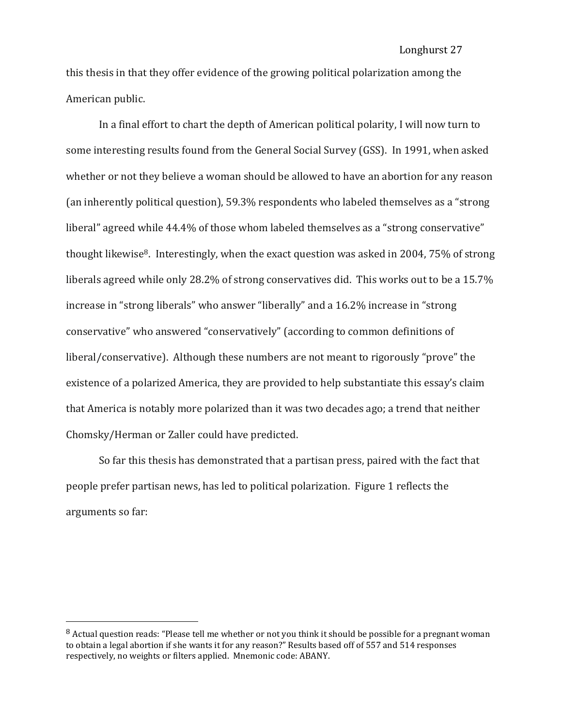this thesis in that they offer evidence of the growing political polarization among the American public.

In a final effort to chart the depth of American political polarity, I will now turn to some interesting results found from the General Social Survey (GSS). In 1991, when asked whether or not they believe a woman should be allowed to have an abortion for any reason (an inherently political question), 59.3% respondents who labeled themselves as a "strong liberal" agreed while 44.4% of those whom labeled themselves as a "strong conservative" thought likewise[8]. Interestingly, when the exact question was asked in 2004, 75% of strong liberals agreed while only 28.2% of strong conservatives did. This works out to be a 15.7% increase in "strong liberals" who answer "liberally" and a 16.2% increase in "strong conservative" who answered "conservatively" (according to common definitions of liberal/conservative). Although these numbers are not meant to rigorously "prove" the existence of a polarized America, they are provided to help substantiate this essay's claim that America is notably more polarized than it was two decades ago; a trend that neither Chomsky/Herman or Zaller could have predicted.

So far this thesis has demonstrated that a partisan press, paired with the fact that people prefer partisan news, has led to political polarization. Figure 1 reflects the arguments so far:

[8] Actual question reads: "Please tell me whether or not you think it should be possible for a pregnant woman to obtain a legal abortion if she wants it for any reason?" Results based off of 557 and 514 responses respectively, no weights or filters applied. Mnemonic code: ABANY.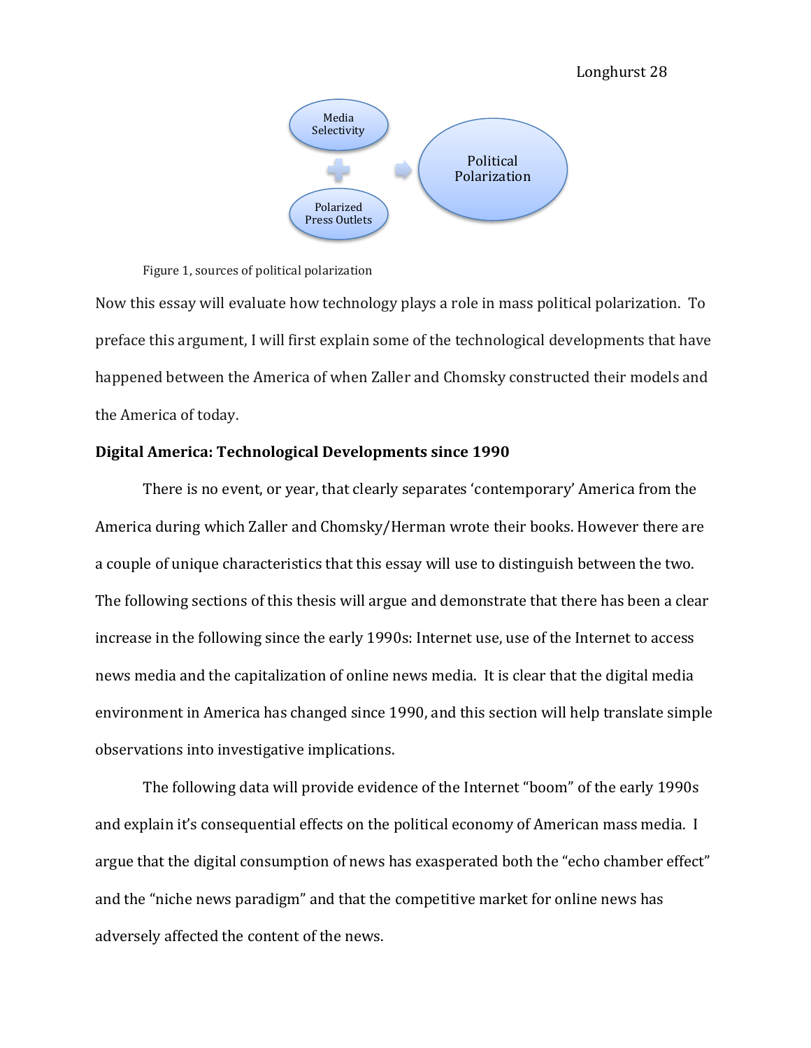Media Selectivity

Polarized Press Outlets

Political Polarization

Figure 1, sources of political polarization

Now this essay will evaluate how technology plays a role in mass political polarization. To preface this argument, I will first explain some of the technological developments that have happened between the America of when Zaller and Chomsky constructed their models and the America of today.

**Digital America: Technological Developments since 1990**

There is no event, or year, that clearly separates 'contemporary' America from the America during which Zaller and Chomsky/Herman wrote their books. However there are a couple of unique characteristics that this essay will use to distinguish between the two. The following sections of this thesis will argue and demonstrate that there has been a clear increase in the following since the early 1990s: Internet use, use of the Internet to access news media and the capitalization of online news media. It is clear that the digital media environment in America has changed since 1990, and this section will help translate simple observations into investigative implications.

The following data will provide evidence of the Internet "boom" of the early 1990s and explain it's consequential effects on the political economy of American mass media. I argue that the digital consumption of news has exasperated both the "echo chamber effect" and the "niche news paradigm" and that the competitive market for online news has adversely affected the content of the news.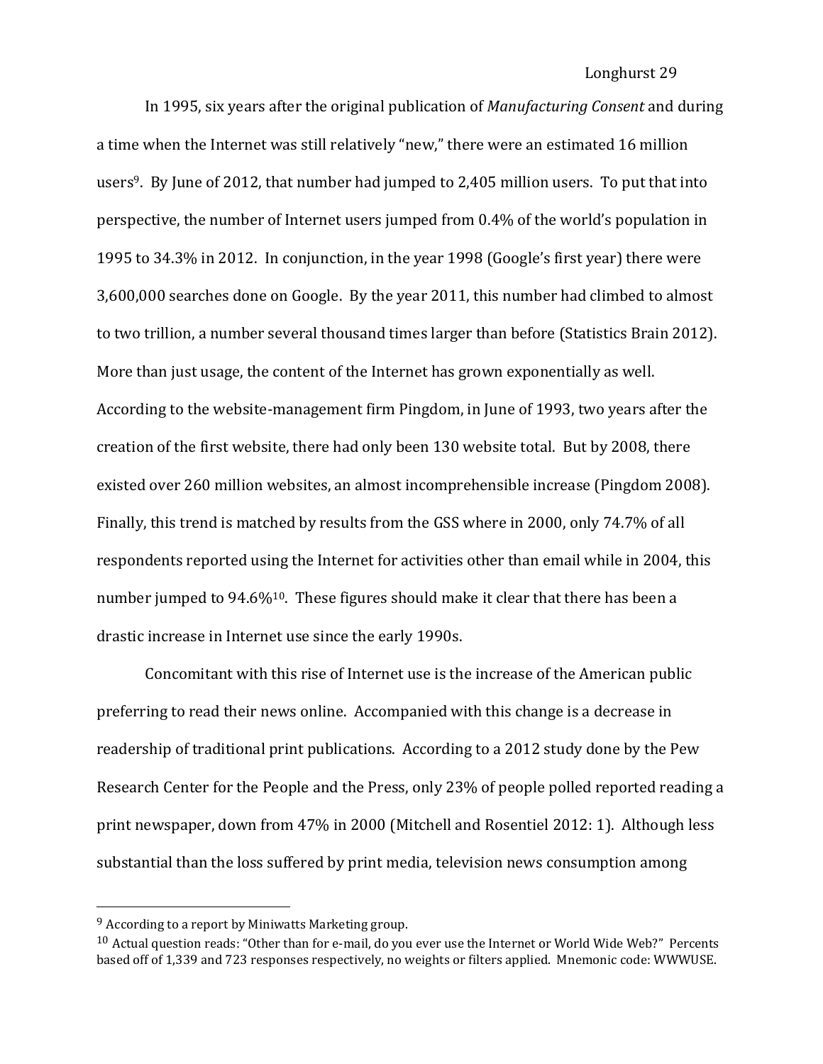In 1995, six years after the original publication of *Manufacturing Consent* and during a time when the Internet was still relatively "new," there were an estimated 16 million users[9]. By June of 2012, that number had jumped to 2,405 million users. To put that into perspective, the number of Internet users jumped from 0.4% of the world's population in 1995 to 34.3% in 2012. In conjunction, in the year 1998 (Google's first year) there were 3,600,000 searches done on Google. By the year 2011, this number had climbed to almost to two trillion, a number several thousand times larger than before (Statistics Brain 2012). More than just usage, the content of the Internet has grown exponentially as well. According to the website-management firm Pingdom, in June of 1993, two years after the creation of the first website, there had only been 130 website total. But by 2008, there existed over 260 million websites, an almost incomprehensible increase (Pingdom 2008). Finally, this trend is matched by results from the GSS where in 2000, only 74.7% of all respondents reported using the Internet for activities other than email while in 2004, this number jumped to 94.6%[10]. These figures should make it clear that there has been a drastic increase in Internet use since the early 1990s.

Concomitant with this rise of Internet use is the increase of the American public preferring to read their news online. Accompanied with this change is a decrease in readership of traditional print publications. According to a 2012 study done by the Pew Research Center for the People and the Press, only 23% of people polled reported reading a print newspaper, down from 47% in 2000 (Mitchell and Rosentiel 2012: 1). Although less substantial than the loss suffered by print media, television news consumption among

[9] According to a report by Miniwatts Marketing group.

[10] Actual question reads: "Other than for e-mail, do you ever use the Internet or World Wide Web?" Percents based off of 1,339 and 723 responses respectively, no weights or filters applied. Mnemonic code: WWWUSE.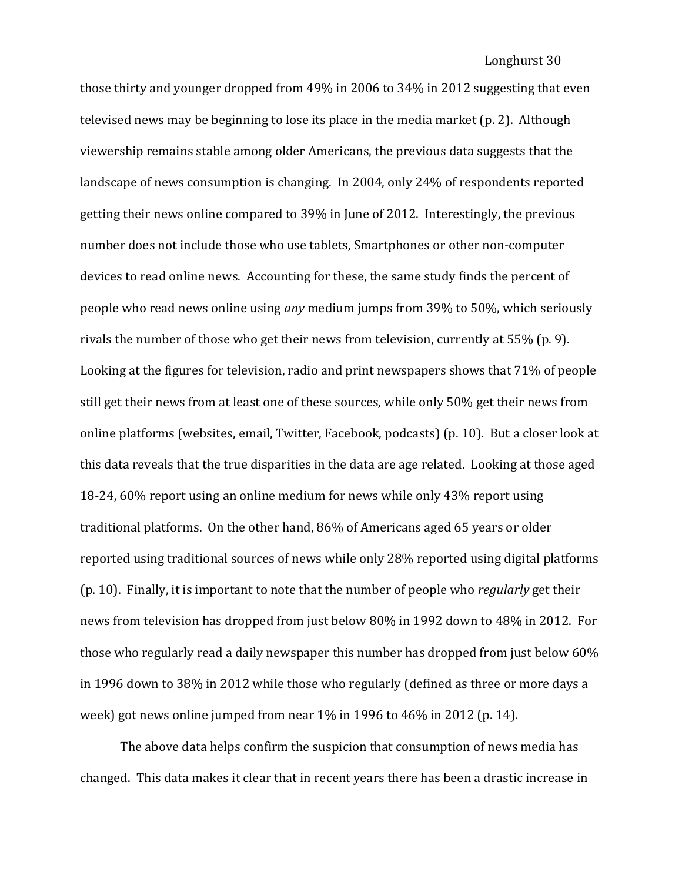those thirty and younger dropped from 49% in 2006 to 34% in 2012 suggesting that even televised news may be beginning to lose its place in the media market (p. 2). Although viewership remains stable among older Americans, the previous data suggests that the landscape of news consumption is changing. In 2004, only 24% of respondents reported getting their news online compared to 39% in June of 2012. Interestingly, the previous number does not include those who use tablets, Smartphones or other non-computer devices to read online news. Accounting for these, the same study finds the percent of people who read news online using *any* medium jumps from 39% to 50%, which seriously rivals the number of those who get their news from television, currently at 55% (p. 9). Looking at the figures for television, radio and print newspapers shows that 71% of people still get their news from at least one of these sources, while only 50% get their news from online platforms (websites, email, Twitter, Facebook, podcasts) (p. 10). But a closer look at this data reveals that the true disparities in the data are age related. Looking at those aged 18-24, 60% report using an online medium for news while only 43% report using traditional platforms. On the other hand, 86% of Americans aged 65 years or older reported using traditional sources of news while only 28% reported using digital platforms (p. 10). Finally, it is important to note that the number of people who *regularly* get their news from television has dropped from just below 80% in 1992 down to 48% in 2012. For those who regularly read a daily newspaper this number has dropped from just below 60% in 1996 down to 38% in 2012 while those who regularly (defined as three or more days a week) got news online jumped from near 1% in 1996 to 46% in 2012 (p. 14).

The above data helps confirm the suspicion that consumption of news media has changed. This data makes it clear that in recent years there has been a drastic increase in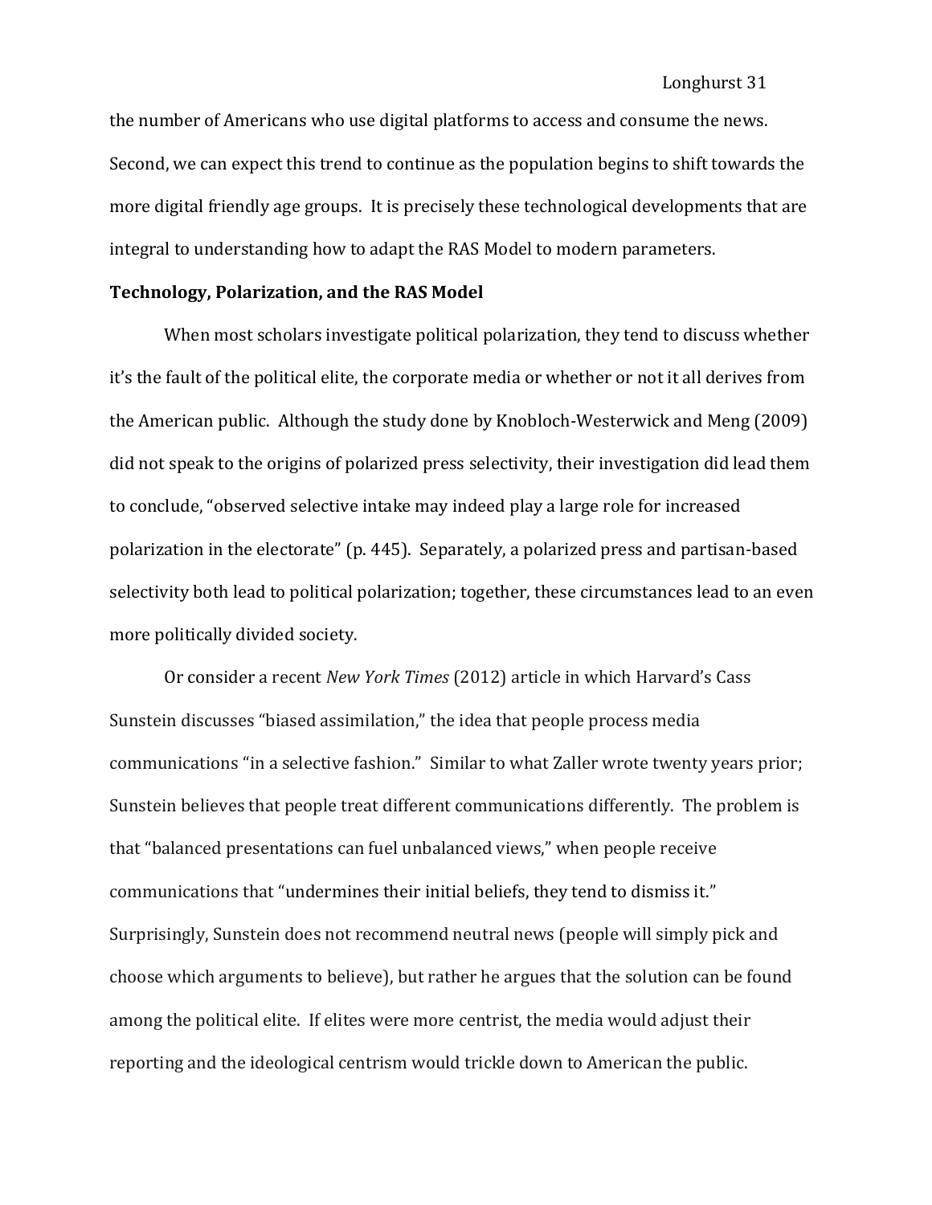the number of Americans who use digital platforms to access and consume the news. Second, we can expect this trend to continue as the population begins to shift towards the more digital friendly age groups. It is precisely these technological developments that are integral to understanding how to adapt the RAS Model to modern parameters.

**Technology, Polarization, and the RAS Model**

When most scholars investigate political polarization, they tend to discuss whether it's the fault of the political elite, the corporate media or whether or not it all derives from the American public. Although the study done by Knobloch-Westerwick and Meng (2009) did not speak to the origins of polarized press selectivity, their investigation did lead them to conclude, "observed selective intake may indeed play a large role for increased polarization in the electorate" (p. 445). Separately, a polarized press and partisan-based selectivity both lead to political polarization; together, these circumstances lead to an even more politically divided society.

Or consider a recent *New York Times* (2012) article in which Harvard's Cass Sunstein discusses "biased assimilation," the idea that people process media communications "in a selective fashion." Similar to what Zaller wrote twenty years prior; Sunstein believes that people treat different communications differently. The problem is that "balanced presentations can fuel unbalanced views," when people receive communications that "undermines their initial beliefs, they tend to dismiss it." Surprisingly, Sunstein does not recommend neutral news (people will simply pick and choose which arguments to believe), but rather he argues that the solution can be found among the political elite. If elites were more centrist, the media would adjust their reporting and the ideological centrism would trickle down to American the public.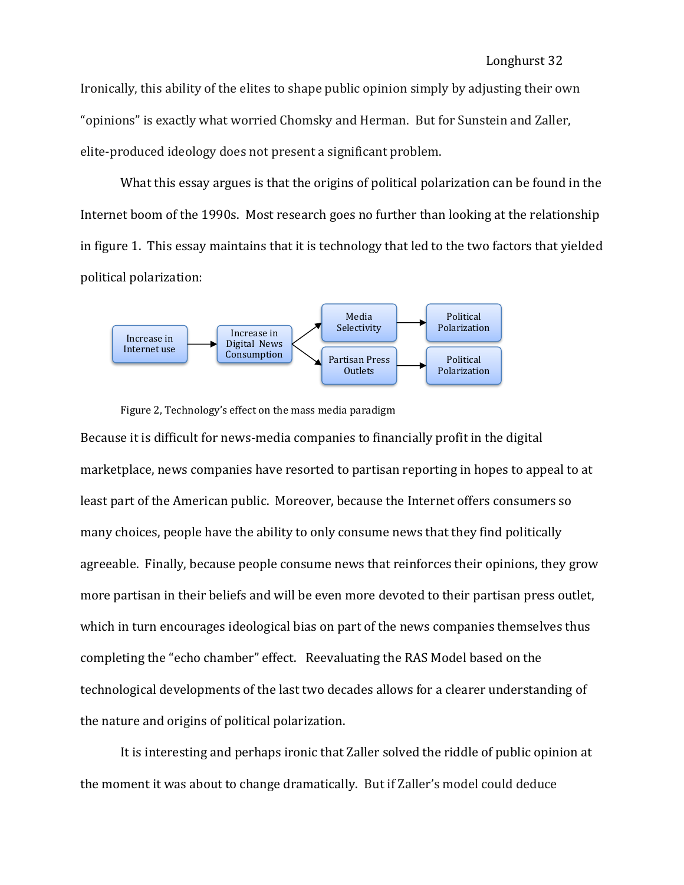Ironically, this ability of the elites to shape public opinion simply by adjusting their own "opinions" is exactly what worried Chomsky and Herman. But for Sunstein and Zaller, elite-produced ideology does not present a significant problem.

What this essay argues is that the origins of political polarization can be found in the Internet boom of the 1990s. Most research goes no further than looking at the relationship in figure 1. This essay maintains that it is technology that led to the two factors that yielded political polarization:

Increase in Internet use

Increase in Digital News Consumption

Media Selectivity

Partisan Press Outlets

Political Polarization

Political Polarization

Figure 2, Technology's effect on the mass media paradigm

Because it is difficult for news-media companies to financially profit in the digital marketplace, news companies have resorted to partisan reporting in hopes to appeal to at least part of the American public. Moreover, because the Internet offers consumers so many choices, people have the ability to only consume news that they find politically agreeable. Finally, because people consume news that reinforces their opinions, they grow more partisan in their beliefs and will be even more devoted to their partisan press outlet, which in turn encourages ideological bias on part of the news companies themselves thus completing the "echo chamber" effect. Reevaluating the RAS Model based on the technological developments of the last two decades allows for a clearer understanding of the nature and origins of political polarization.

It is interesting and perhaps ironic that Zaller solved the riddle of public opinion at the moment it was about to change dramatically. But if Zaller's model could deduce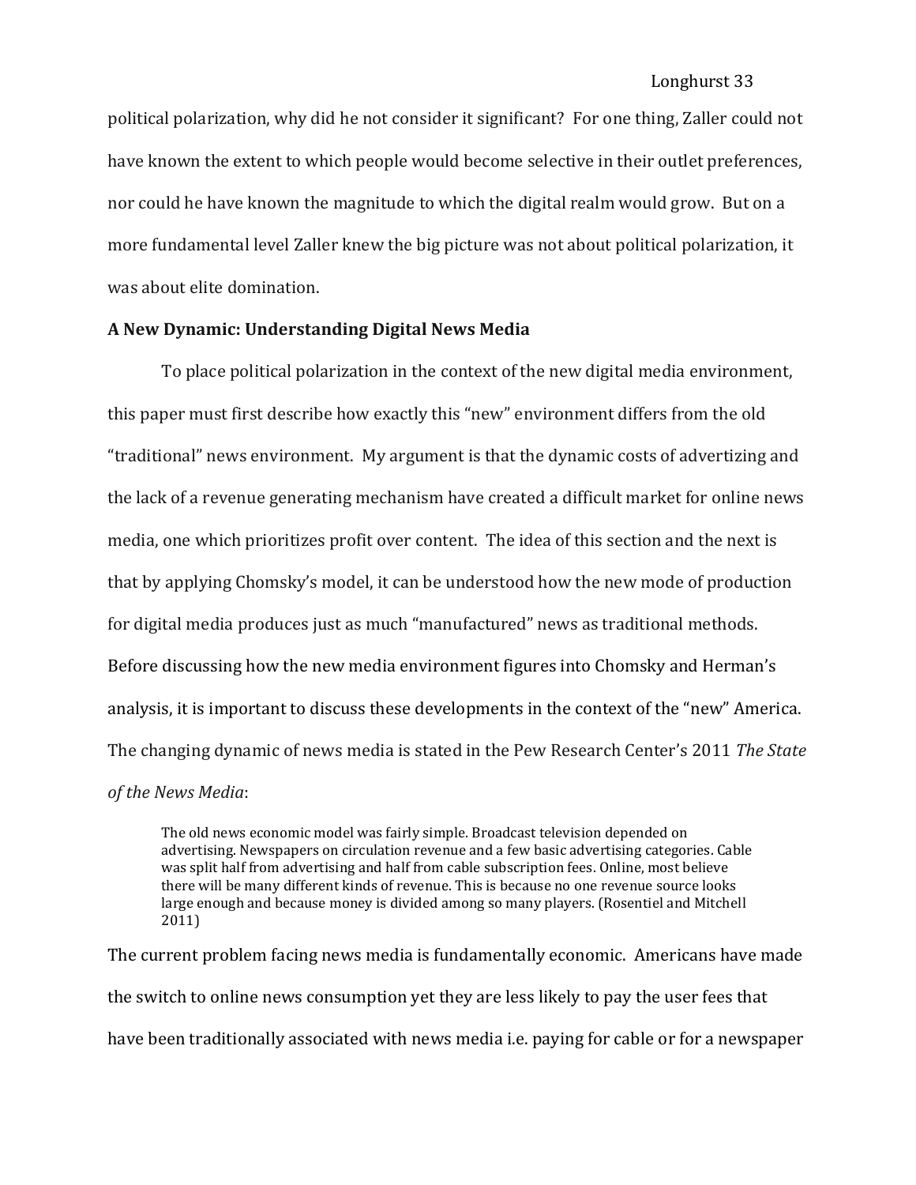political polarization, why did he not consider it significant? For one thing, Zaller could not have known the extent to which people would become selective in their outlet preferences, nor could he have known the magnitude to which the digital realm would grow. But on a more fundamental level Zaller knew the big picture was not about political polarization, it was about elite domination.

**A New Dynamic: Understanding Digital News Media**

To place political polarization in the context of the new digital media environment, this paper must first describe how exactly this "new" environment differs from the old "traditional" news environment. My argument is that the dynamic costs of advertizing and the lack of a revenue generating mechanism have created a difficult market for online news media, one which prioritizes profit over content. The idea of this section and the next is that by applying Chomsky's model, it can be understood how the new mode of production for digital media produces just as much "manufactured" news as traditional methods. Before discussing how the new media environment figures into Chomsky and Herman's analysis, it is important to discuss these developments in the context of the "new" America. The changing dynamic of news media is stated in the Pew Research Center's 2011 *The State of the News Media*:

> The old news economic model was fairly simple. Broadcast television depended on advertising. Newspapers on circulation revenue and a few basic advertising categories. Cable was split half from advertising and half from cable subscription fees. Online, most believe there will be many different kinds of revenue. This is because no one revenue source looks large enough and because money is divided among so many players. (Rosentiel and Mitchell 2011)

The current problem facing news media is fundamentally economic. Americans have made the switch to online news consumption yet they are less likely to pay the user fees that have been traditionally associated with news media i.e. paying for cable or for a newspaper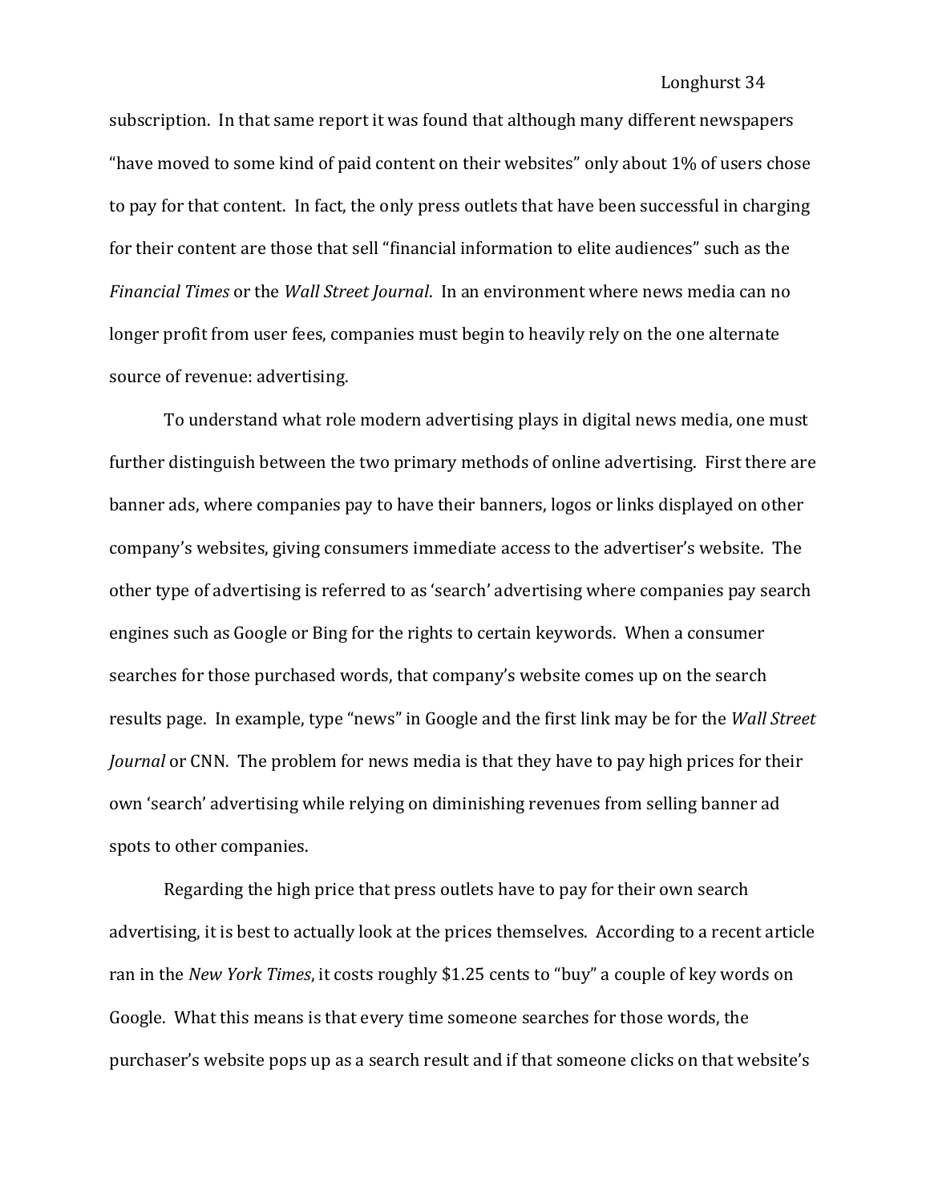subscription. In that same report it was found that although many different newspapers "have moved to some kind of paid content on their websites" only about 1% of users chose to pay for that content. In fact, the only press outlets that have been successful in charging for their content are those that sell "financial information to elite audiences" such as the *Financial Times* or the *Wall Street Journal*. In an environment where news media can no longer profit from user fees, companies must begin to heavily rely on the one alternate source of revenue: advertising.

To understand what role modern advertising plays in digital news media, one must further distinguish between the two primary methods of online advertising. First there are banner ads, where companies pay to have their banners, logos or links displayed on other company's websites, giving consumers immediate access to the advertiser's website. The other type of advertising is referred to as 'search' advertising where companies pay search engines such as Google or Bing for the rights to certain keywords. When a consumer searches for those purchased words, that company's website comes up on the search results page. In example, type "news" in Google and the first link may be for the *Wall Street Journal* or CNN. The problem for news media is that they have to pay high prices for their own 'search' advertising while relying on diminishing revenues from selling banner ad spots to other companies.

Regarding the high price that press outlets have to pay for their own search advertising, it is best to actually look at the prices themselves. According to a recent article ran in the *New York Times*, it costs roughly $1.25 cents to "buy" a couple of key words on Google. What this means is that every time someone searches for those words, the purchaser's website pops up as a search result and if that someone clicks on that website's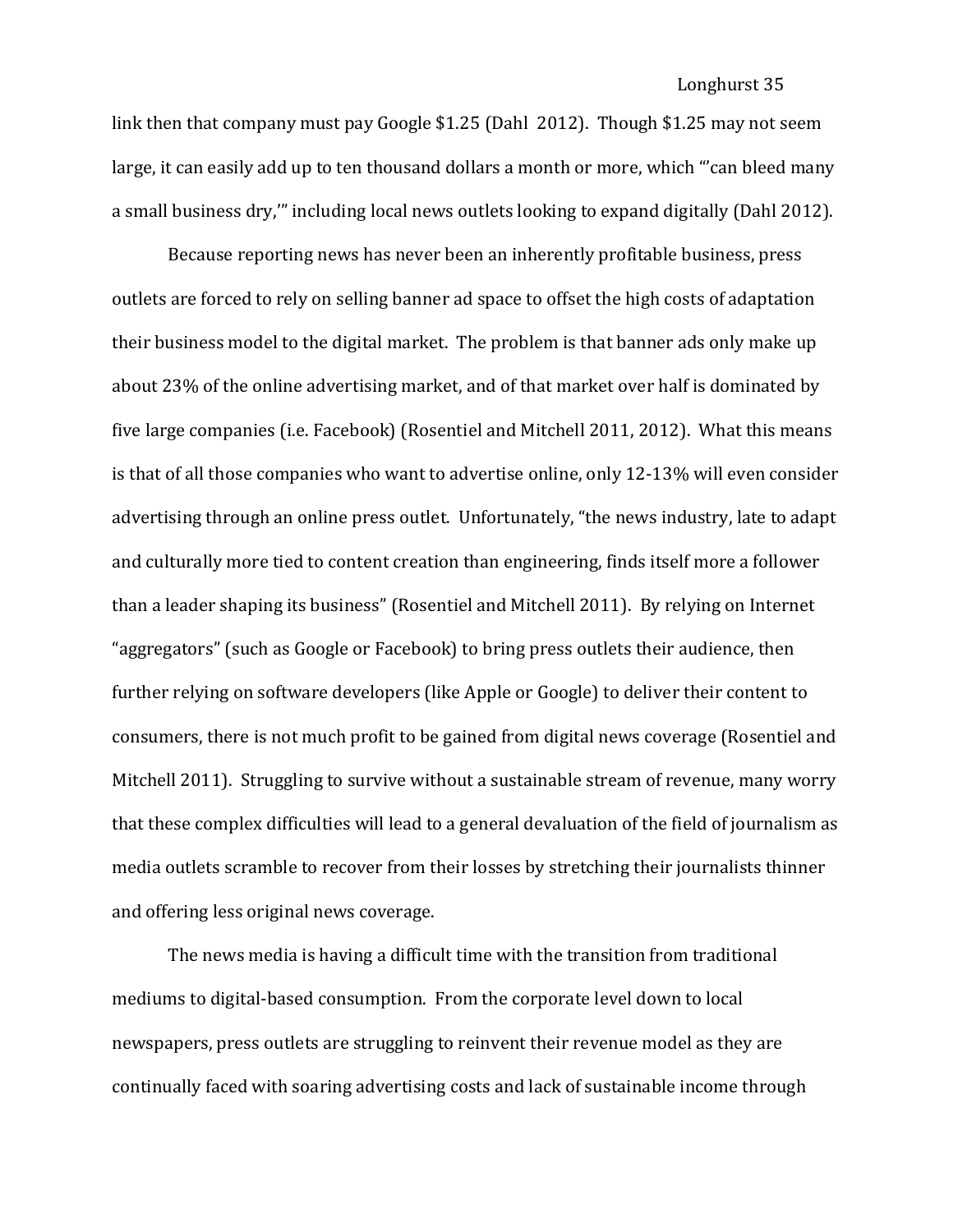link then that company must pay Google $1.25 (Dahl 2012). Though $1.25 may not seem large, it can easily add up to ten thousand dollars a month or more, which "'can bleed many a small business dry,'" including local news outlets looking to expand digitally (Dahl 2012).

Because reporting news has never been an inherently profitable business, press outlets are forced to rely on selling banner ad space to offset the high costs of adaptation their business model to the digital market. The problem is that banner ads only make up about 23% of the online advertising market, and of that market over half is dominated by five large companies (i.e. Facebook) (Rosentiel and Mitchell 2011, 2012). What this means is that of all those companies who want to advertise online, only 12-13% will even consider advertising through an online press outlet. Unfortunately, "the news industry, late to adapt and culturally more tied to content creation than engineering, finds itself more a follower than a leader shaping its business" (Rosentiel and Mitchell 2011). By relying on Internet "aggregators" (such as Google or Facebook) to bring press outlets their audience, then further relying on software developers (like Apple or Google) to deliver their content to consumers, there is not much profit to be gained from digital news coverage (Rosentiel and Mitchell 2011). Struggling to survive without a sustainable stream of revenue, many worry that these complex difficulties will lead to a general devaluation of the field of journalism as media outlets scramble to recover from their losses by stretching their journalists thinner and offering less original news coverage.

The news media is having a difficult time with the transition from traditional mediums to digital-based consumption. From the corporate level down to local newspapers, press outlets are struggling to reinvent their revenue model as they are continually faced with soaring advertising costs and lack of sustainable income through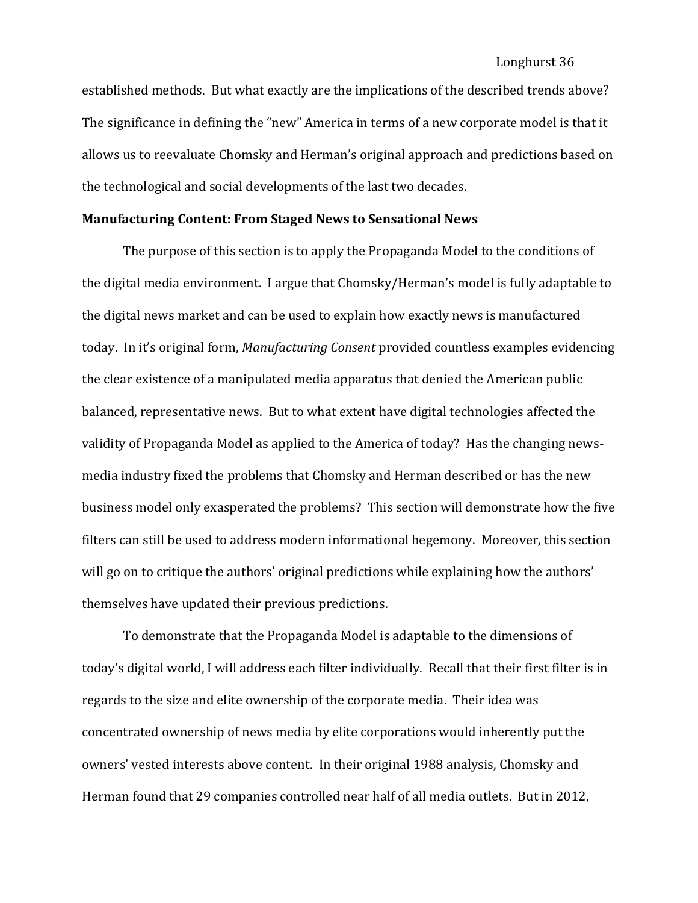established methods. But what exactly are the implications of the described trends above? The significance in defining the "new" America in terms of a new corporate model is that it allows us to reevaluate Chomsky and Herman's original approach and predictions based on the technological and social developments of the last two decades.

**Manufacturing Content: From Staged News to Sensational News**

The purpose of this section is to apply the Propaganda Model to the conditions of the digital media environment. I argue that Chomsky/Herman's model is fully adaptable to the digital news market and can be used to explain how exactly news is manufactured today. In it's original form, *Manufacturing Consent* provided countless examples evidencing the clear existence of a manipulated media apparatus that denied the American public balanced, representative news. But to what extent have digital technologies affected the validity of Propaganda Model as applied to the America of today? Has the changing news-media industry fixed the problems that Chomsky and Herman described or has the new business model only exasperated the problems? This section will demonstrate how the five filters can still be used to address modern informational hegemony. Moreover, this section will go on to critique the authors' original predictions while explaining how the authors' themselves have updated their previous predictions.

To demonstrate that the Propaganda Model is adaptable to the dimensions of today's digital world, I will address each filter individually. Recall that their first filter is in regards to the size and elite ownership of the corporate media. Their idea was concentrated ownership of news media by elite corporations would inherently put the owners' vested interests above content. In their original 1988 analysis, Chomsky and Herman found that 29 companies controlled near half of all media outlets. But in 2012,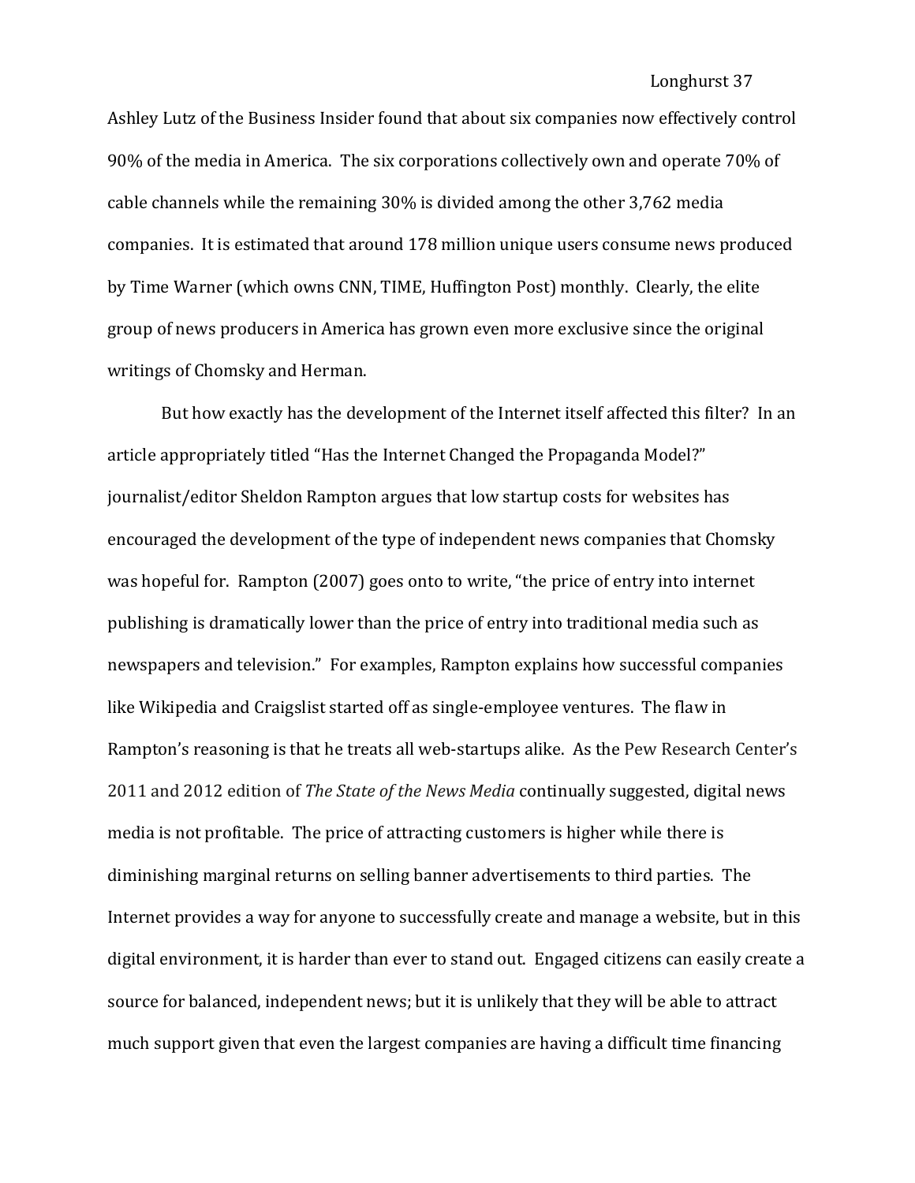Ashley Lutz of the Business Insider found that about six companies now effectively control 90% of the media in America. The six corporations collectively own and operate 70% of cable channels while the remaining 30% is divided among the other 3,762 media companies. It is estimated that around 178 million unique users consume news produced by Time Warner (which owns CNN, TIME, Huffington Post) monthly. Clearly, the elite group of news producers in America has grown even more exclusive since the original writings of Chomsky and Herman.

But how exactly has the development of the Internet itself affected this filter? In an article appropriately titled "Has the Internet Changed the Propaganda Model?" journalist/editor Sheldon Rampton argues that low startup costs for websites has encouraged the development of the type of independent news companies that Chomsky was hopeful for. Rampton (2007) goes onto to write, "the price of entry into internet publishing is dramatically lower than the price of entry into traditional media such as newspapers and television." For examples, Rampton explains how successful companies like Wikipedia and Craigslist started off as single-employee ventures. The flaw in Rampton's reasoning is that he treats all web-startups alike. As the Pew Research Center's 2011 and 2012 edition of *The State of the News Media* continually suggested, digital news media is not profitable. The price of attracting customers is higher while there is diminishing marginal returns on selling banner advertisements to third parties. The Internet provides a way for anyone to successfully create and manage a website, but in this digital environment, it is harder than ever to stand out. Engaged citizens can easily create a source for balanced, independent news; but it is unlikely that they will be able to attract much support given that even the largest companies are having a difficult time financing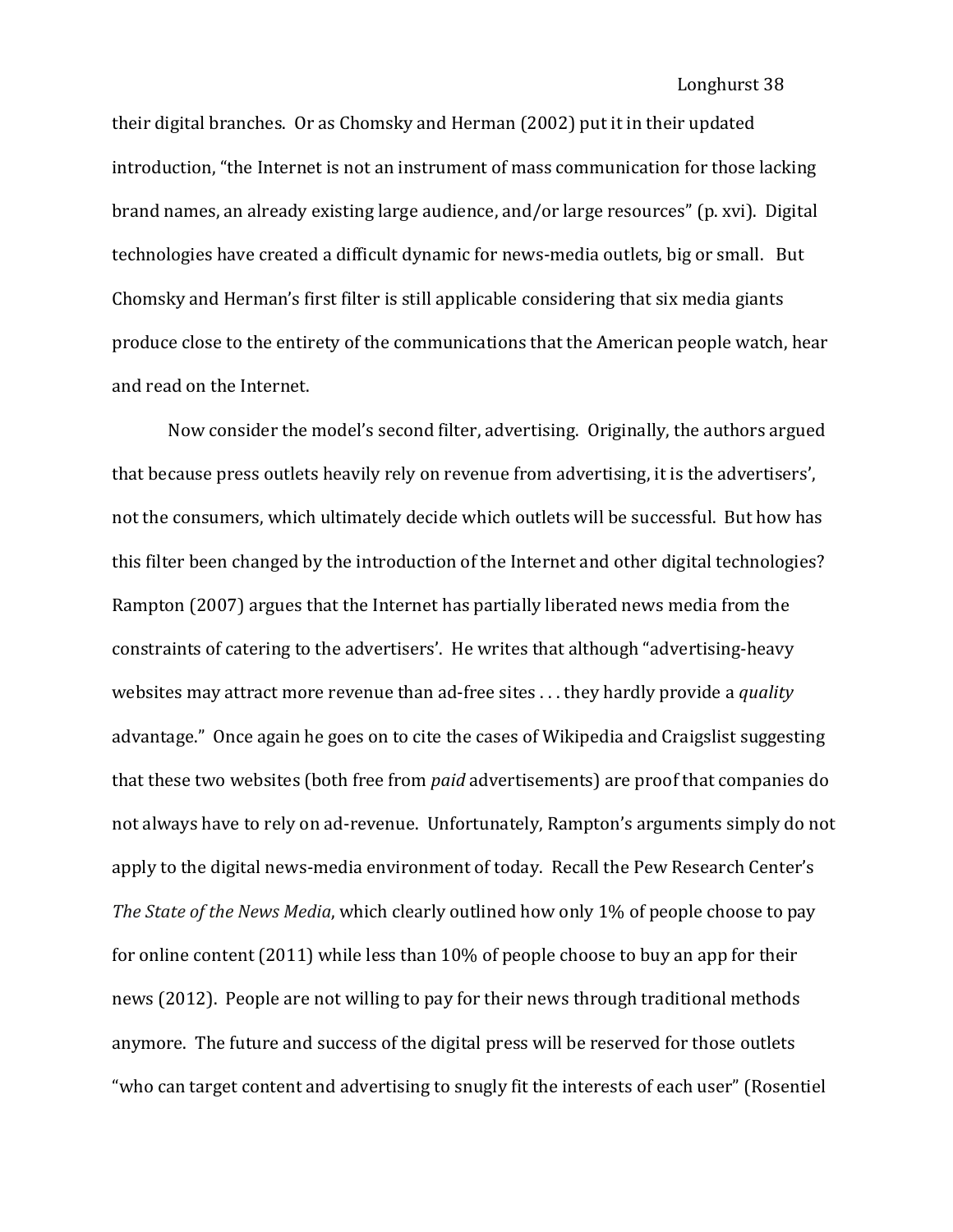their digital branches. Or as Chomsky and Herman (2002) put it in their updated introduction, "the Internet is not an instrument of mass communication for those lacking brand names, an already existing large audience, and/or large resources" (p. xvi). Digital technologies have created a difficult dynamic for news-media outlets, big or small. But Chomsky and Herman's first filter is still applicable considering that six media giants produce close to the entirety of the communications that the American people watch, hear and read on the Internet.

Now consider the model's second filter, advertising. Originally, the authors argued that because press outlets heavily rely on revenue from advertising, it is the advertisers', not the consumers, which ultimately decide which outlets will be successful. But how has this filter been changed by the introduction of the Internet and other digital technologies? Rampton (2007) argues that the Internet has partially liberated news media from the constraints of catering to the advertisers'. He writes that although "advertising-heavy websites may attract more revenue than ad-free sites . . . they hardly provide a *quality* advantage." Once again he goes on to cite the cases of Wikipedia and Craigslist suggesting that these two websites (both free from *paid* advertisements) are proof that companies do not always have to rely on ad-revenue. Unfortunately, Rampton's arguments simply do not apply to the digital news-media environment of today. Recall the Pew Research Center's *The State of the News Media*, which clearly outlined how only 1% of people choose to pay for online content (2011) while less than 10% of people choose to buy an app for their news (2012). People are not willing to pay for their news through traditional methods anymore. The future and success of the digital press will be reserved for those outlets "who can target content and advertising to snugly fit the interests of each user" (Rosentiel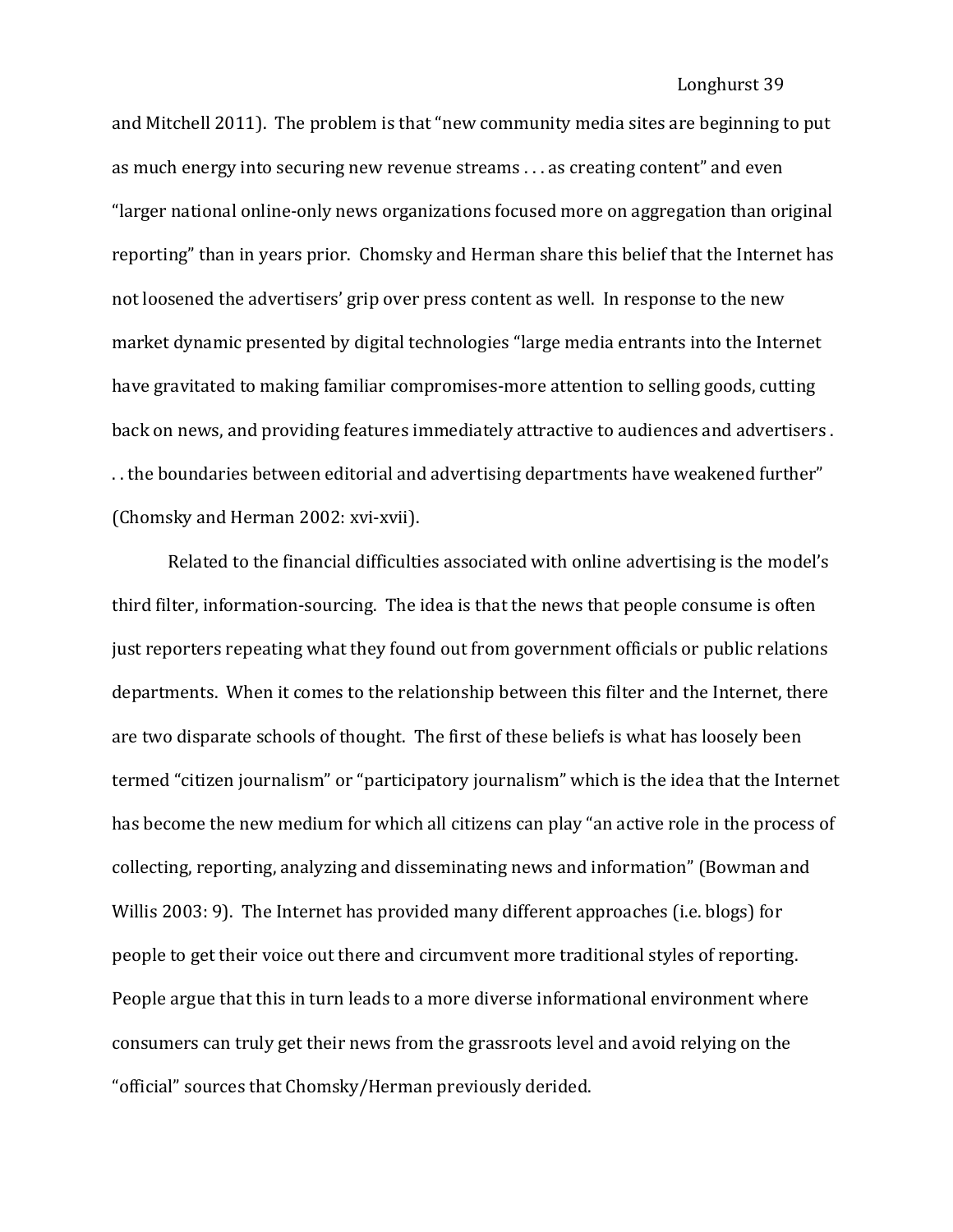and Mitchell 2011). The problem is that "new community media sites are beginning to put as much energy into securing new revenue streams . . . as creating content" and even "larger national online-only news organizations focused more on aggregation than original reporting" than in years prior. Chomsky and Herman share this belief that the Internet has not loosened the advertisers' grip over press content as well. In response to the new market dynamic presented by digital technologies "large media entrants into the Internet have gravitated to making familiar compromises-more attention to selling goods, cutting back on news, and providing features immediately attractive to audiences and advertisers . . . the boundaries between editorial and advertising departments have weakened further" (Chomsky and Herman 2002: xvi-xvii).

Related to the financial difficulties associated with online advertising is the model's third filter, information-sourcing. The idea is that the news that people consume is often just reporters repeating what they found out from government officials or public relations departments. When it comes to the relationship between this filter and the Internet, there are two disparate schools of thought. The first of these beliefs is what has loosely been termed "citizen journalism" or "participatory journalism" which is the idea that the Internet has become the new medium for which all citizens can play "an active role in the process of collecting, reporting, analyzing and disseminating news and information" (Bowman and Willis 2003: 9). The Internet has provided many different approaches (i.e. blogs) for people to get their voice out there and circumvent more traditional styles of reporting. People argue that this in turn leads to a more diverse informational environment where consumers can truly get their news from the grassroots level and avoid relying on the "official" sources that Chomsky/Herman previously derided.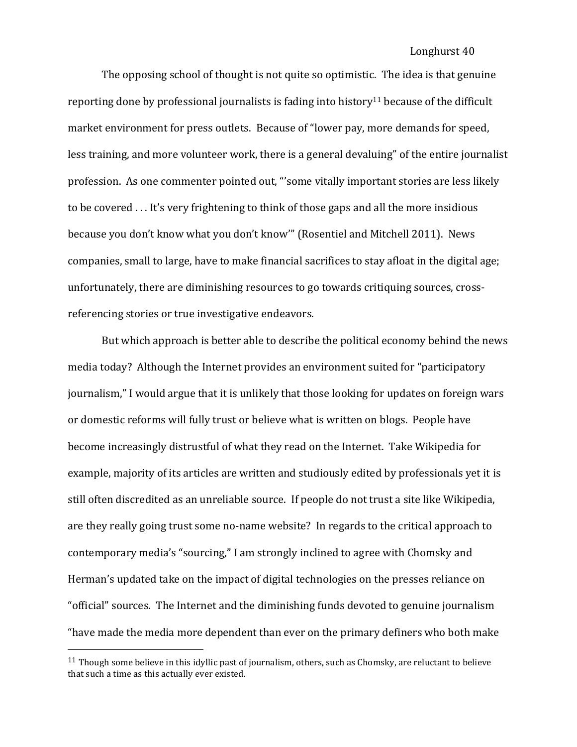The opposing school of thought is not quite so optimistic. The idea is that genuine reporting done by professional journalists is fading into history[11] because of the difficult market environment for press outlets. Because of "lower pay, more demands for speed, less training, and more volunteer work, there is a general devaluing" of the entire journalist profession. As one commenter pointed out, "'some vitally important stories are less likely to be covered . . . It's very frightening to think of those gaps and all the more insidious because you don't know what you don't know'" (Rosentiel and Mitchell 2011). News companies, small to large, have to make financial sacrifices to stay afloat in the digital age; unfortunately, there are diminishing resources to go towards critiquing sources, cross-referencing stories or true investigative endeavors.

But which approach is better able to describe the political economy behind the news media today? Although the Internet provides an environment suited for "participatory journalism," I would argue that it is unlikely that those looking for updates on foreign wars or domestic reforms will fully trust or believe what is written on blogs. People have become increasingly distrustful of what they read on the Internet. Take Wikipedia for example, majority of its articles are written and studiously edited by professionals yet it is still often discredited as an unreliable source. If people do not trust a site like Wikipedia, are they really going trust some no-name website? In regards to the critical approach to contemporary media's "sourcing," I am strongly inclined to agree with Chomsky and Herman's updated take on the impact of digital technologies on the presses reliance on "official" sources. The Internet and the diminishing funds devoted to genuine journalism "have made the media more dependent than ever on the primary definers who both make

---

[11] Though some believe in this idyllic past of journalism, others, such as Chomsky, are reluctant to believe that such a time as this actually ever existed.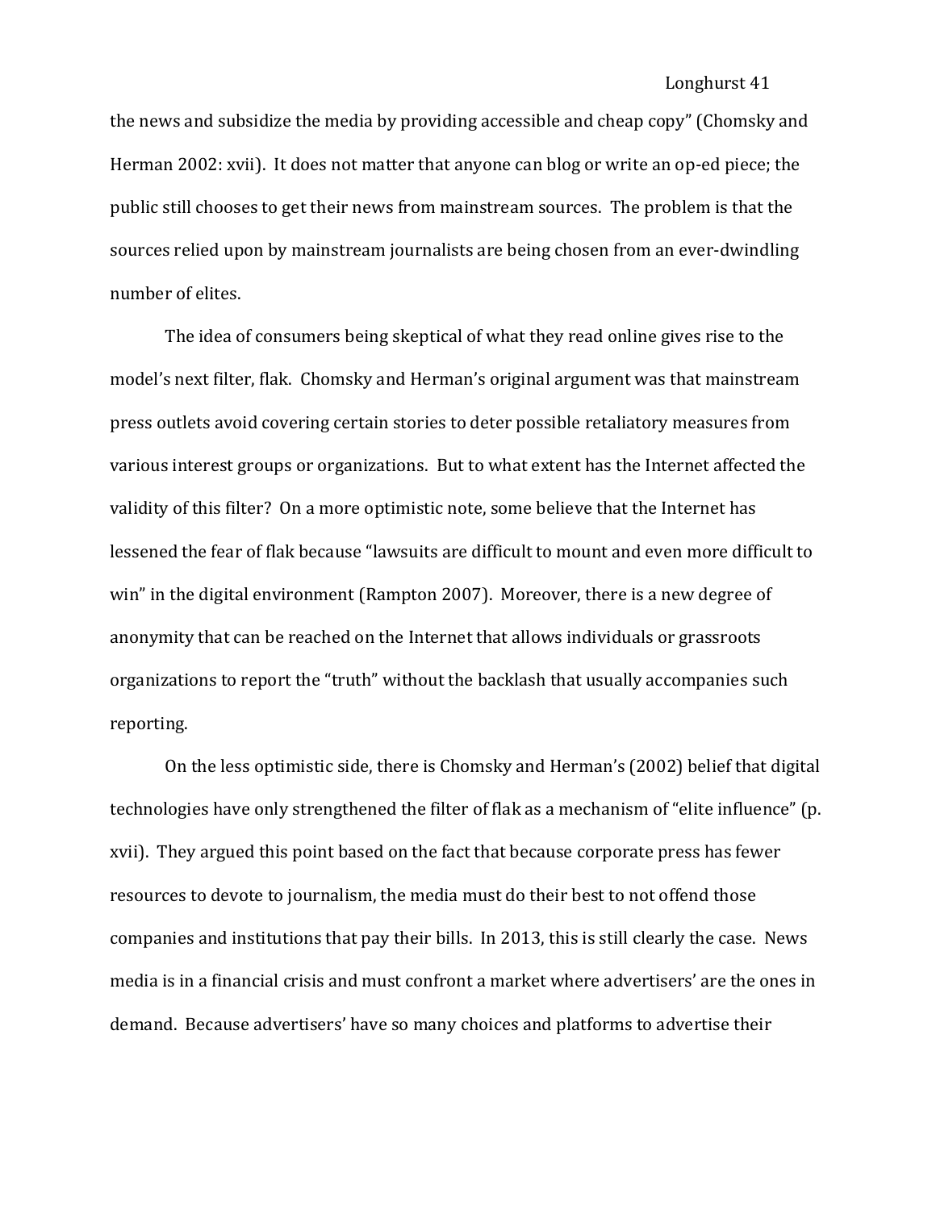the news and subsidize the media by providing accessible and cheap copy" (Chomsky and Herman 2002: xvii). It does not matter that anyone can blog or write an op-ed piece; the public still chooses to get their news from mainstream sources. The problem is that the sources relied upon by mainstream journalists are being chosen from an ever-dwindling number of elites.

The idea of consumers being skeptical of what they read online gives rise to the model's next filter, flak. Chomsky and Herman's original argument was that mainstream press outlets avoid covering certain stories to deter possible retaliatory measures from various interest groups or organizations. But to what extent has the Internet affected the validity of this filter? On a more optimistic note, some believe that the Internet has lessened the fear of flak because "lawsuits are difficult to mount and even more difficult to win" in the digital environment (Rampton 2007). Moreover, there is a new degree of anonymity that can be reached on the Internet that allows individuals or grassroots organizations to report the "truth" without the backlash that usually accompanies such reporting.

On the less optimistic side, there is Chomsky and Herman's (2002) belief that digital technologies have only strengthened the filter of flak as a mechanism of "elite influence" (p. xvii). They argued this point based on the fact that because corporate press has fewer resources to devote to journalism, the media must do their best to not offend those companies and institutions that pay their bills. In 2013, this is still clearly the case. News media is in a financial crisis and must confront a market where advertisers' are the ones in demand. Because advertisers' have so many choices and platforms to advertise their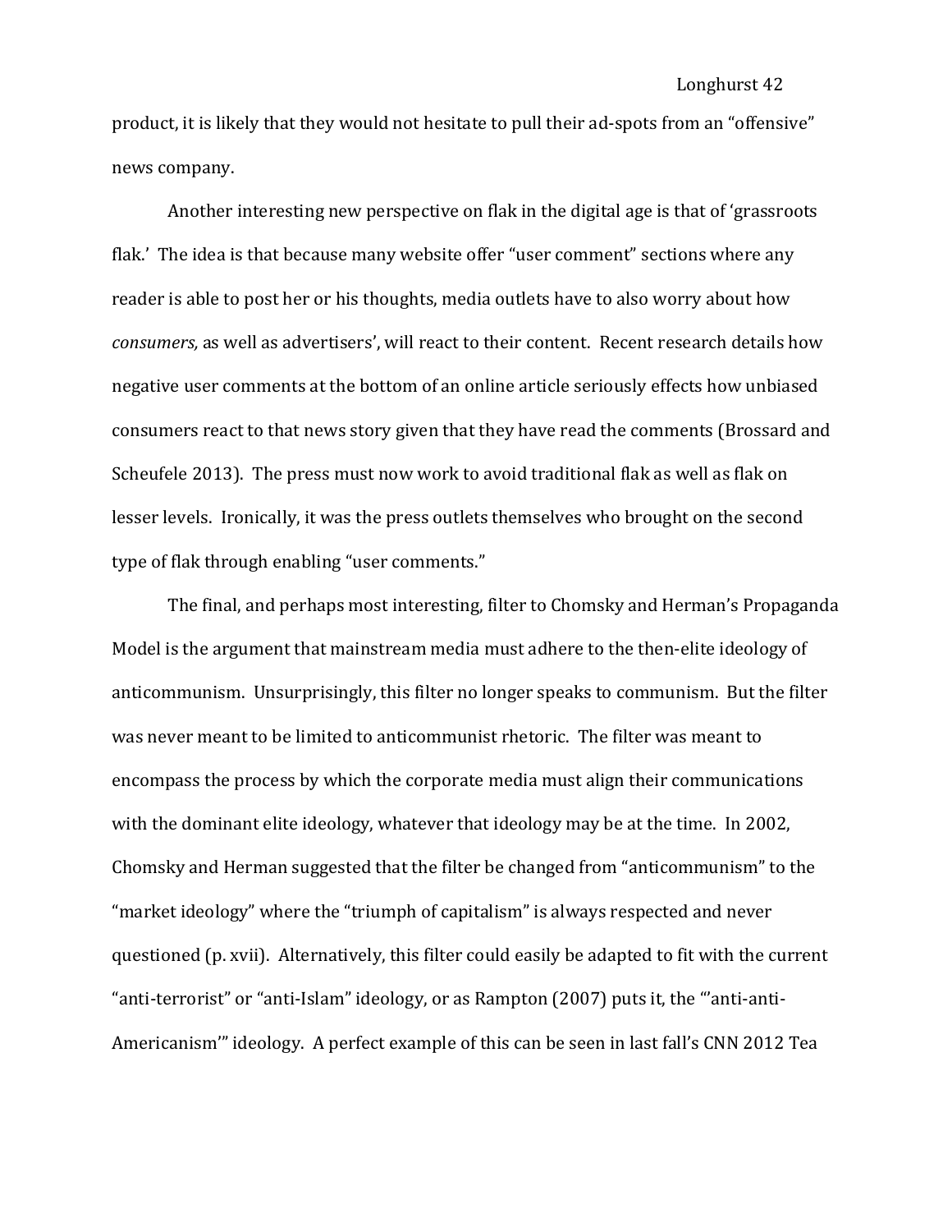product, it is likely that they would not hesitate to pull their ad-spots from an "offensive" news company.

Another interesting new perspective on flak in the digital age is that of 'grassroots flak.' The idea is that because many website offer "user comment" sections where any reader is able to post her or his thoughts, media outlets have to also worry about how *consumers,* as well as advertisers', will react to their content. Recent research details how negative user comments at the bottom of an online article seriously effects how unbiased consumers react to that news story given that they have read the comments (Brossard and Scheufele 2013). The press must now work to avoid traditional flak as well as flak on lesser levels. Ironically, it was the press outlets themselves who brought on the second type of flak through enabling "user comments."

The final, and perhaps most interesting, filter to Chomsky and Herman's Propaganda Model is the argument that mainstream media must adhere to the then-elite ideology of anticommunism. Unsurprisingly, this filter no longer speaks to communism. But the filter was never meant to be limited to anticommunist rhetoric. The filter was meant to encompass the process by which the corporate media must align their communications with the dominant elite ideology, whatever that ideology may be at the time. In 2002, Chomsky and Herman suggested that the filter be changed from "anticommunism" to the "market ideology" where the "triumph of capitalism" is always respected and never questioned (p. xvii). Alternatively, this filter could easily be adapted to fit with the current "anti-terrorist" or "anti-Islam" ideology, or as Rampton (2007) puts it, the "'anti-anti-Americanism'" ideology. A perfect example of this can be seen in last fall's CNN 2012 Tea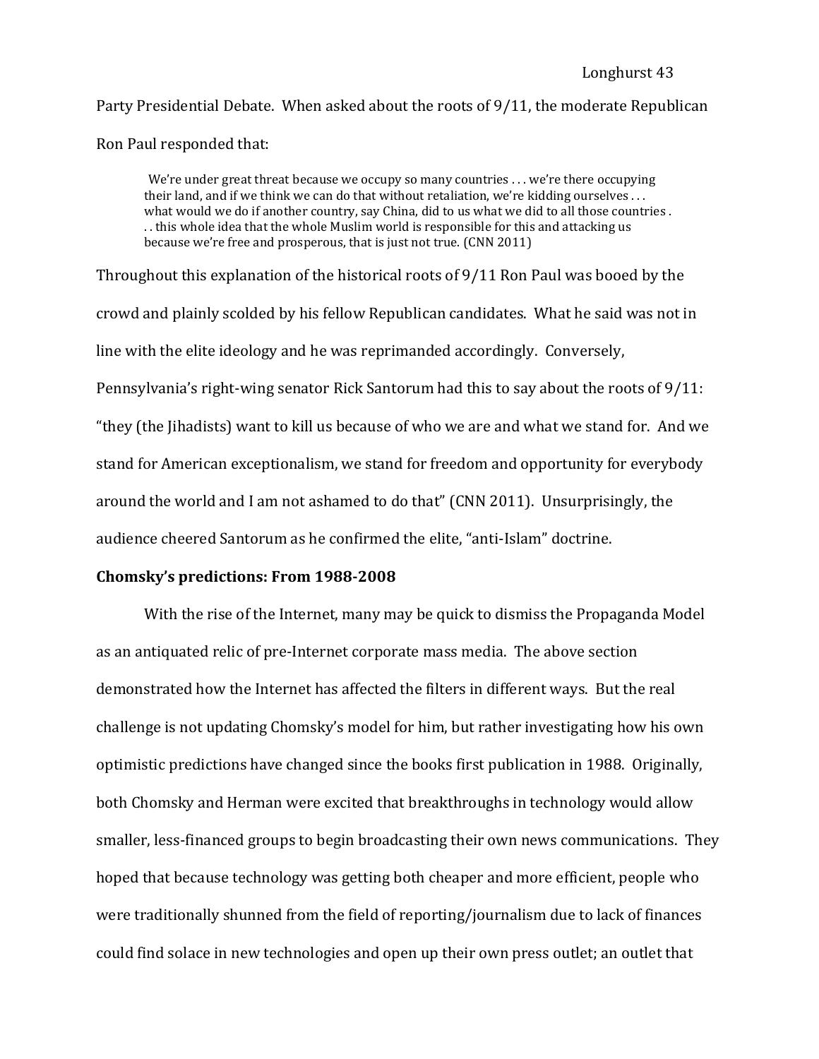Party Presidential Debate. When asked about the roots of 9/11, the moderate Republican Ron Paul responded that:

> We're under great threat because we occupy so many countries . . . we're there occupying their land, and if we think we can do that without retaliation, we're kidding ourselves . . . what would we do if another country, say China, did to us what we did to all those countries . . . this whole idea that the whole Muslim world is responsible for this and attacking us because we're free and prosperous, that is just not true. (CNN 2011)

Throughout this explanation of the historical roots of 9/11 Ron Paul was booed by the crowd and plainly scolded by his fellow Republican candidates. What he said was not in line with the elite ideology and he was reprimanded accordingly. Conversely, Pennsylvania's right-wing senator Rick Santorum had this to say about the roots of 9/11: "they (the Jihadists) want to kill us because of who we are and what we stand for. And we stand for American exceptionalism, we stand for freedom and opportunity for everybody around the world and I am not ashamed to do that" (CNN 2011). Unsurprisingly, the audience cheered Santorum as he confirmed the elite, "anti-Islam" doctrine.

**Chomsky's predictions: From 1988-2008**

With the rise of the Internet, many may be quick to dismiss the Propaganda Model as an antiquated relic of pre-Internet corporate mass media. The above section demonstrated how the Internet has affected the filters in different ways. But the real challenge is not updating Chomsky's model for him, but rather investigating how his own optimistic predictions have changed since the books first publication in 1988. Originally, both Chomsky and Herman were excited that breakthroughs in technology would allow smaller, less-financed groups to begin broadcasting their own news communications. They hoped that because technology was getting both cheaper and more efficient, people who were traditionally shunned from the field of reporting/journalism due to lack of finances could find solace in new technologies and open up their own press outlet; an outlet that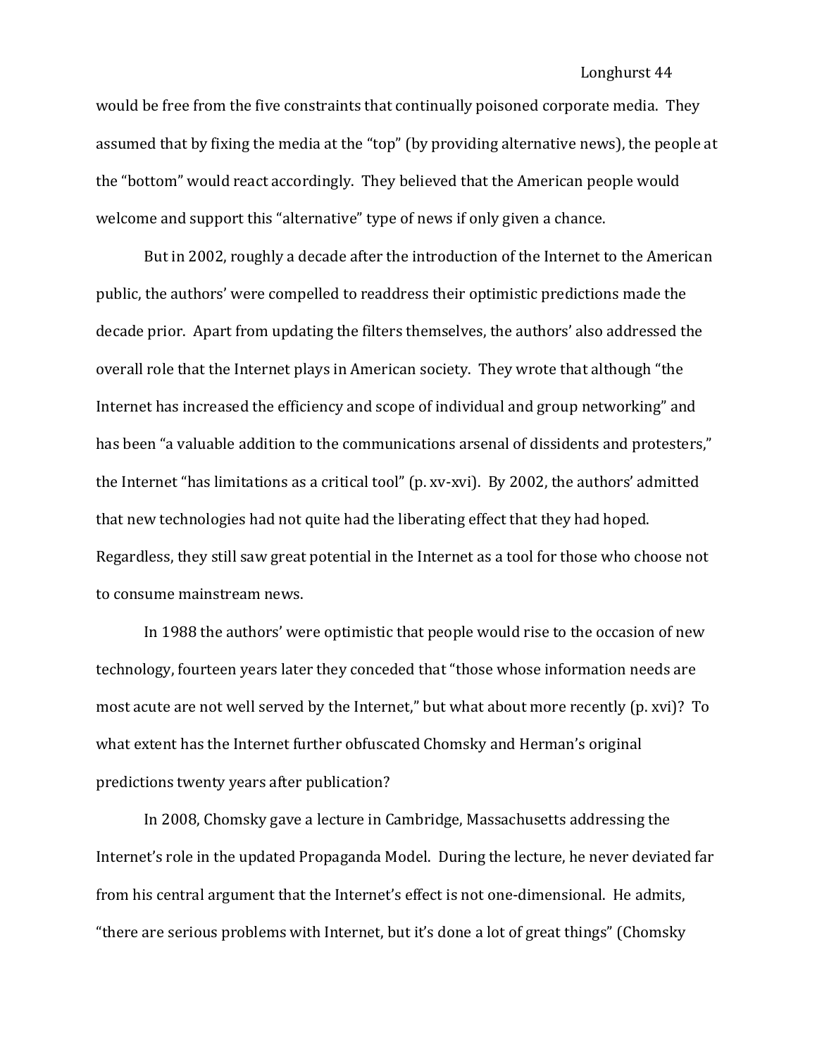would be free from the five constraints that continually poisoned corporate media. They assumed that by fixing the media at the "top" (by providing alternative news), the people at the "bottom" would react accordingly. They believed that the American people would welcome and support this "alternative" type of news if only given a chance.

But in 2002, roughly a decade after the introduction of the Internet to the American public, the authors' were compelled to readdress their optimistic predictions made the decade prior. Apart from updating the filters themselves, the authors' also addressed the overall role that the Internet plays in American society. They wrote that although "the Internet has increased the efficiency and scope of individual and group networking" and has been "a valuable addition to the communications arsenal of dissidents and protesters," the Internet "has limitations as a critical tool" (p. xv-xvi). By 2002, the authors' admitted that new technologies had not quite had the liberating effect that they had hoped. Regardless, they still saw great potential in the Internet as a tool for those who choose not to consume mainstream news.

In 1988 the authors' were optimistic that people would rise to the occasion of new technology, fourteen years later they conceded that "those whose information needs are most acute are not well served by the Internet," but what about more recently (p. xvi)? To what extent has the Internet further obfuscated Chomsky and Herman's original predictions twenty years after publication?

In 2008, Chomsky gave a lecture in Cambridge, Massachusetts addressing the Internet's role in the updated Propaganda Model. During the lecture, he never deviated far from his central argument that the Internet's effect is not one-dimensional. He admits, "there are serious problems with Internet, but it's done a lot of great things" (Chomsky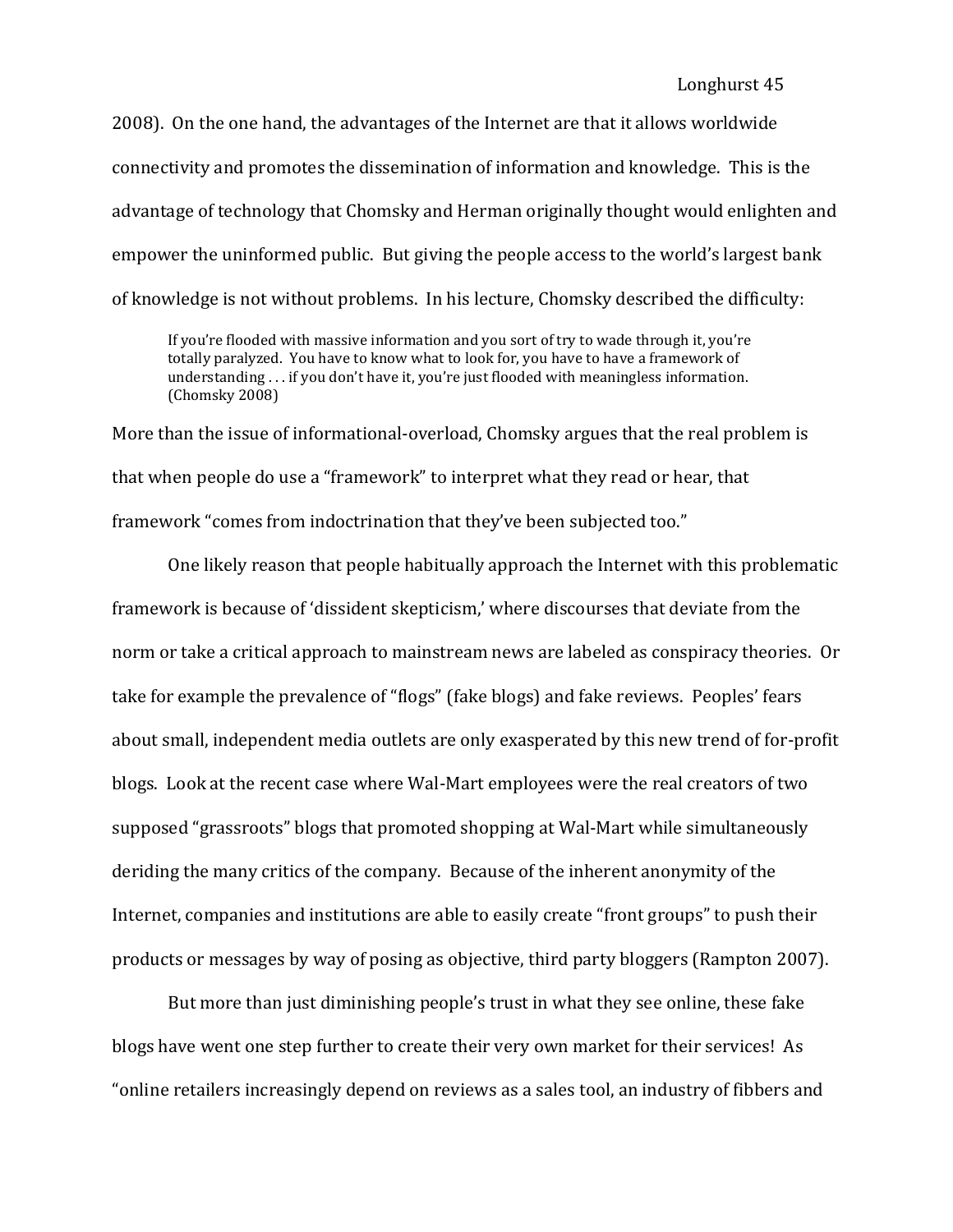2008). On the one hand, the advantages of the Internet are that it allows worldwide connectivity and promotes the dissemination of information and knowledge. This is the advantage of technology that Chomsky and Herman originally thought would enlighten and empower the uninformed public. But giving the people access to the world's largest bank of knowledge is not without problems. In his lecture, Chomsky described the difficulty:

> If you're flooded with massive information and you sort of try to wade through it, you're totally paralyzed. You have to know what to look for, you have to have a framework of understanding . . . if you don't have it, you're just flooded with meaningless information. (Chomsky 2008)

More than the issue of informational-overload, Chomsky argues that the real problem is that when people do use a "framework" to interpret what they read or hear, that framework "comes from indoctrination that they've been subjected too."

One likely reason that people habitually approach the Internet with this problematic framework is because of 'dissident skepticism,' where discourses that deviate from the norm or take a critical approach to mainstream news are labeled as conspiracy theories. Or take for example the prevalence of "flogs" (fake blogs) and fake reviews. Peoples' fears about small, independent media outlets are only exasperated by this new trend of for-profit blogs. Look at the recent case where Wal-Mart employees were the real creators of two supposed "grassroots" blogs that promoted shopping at Wal-Mart while simultaneously deriding the many critics of the company. Because of the inherent anonymity of the Internet, companies and institutions are able to easily create "front groups" to push their products or messages by way of posing as objective, third party bloggers (Rampton 2007).

But more than just diminishing people's trust in what they see online, these fake blogs have went one step further to create their very own market for their services! As "online retailers increasingly depend on reviews as a sales tool, an industry of fibbers and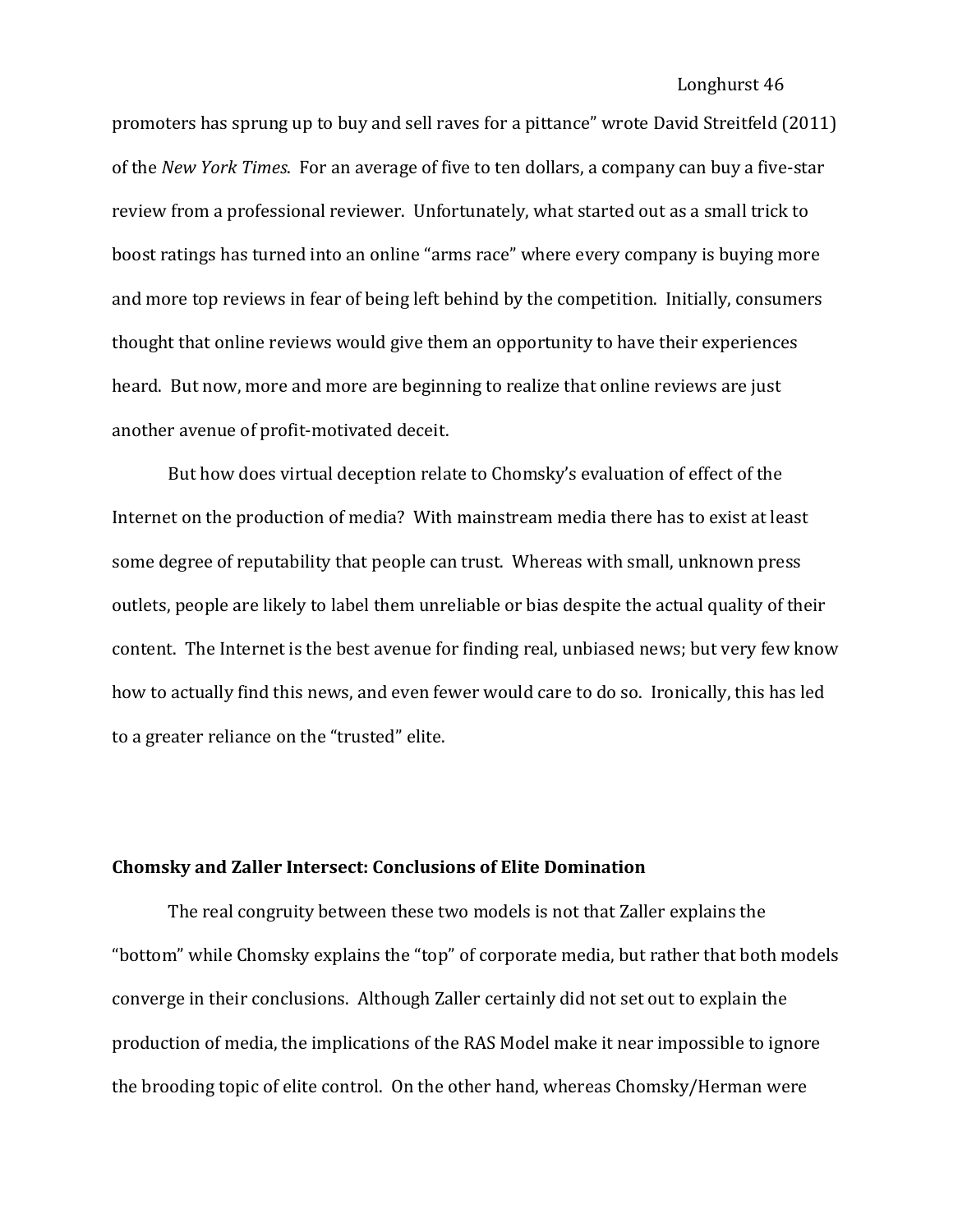promoters has sprung up to buy and sell raves for a pittance" wrote David Streitfeld (2011) of the *New York Times*. For an average of five to ten dollars, a company can buy a five-star review from a professional reviewer. Unfortunately, what started out as a small trick to boost ratings has turned into an online "arms race" where every company is buying more and more top reviews in fear of being left behind by the competition. Initially, consumers thought that online reviews would give them an opportunity to have their experiences heard. But now, more and more are beginning to realize that online reviews are just another avenue of profit-motivated deceit.

But how does virtual deception relate to Chomsky's evaluation of effect of the Internet on the production of media? With mainstream media there has to exist at least some degree of reputability that people can trust. Whereas with small, unknown press outlets, people are likely to label them unreliable or bias despite the actual quality of their content. The Internet is the best avenue for finding real, unbiased news; but very few know how to actually find this news, and even fewer would care to do so. Ironically, this has led to a greater reliance on the "trusted" elite.

**Chomsky and Zaller Intersect: Conclusions of Elite Domination**

The real congruity between these two models is not that Zaller explains the "bottom" while Chomsky explains the "top" of corporate media, but rather that both models converge in their conclusions. Although Zaller certainly did not set out to explain the production of media, the implications of the RAS Model make it near impossible to ignore the brooding topic of elite control. On the other hand, whereas Chomsky/Herman were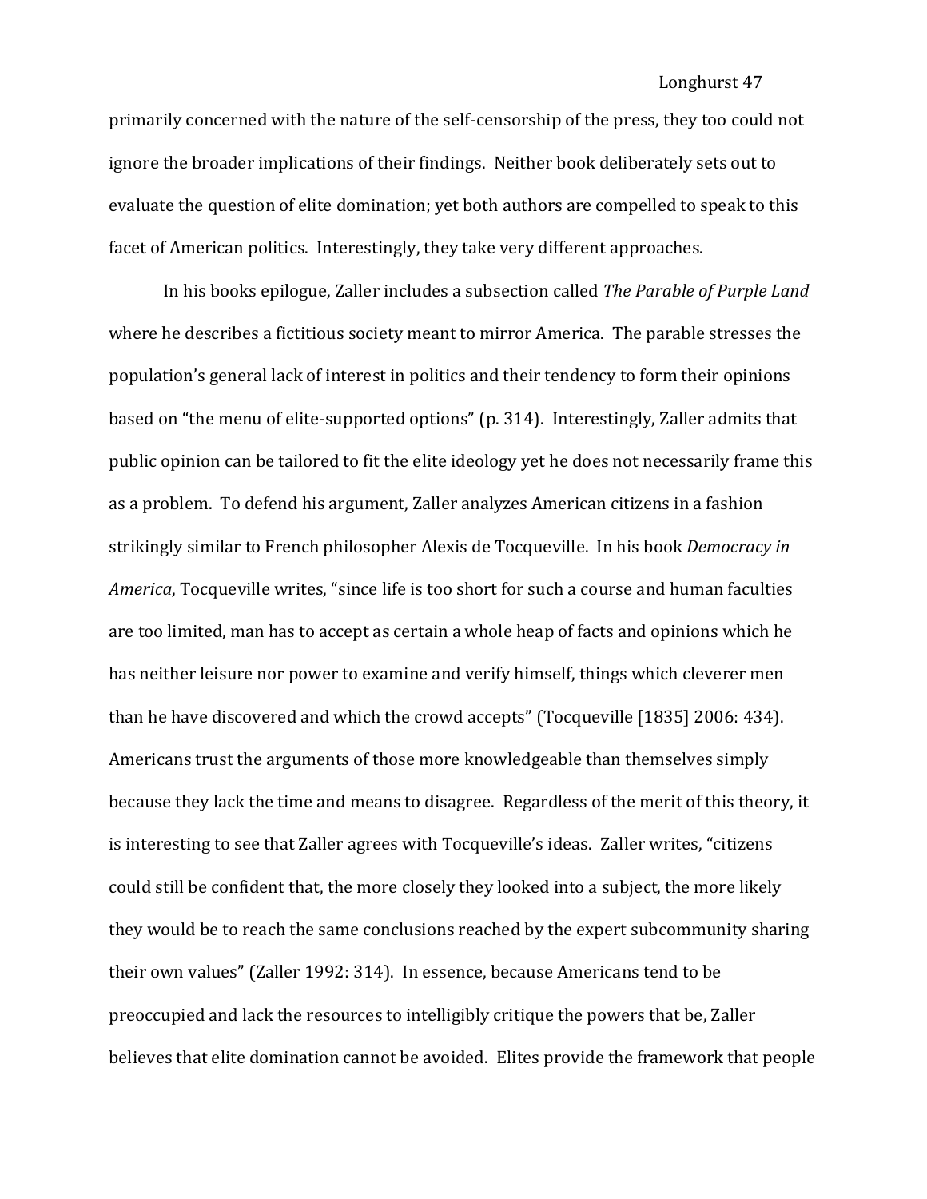primarily concerned with the nature of the self-censorship of the press, they too could not ignore the broader implications of their findings. Neither book deliberately sets out to evaluate the question of elite domination; yet both authors are compelled to speak to this facet of American politics. Interestingly, they take very different approaches.

In his books epilogue, Zaller includes a subsection called *The Parable of Purple Land* where he describes a fictitious society meant to mirror America. The parable stresses the population's general lack of interest in politics and their tendency to form their opinions based on "the menu of elite-supported options" (p. 314). Interestingly, Zaller admits that public opinion can be tailored to fit the elite ideology yet he does not necessarily frame this as a problem. To defend his argument, Zaller analyzes American citizens in a fashion strikingly similar to French philosopher Alexis de Tocqueville. In his book *Democracy in America*, Tocqueville writes, "since life is too short for such a course and human faculties are too limited, man has to accept as certain a whole heap of facts and opinions which he has neither leisure nor power to examine and verify himself, things which cleverer men than he have discovered and which the crowd accepts" (Tocqueville [1835] 2006: 434). Americans trust the arguments of those more knowledgeable than themselves simply because they lack the time and means to disagree. Regardless of the merit of this theory, it is interesting to see that Zaller agrees with Tocqueville's ideas. Zaller writes, "citizens could still be confident that, the more closely they looked into a subject, the more likely they would be to reach the same conclusions reached by the expert subcommunity sharing their own values" (Zaller 1992: 314). In essence, because Americans tend to be preoccupied and lack the resources to intelligibly critique the powers that be, Zaller believes that elite domination cannot be avoided. Elites provide the framework that people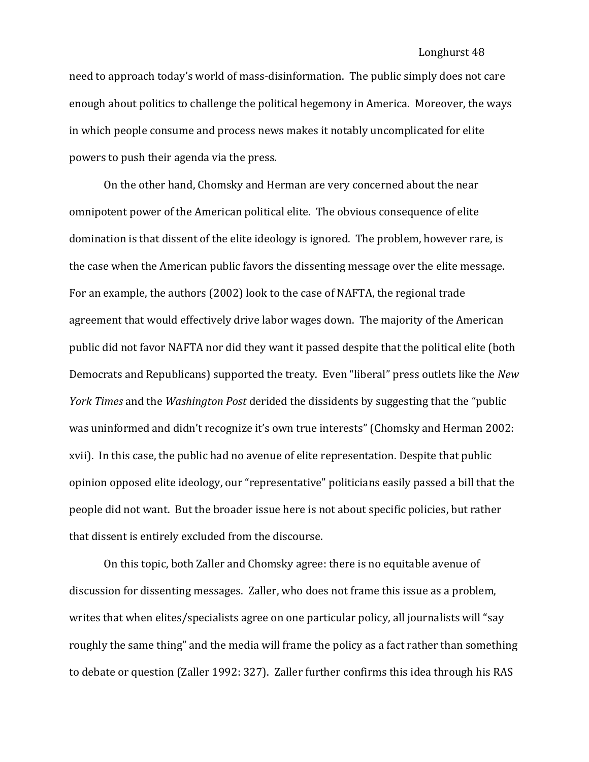need to approach today's world of mass-disinformation. The public simply does not care enough about politics to challenge the political hegemony in America. Moreover, the ways in which people consume and process news makes it notably uncomplicated for elite powers to push their agenda via the press.

On the other hand, Chomsky and Herman are very concerned about the near omnipotent power of the American political elite. The obvious consequence of elite domination is that dissent of the elite ideology is ignored. The problem, however rare, is the case when the American public favors the dissenting message over the elite message. For an example, the authors (2002) look to the case of NAFTA, the regional trade agreement that would effectively drive labor wages down. The majority of the American public did not favor NAFTA nor did they want it passed despite that the political elite (both Democrats and Republicans) supported the treaty. Even "liberal" press outlets like the *New York Times* and the *Washington Post* derided the dissidents by suggesting that the "public was uninformed and didn't recognize it's own true interests" (Chomsky and Herman 2002: xvii). In this case, the public had no avenue of elite representation. Despite that public opinion opposed elite ideology, our "representative" politicians easily passed a bill that the people did not want. But the broader issue here is not about specific policies, but rather that dissent is entirely excluded from the discourse.

On this topic, both Zaller and Chomsky agree: there is no equitable avenue of discussion for dissenting messages. Zaller, who does not frame this issue as a problem, writes that when elites/specialists agree on one particular policy, all journalists will "say roughly the same thing" and the media will frame the policy as a fact rather than something to debate or question (Zaller 1992: 327). Zaller further confirms this idea through his RAS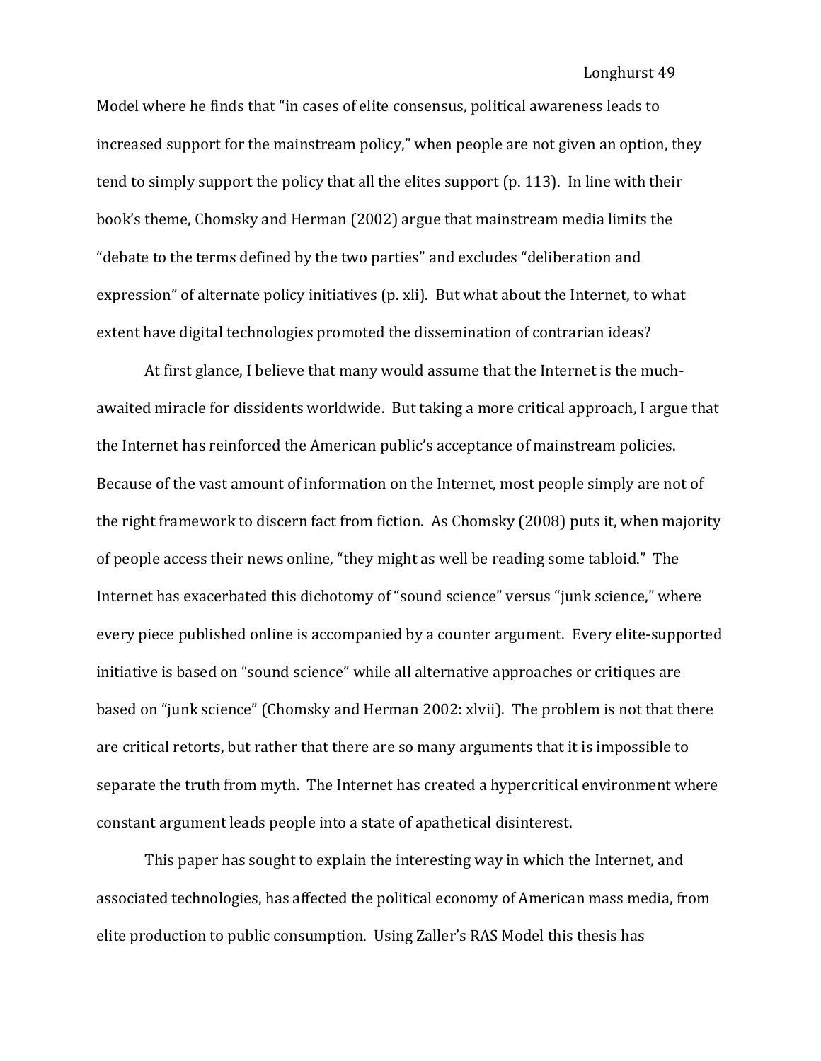Model where he finds that "in cases of elite consensus, political awareness leads to increased support for the mainstream policy," when people are not given an option, they tend to simply support the policy that all the elites support (p. 113). In line with their book's theme, Chomsky and Herman (2002) argue that mainstream media limits the "debate to the terms defined by the two parties" and excludes "deliberation and expression" of alternate policy initiatives (p. xli). But what about the Internet, to what extent have digital technologies promoted the dissemination of contrarian ideas?

At first glance, I believe that many would assume that the Internet is the much-awaited miracle for dissidents worldwide. But taking a more critical approach, I argue that the Internet has reinforced the American public's acceptance of mainstream policies. Because of the vast amount of information on the Internet, most people simply are not of the right framework to discern fact from fiction. As Chomsky (2008) puts it, when majority of people access their news online, "they might as well be reading some tabloid." The Internet has exacerbated this dichotomy of "sound science" versus "junk science," where every piece published online is accompanied by a counter argument. Every elite-supported initiative is based on "sound science" while all alternative approaches or critiques are based on "junk science" (Chomsky and Herman 2002: xlvii). The problem is not that there are critical retorts, but rather that there are so many arguments that it is impossible to separate the truth from myth. The Internet has created a hypercritical environment where constant argument leads people into a state of apathetical disinterest.

This paper has sought to explain the interesting way in which the Internet, and associated technologies, has affected the political economy of American mass media, from elite production to public consumption. Using Zaller's RAS Model this thesis has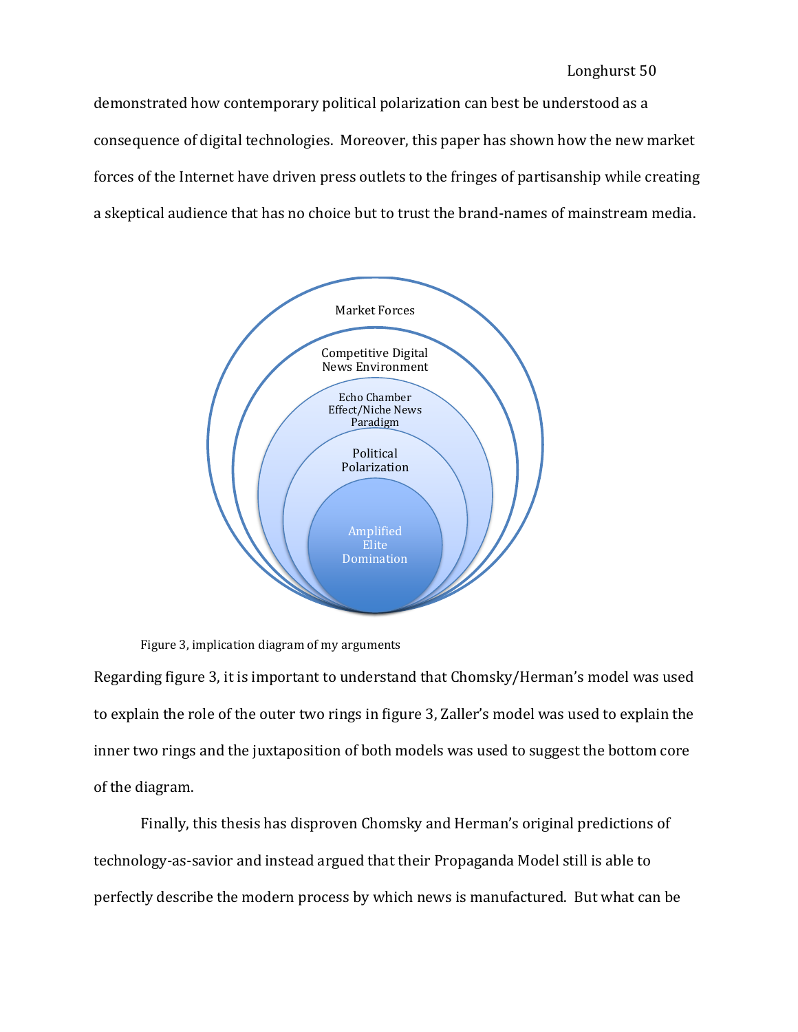demonstrated how contemporary political polarization can best be understood as a consequence of digital technologies. Moreover, this paper has shown how the new market forces of the Internet have driven press outlets to the fringes of partisanship while creating a skeptical audience that has no choice but to trust the brand-names of mainstream media.

Market Forces

Competitive Digital News Environment

Echo Chamber Effect/Niche News Paradigm

Political Polarization

Amplified Elite Domination

Figure 3, implication diagram of my arguments

Regarding figure 3, it is important to understand that Chomsky/Herman's model was used to explain the role of the outer two rings in figure 3, Zaller's model was used to explain the inner two rings and the juxtaposition of both models was used to suggest the bottom core of the diagram.

Finally, this thesis has disproven Chomsky and Herman's original predictions of technology-as-savior and instead argued that their Propaganda Model still is able to perfectly describe the modern process by which news is manufactured. But what can be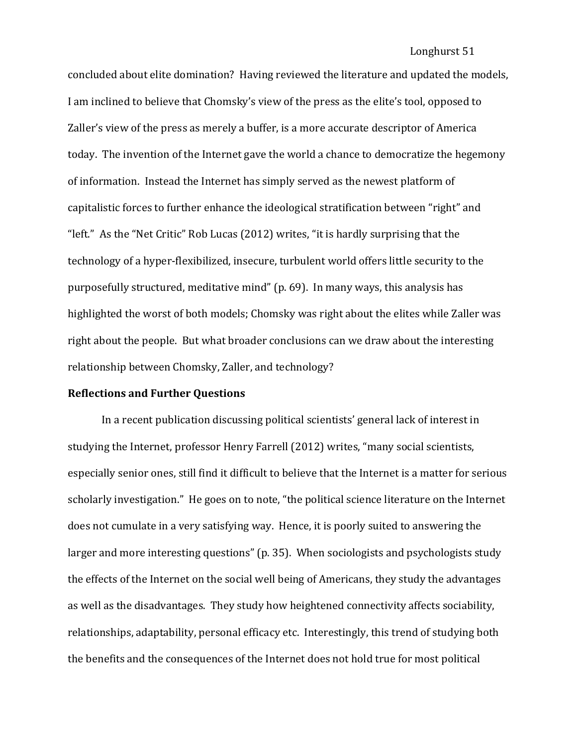concluded about elite domination? Having reviewed the literature and updated the models, I am inclined to believe that Chomsky's view of the press as the elite's tool, opposed to Zaller's view of the press as merely a buffer, is a more accurate descriptor of America today. The invention of the Internet gave the world a chance to democratize the hegemony of information. Instead the Internet has simply served as the newest platform of capitalistic forces to further enhance the ideological stratification between "right" and "left." As the "Net Critic" Rob Lucas (2012) writes, "it is hardly surprising that the technology of a hyper-flexibilized, insecure, turbulent world offers little security to the purposefully structured, meditative mind" (p. 69). In many ways, this analysis has highlighted the worst of both models; Chomsky was right about the elites while Zaller was right about the people. But what broader conclusions can we draw about the interesting relationship between Chomsky, Zaller, and technology?

**Reflections and Further Questions**

In a recent publication discussing political scientists' general lack of interest in studying the Internet, professor Henry Farrell (2012) writes, "many social scientists, especially senior ones, still find it difficult to believe that the Internet is a matter for serious scholarly investigation." He goes on to note, "the political science literature on the Internet does not cumulate in a very satisfying way. Hence, it is poorly suited to answering the larger and more interesting questions" (p. 35). When sociologists and psychologists study the effects of the Internet on the social well being of Americans, they study the advantages as well as the disadvantages. They study how heightened connectivity affects sociability, relationships, adaptability, personal efficacy etc. Interestingly, this trend of studying both the benefits and the consequences of the Internet does not hold true for most political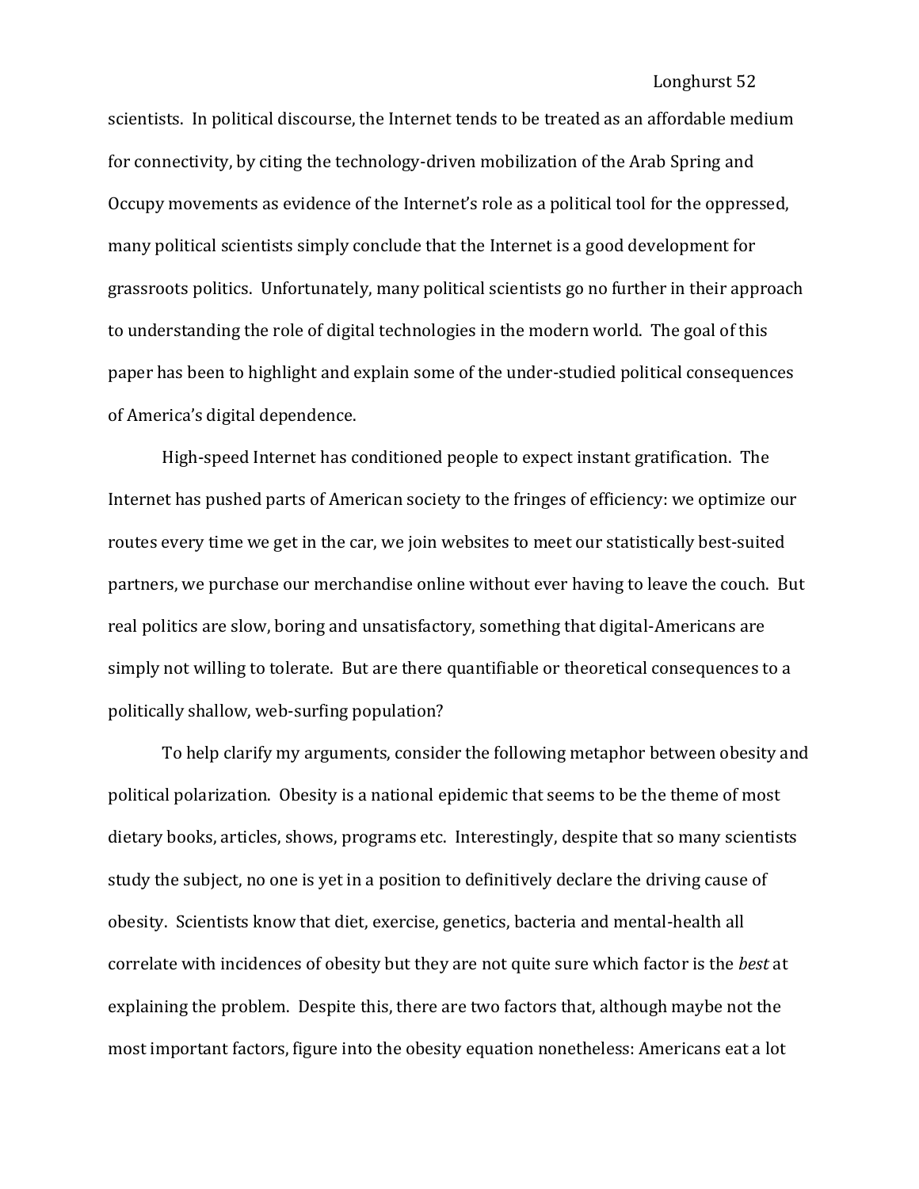scientists. In political discourse, the Internet tends to be treated as an affordable medium for connectivity, by citing the technology-driven mobilization of the Arab Spring and Occupy movements as evidence of the Internet's role as a political tool for the oppressed, many political scientists simply conclude that the Internet is a good development for grassroots politics. Unfortunately, many political scientists go no further in their approach to understanding the role of digital technologies in the modern world. The goal of this paper has been to highlight and explain some of the under-studied political consequences of America's digital dependence.

High-speed Internet has conditioned people to expect instant gratification. The Internet has pushed parts of American society to the fringes of efficiency: we optimize our routes every time we get in the car, we join websites to meet our statistically best-suited partners, we purchase our merchandise online without ever having to leave the couch. But real politics are slow, boring and unsatisfactory, something that digital-Americans are simply not willing to tolerate. But are there quantifiable or theoretical consequences to a politically shallow, web-surfing population?

To help clarify my arguments, consider the following metaphor between obesity and political polarization. Obesity is a national epidemic that seems to be the theme of most dietary books, articles, shows, programs etc. Interestingly, despite that so many scientists study the subject, no one is yet in a position to definitively declare the driving cause of obesity. Scientists know that diet, exercise, genetics, bacteria and mental-health all correlate with incidences of obesity but they are not quite sure which factor is the *best* at explaining the problem. Despite this, there are two factors that, although maybe not the most important factors, figure into the obesity equation nonetheless: Americans eat a lot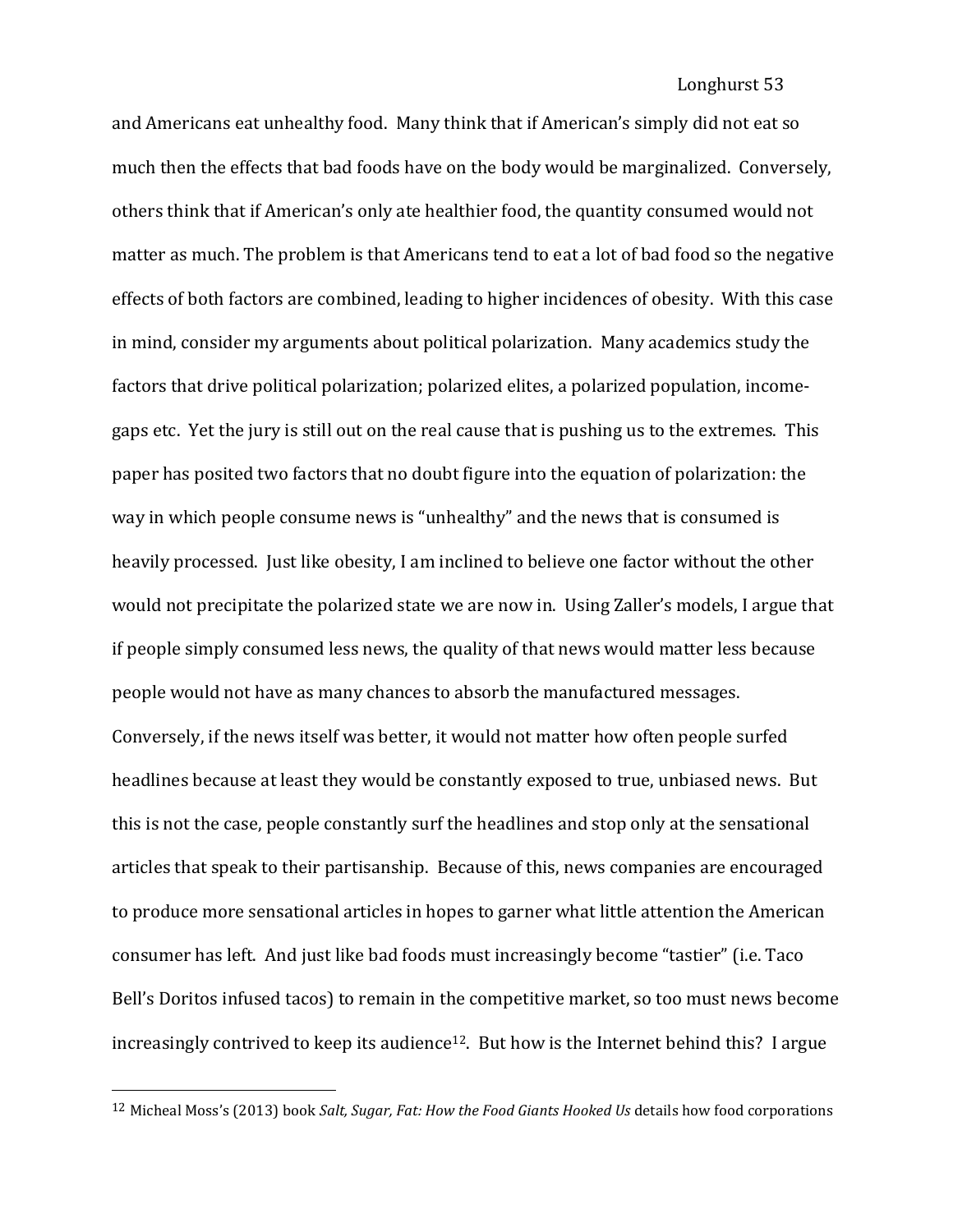and Americans eat unhealthy food. Many think that if American's simply did not eat so much then the effects that bad foods have on the body would be marginalized. Conversely, others think that if American's only ate healthier food, the quantity consumed would not matter as much. The problem is that Americans tend to eat a lot of bad food so the negative effects of both factors are combined, leading to higher incidences of obesity. With this case in mind, consider my arguments about political polarization. Many academics study the factors that drive political polarization; polarized elites, a polarized population, income-gaps etc. Yet the jury is still out on the real cause that is pushing us to the extremes. This paper has posited two factors that no doubt figure into the equation of polarization: the way in which people consume news is "unhealthy" and the news that is consumed is heavily processed. Just like obesity, I am inclined to believe one factor without the other would not precipitate the polarized state we are now in. Using Zaller's models, I argue that if people simply consumed less news, the quality of that news would matter less because people would not have as many chances to absorb the manufactured messages. Conversely, if the news itself was better, it would not matter how often people surfed headlines because at least they would be constantly exposed to true, unbiased news. But this is not the case, people constantly surf the headlines and stop only at the sensational articles that speak to their partisanship. Because of this, news companies are encouraged to produce more sensational articles in hopes to garner what little attention the American consumer has left. And just like bad foods must increasingly become "tastier" (i.e. Taco Bell's Doritos infused tacos) to remain in the competitive market, so too must news become increasingly contrived to keep its audience[12]. But how is the Internet behind this? I argue

[12] Micheal Moss's (2013) book *Salt, Sugar, Fat: How the Food Giants Hooked Us* details how food corporations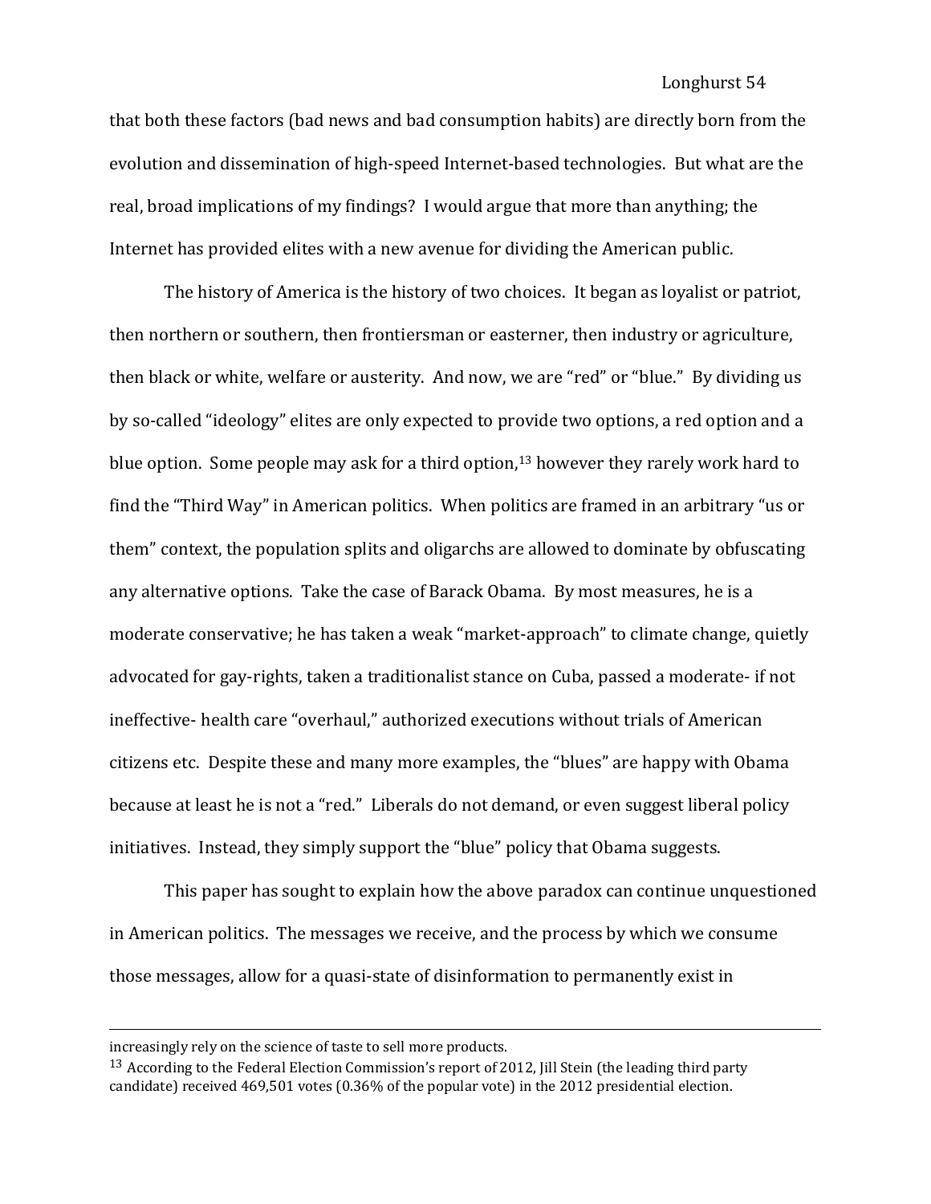that both these factors (bad news and bad consumption habits) are directly born from the evolution and dissemination of high-speed Internet-based technologies. But what are the real, broad implications of my findings? I would argue that more than anything; the Internet has provided elites with a new avenue for dividing the American public.

The history of America is the history of two choices. It began as loyalist or patriot, then northern or southern, then frontiersman or easterner, then industry or agriculture, then black or white, welfare or austerity. And now, we are "red" or "blue." By dividing us by so-called "ideology" elites are only expected to provide two options, a red option and a blue option. Some people may ask for a third option,[13] however they rarely work hard to find the "Third Way" in American politics. When politics are framed in an arbitrary "us or them" context, the population splits and oligarchs are allowed to dominate by obfuscating any alternative options. Take the case of Barack Obama. By most measures, he is a moderate conservative; he has taken a weak "market-approach" to climate change, quietly advocated for gay-rights, taken a traditionalist stance on Cuba, passed a moderate- if not ineffective- health care "overhaul," authorized executions without trials of American citizens etc. Despite these and many more examples, the "blues" are happy with Obama because at least he is not a "red." Liberals do not demand, or even suggest liberal policy initiatives. Instead, they simply support the "blue" policy that Obama suggests.

This paper has sought to explain how the above paradox can continue unquestioned in American politics. The messages we receive, and the process by which we consume those messages, allow for a quasi-state of disinformation to permanently exist in

---

increasingly rely on the science of taste to sell more products.

[13] According to the Federal Election Commission's report of 2012, Jill Stein (the leading third party candidate) received 469,501 votes (0.36% of the popular vote) in the 2012 presidential election.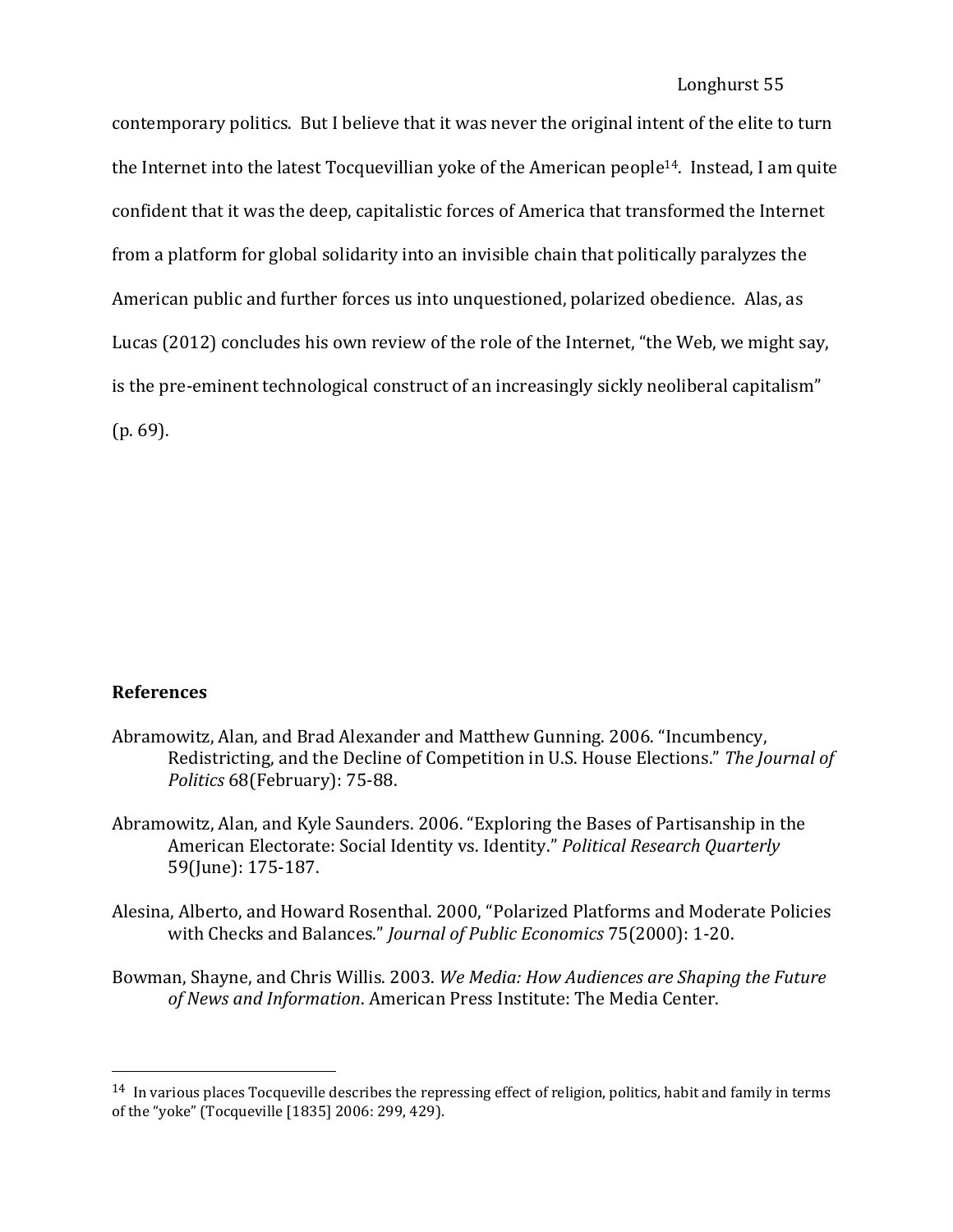contemporary politics. But I believe that it was never the original intent of the elite to turn the Internet into the latest Tocquevillian yoke of the American people[14]. Instead, I am quite confident that it was the deep, capitalistic forces of America that transformed the Internet from a platform for global solidarity into an invisible chain that politically paralyzes the American public and further forces us into unquestioned, polarized obedience. Alas, as Lucas (2012) concludes his own review of the role of the Internet, "the Web, we might say, is the pre-eminent technological construct of an increasingly sickly neoliberal capitalism" (p. 69).

**References**

Abramowitz, Alan, and Brad Alexander and Matthew Gunning. 2006. "Incumbency, Redistricting, and the Decline of Competition in U.S. House Elections." *The Journal of Politics* 68(February): 75-88.

Abramowitz, Alan, and Kyle Saunders. 2006. "Exploring the Bases of Partisanship in the American Electorate: Social Identity vs. Identity." *Political Research Quarterly* 59(June): 175-187.

Alesina, Alberto, and Howard Rosenthal. 2000, "Polarized Platforms and Moderate Policies with Checks and Balances." *Journal of Public Economics* 75(2000): 1-20.

Bowman, Shayne, and Chris Willis. 2003. *We Media: How Audiences are Shaping the Future of News and Information*. American Press Institute: The Media Center.

---

[14] In various places Tocqueville describes the repressing effect of religion, politics, habit and family in terms of the "yoke" (Tocqueville [1835] 2006: 299, 429).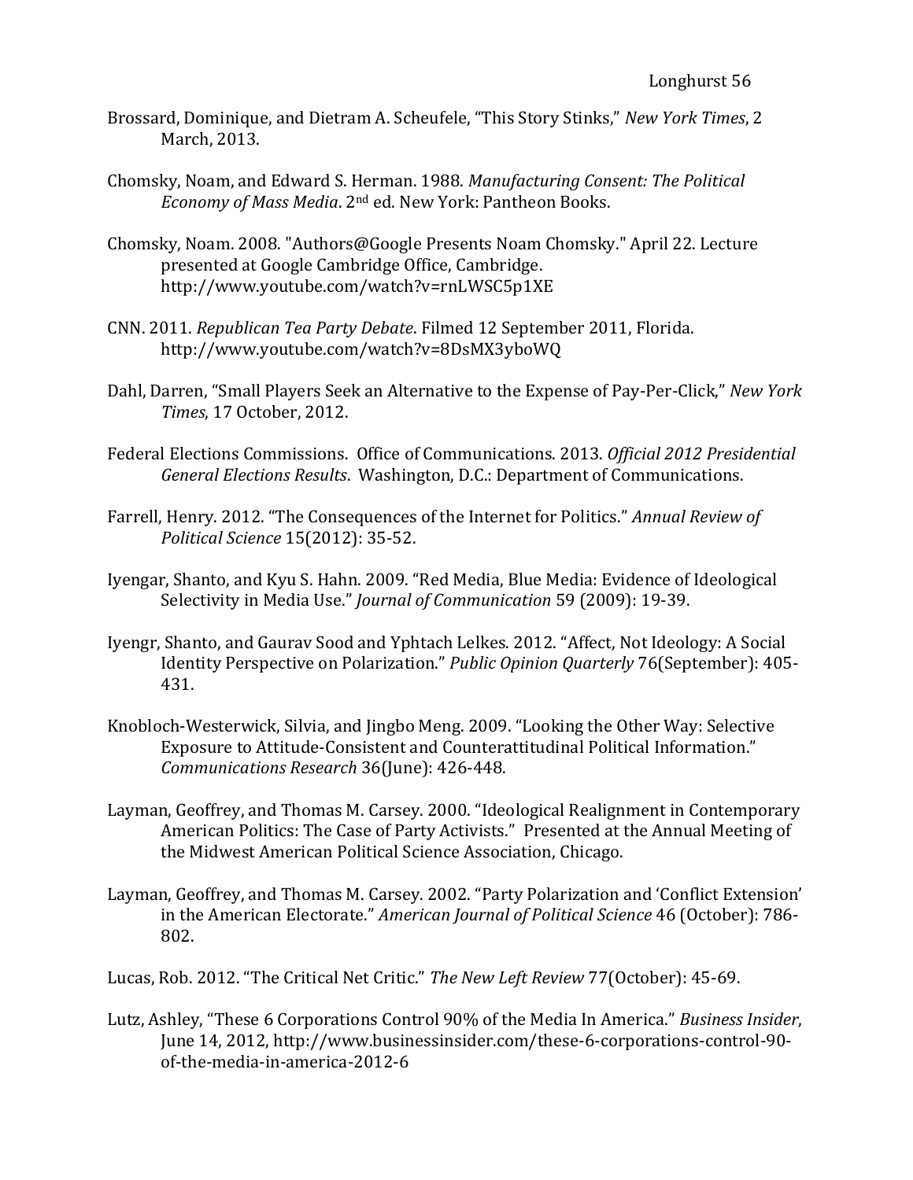Brossard, Dominique, and Dietram A. Scheufele, "This Story Stinks," *New York Times*, 2 March, 2013.

Chomsky, Noam, and Edward S. Herman. 1988. *Manufacturing Consent: The Political Economy of Mass Media*. 2nd ed. New York: Pantheon Books.

Chomsky, Noam. 2008. "Authors@Google Presents Noam Chomsky." April 22. Lecture presented at Google Cambridge Office, Cambridge. http://www.youtube.com/watch?v=rnLWSC5p1XE

CNN. 2011. *Republican Tea Party Debate*. Filmed 12 September 2011, Florida. http://www.youtube.com/watch?v=8DsMX3yboWQ

Dahl, Darren, "Small Players Seek an Alternative to the Expense of Pay-Per-Click," *New York Times*, 17 October, 2012.

Federal Elections Commissions. Office of Communications. 2013. *Official 2012 Presidential General Elections Results*. Washington, D.C.: Department of Communications.

Farrell, Henry. 2012. "The Consequences of the Internet for Politics." *Annual Review of Political Science* 15(2012): 35-52.

Iyengar, Shanto, and Kyu S. Hahn. 2009. "Red Media, Blue Media: Evidence of Ideological Selectivity in Media Use." *Journal of Communication* 59 (2009): 19-39.

Iyengr, Shanto, and Gaurav Sood and Yphtach Lelkes. 2012. "Affect, Not Ideology: A Social Identity Perspective on Polarization." *Public Opinion Quarterly* 76(September): 405-431.

Knobloch-Westerwick, Silvia, and Jingbo Meng. 2009. "Looking the Other Way: Selective Exposure to Attitude-Consistent and Counterattitudinal Political Information." *Communications Research* 36(June): 426-448.

Layman, Geoffrey, and Thomas M. Carsey. 2000. "Ideological Realignment in Contemporary American Politics: The Case of Party Activists." Presented at the Annual Meeting of the Midwest American Political Science Association, Chicago.

Layman, Geoffrey, and Thomas M. Carsey. 2002. "Party Polarization and 'Conflict Extension' in the American Electorate." *American Journal of Political Science* 46 (October): 786-802.

Lucas, Rob. 2012. "The Critical Net Critic." *The New Left Review* 77(October): 45-69.

Lutz, Ashley, "These 6 Corporations Control 90% of the Media In America." *Business Insider*, June 14, 2012, http://www.businessinsider.com/these-6-corporations-control-90-of-the-media-in-america-2012-6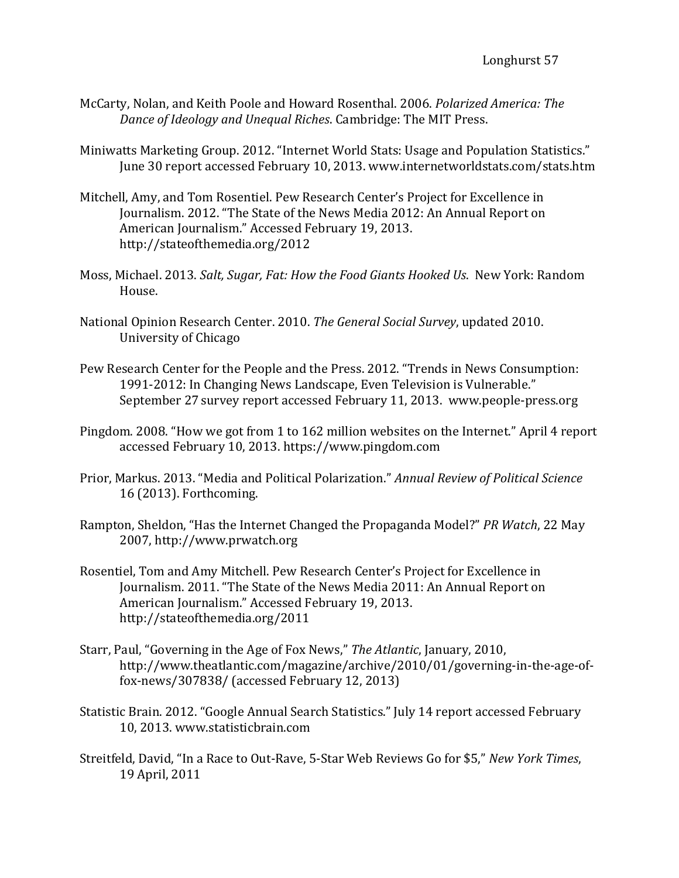McCarty, Nolan, and Keith Poole and Howard Rosenthal. 2006. *Polarized America: The Dance of Ideology and Unequal Riches*. Cambridge: The MIT Press.

Miniwatts Marketing Group. 2012. "Internet World Stats: Usage and Population Statistics." June 30 report accessed February 10, 2013. www.internetworldstats.com/stats.htm

Mitchell, Amy, and Tom Rosentiel. Pew Research Center's Project for Excellence in Journalism. 2012. "The State of the News Media 2012: An Annual Report on American Journalism." Accessed February 19, 2013. http://stateofthemedia.org/2012

Moss, Michael. 2013. *Salt, Sugar, Fat: How the Food Giants Hooked Us*. New York: Random House.

National Opinion Research Center. 2010. *The General Social Survey*, updated 2010. University of Chicago

Pew Research Center for the People and the Press. 2012. "Trends in News Consumption: 1991-2012: In Changing News Landscape, Even Television is Vulnerable." September 27 survey report accessed February 11, 2013. www.people-press.org

Pingdom. 2008. "How we got from 1 to 162 million websites on the Internet." April 4 report accessed February 10, 2013. https://www.pingdom.com

Prior, Markus. 2013. "Media and Political Polarization." *Annual Review of Political Science* 16 (2013). Forthcoming.

Rampton, Sheldon, "Has the Internet Changed the Propaganda Model?" *PR Watch*, 22 May 2007, http://www.prwatch.org

Rosentiel, Tom and Amy Mitchell. Pew Research Center's Project for Excellence in Journalism. 2011. "The State of the News Media 2011: An Annual Report on American Journalism." Accessed February 19, 2013. http://stateofthemedia.org/2011

Starr, Paul, "Governing in the Age of Fox News," *The Atlantic*, January, 2010, http://www.theatlantic.com/magazine/archive/2010/01/governing-in-the-age-of-fox-news/307838/ (accessed February 12, 2013)

Statistic Brain. 2012. "Google Annual Search Statistics." July 14 report accessed February 10, 2013. www.statisticbrain.com

Streitfeld, David, "In a Race to Out-Rave, 5-Star Web Reviews Go for $5," *New York Times*, 19 April, 2011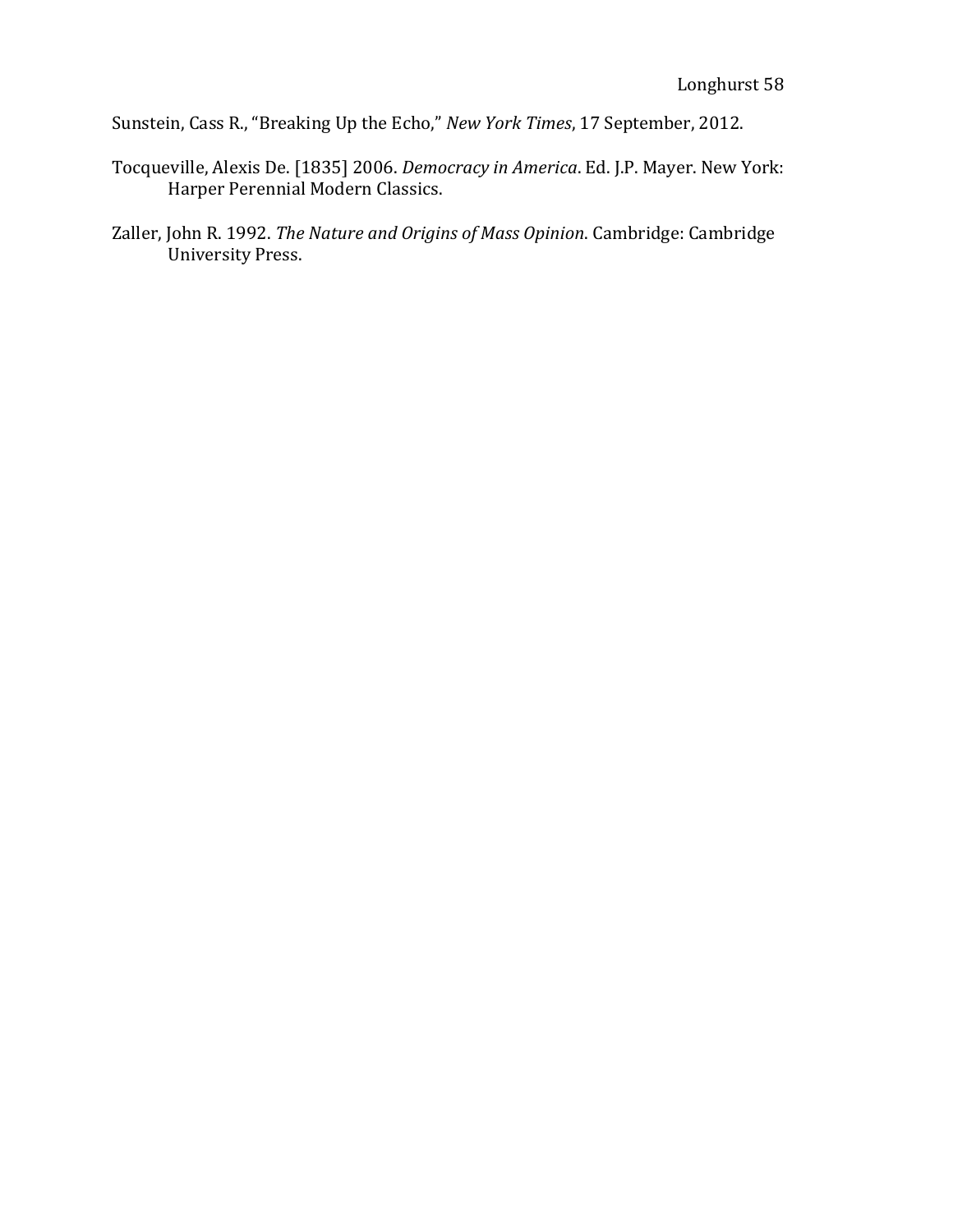Sunstein, Cass R., "Breaking Up the Echo," *New York Times*, 17 September, 2012.

Tocqueville, Alexis De. [1835] 2006. *Democracy in America*. Ed. J.P. Mayer. New York: Harper Perennial Modern Classics.

Zaller, John R. 1992. *The Nature and Origins of Mass Opinion*. Cambridge: Cambridge University Press.